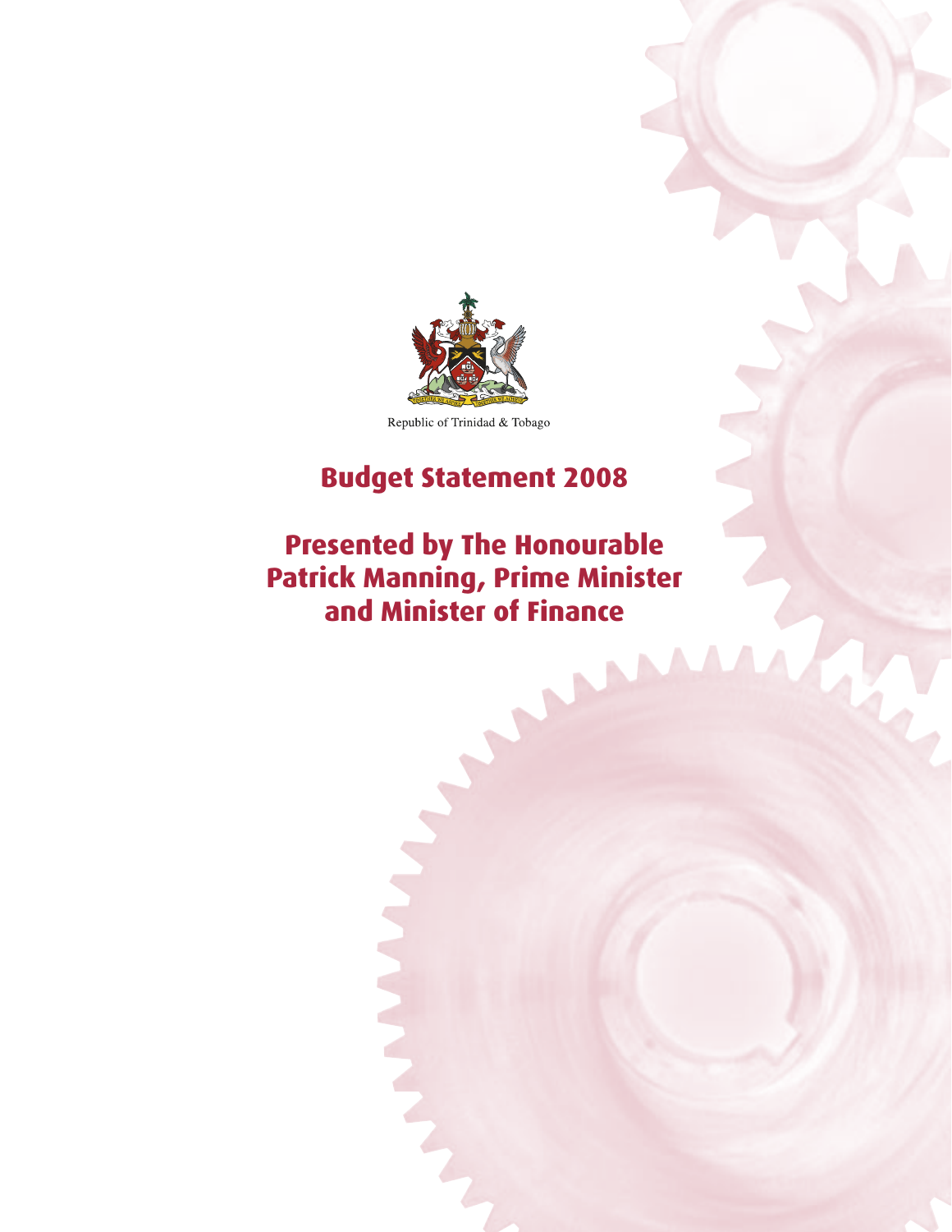Republic of Trinidad & Tobago

# Budget Statement 2008

## Presented by The Honourable Patrick Manning, Prime Minister and Minister of Finance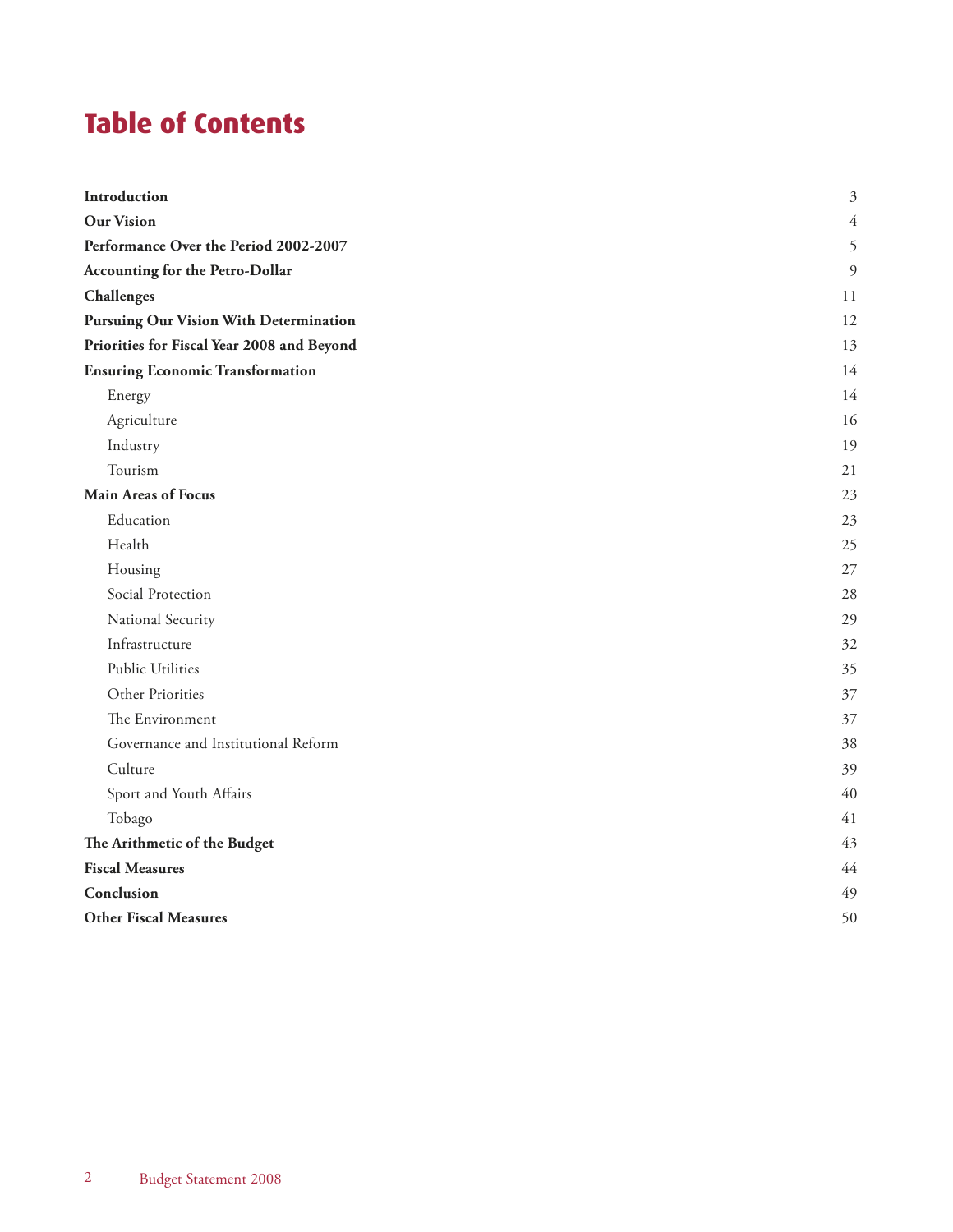# Table of Contents

| | |
|---|---|
| **Introduction** | 3 |
| **Our Vision** | 4 |
| **Performance Over the Period 2002-2007** | 5 |
| **Accounting for the Petro-Dollar** | 9 |
| **Challenges** | 11 |
| **Pursuing Our Vision With Determination** | 12 |
| **Priorities for Fiscal Year 2008 and Beyond** | 13 |
| **Ensuring Economic Transformation** | 14 |
| Energy | 14 |
| Agriculture | 16 |
| Industry | 19 |
| Tourism | 21 |
| **Main Areas of Focus** | 23 |
| Education | 23 |
| Health | 25 |
| Housing | 27 |
| Social Protection | 28 |
| National Security | 29 |
| Infrastructure | 32 |
| Public Utilities | 35 |
| Other Priorities | 37 |
| The Environment | 37 |
| Governance and Institutional Reform | 38 |
| Culture | 39 |
| Sport and Youth Affairs | 40 |
| Tobago | 41 |
| **The Arithmetic of the Budget** | 43 |
| **Fiscal Measures** | 44 |
| **Conclusion** | 49 |
| **Other Fiscal Measures** | 50 |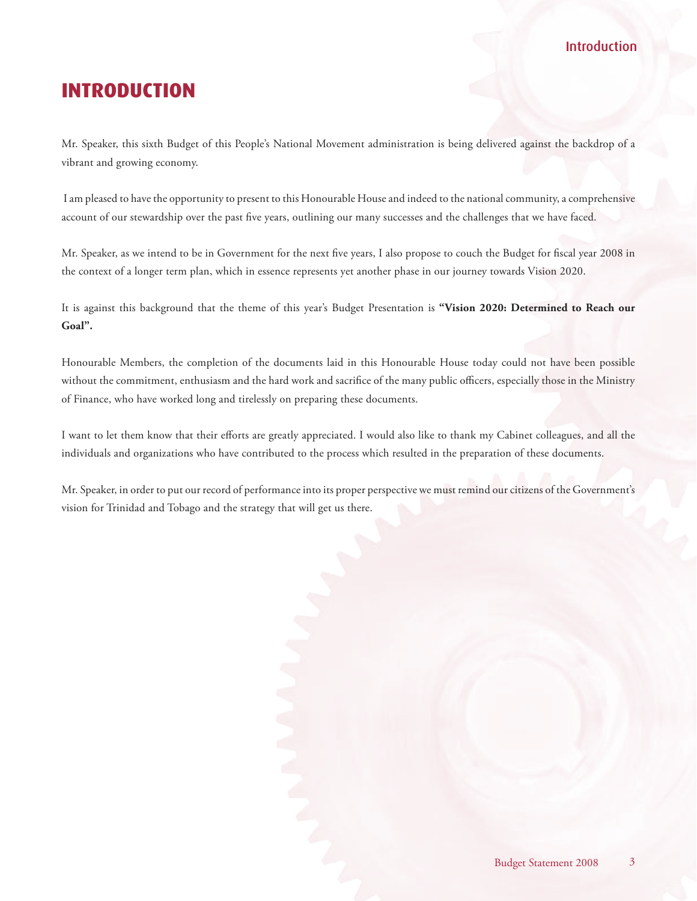# INTRODUCTION

Mr. Speaker, this sixth Budget of this People's National Movement administration is being delivered against the backdrop of a vibrant and growing economy.

I am pleased to have the opportunity to present to this Honourable House and indeed to the national community, a comprehensive account of our stewardship over the past five years, outlining our many successes and the challenges that we have faced.

Mr. Speaker, as we intend to be in Government for the next five years, I also propose to couch the Budget for fiscal year 2008 in the context of a longer term plan, which in essence represents yet another phase in our journey towards Vision 2020.

It is against this background that the theme of this year's Budget Presentation is **"Vision 2020: Determined to Reach our Goal".**

Honourable Members, the completion of the documents laid in this Honourable House today could not have been possible without the commitment, enthusiasm and the hard work and sacrifice of the many public officers, especially those in the Ministry of Finance, who have worked long and tirelessly on preparing these documents.

I want to let them know that their efforts are greatly appreciated. I would also like to thank my Cabinet colleagues, and all the individuals and organizations who have contributed to the process which resulted in the preparation of these documents.

Mr. Speaker, in order to put our record of performance into its proper perspective we must remind our citizens of the Government's vision for Trinidad and Tobago and the strategy that will get us there.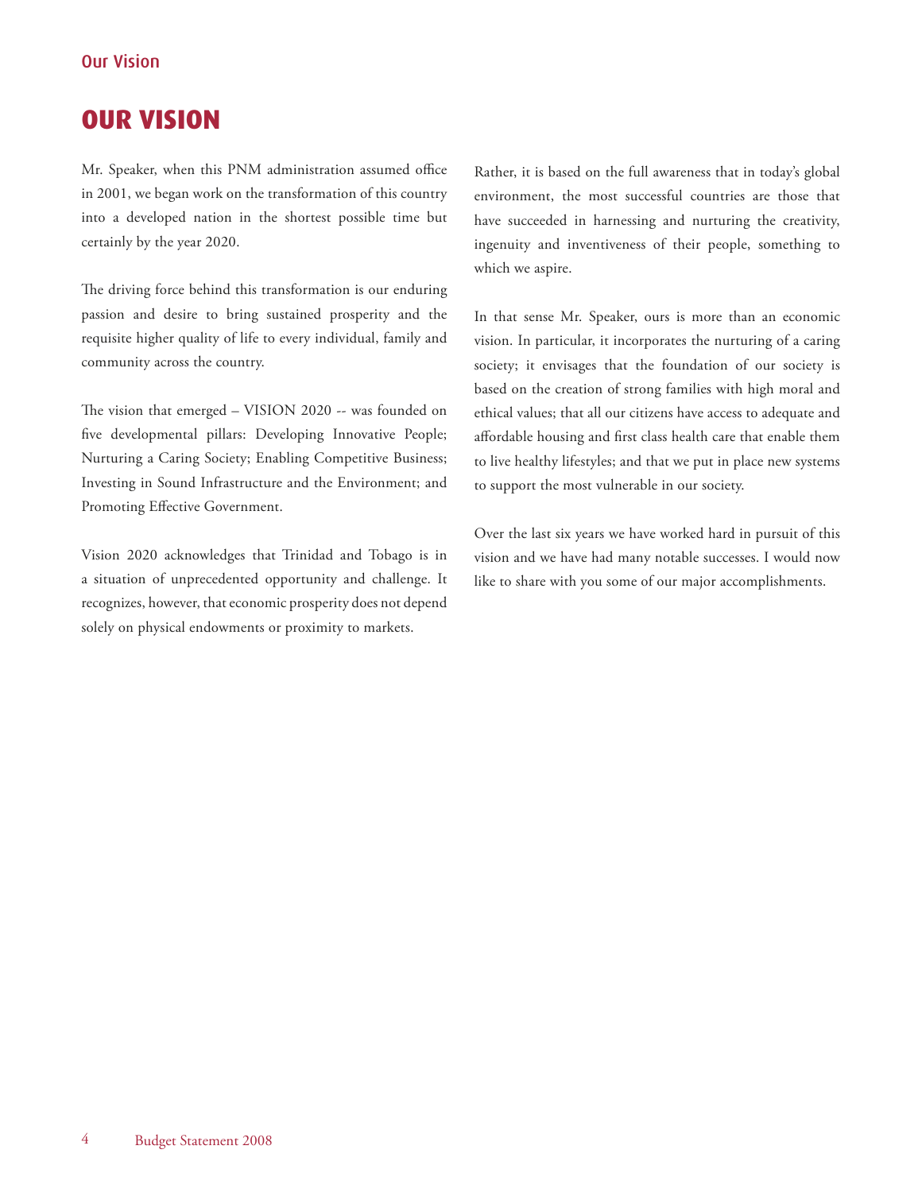# OUR VISION

Mr. Speaker, when this PNM administration assumed office in 2001, we began work on the transformation of this country into a developed nation in the shortest possible time but certainly by the year 2020.

The driving force behind this transformation is our enduring passion and desire to bring sustained prosperity and the requisite higher quality of life to every individual, family and community across the country.

The vision that emerged – VISION 2020 -- was founded on five developmental pillars: Developing Innovative People; Nurturing a Caring Society; Enabling Competitive Business; Investing in Sound Infrastructure and the Environment; and Promoting Effective Government.

Vision 2020 acknowledges that Trinidad and Tobago is in a situation of unprecedented opportunity and challenge. It recognizes, however, that economic prosperity does not depend solely on physical endowments or proximity to markets.

Rather, it is based on the full awareness that in today's global environment, the most successful countries are those that have succeeded in harnessing and nurturing the creativity, ingenuity and inventiveness of their people, something to which we aspire.

In that sense Mr. Speaker, ours is more than an economic vision. In particular, it incorporates the nurturing of a caring society; it envisages that the foundation of our society is based on the creation of strong families with high moral and ethical values; that all our citizens have access to adequate and affordable housing and first class health care that enable them to live healthy lifestyles; and that we put in place new systems to support the most vulnerable in our society.

Over the last six years we have worked hard in pursuit of this vision and we have had many notable successes. I would now like to share with you some of our major accomplishments.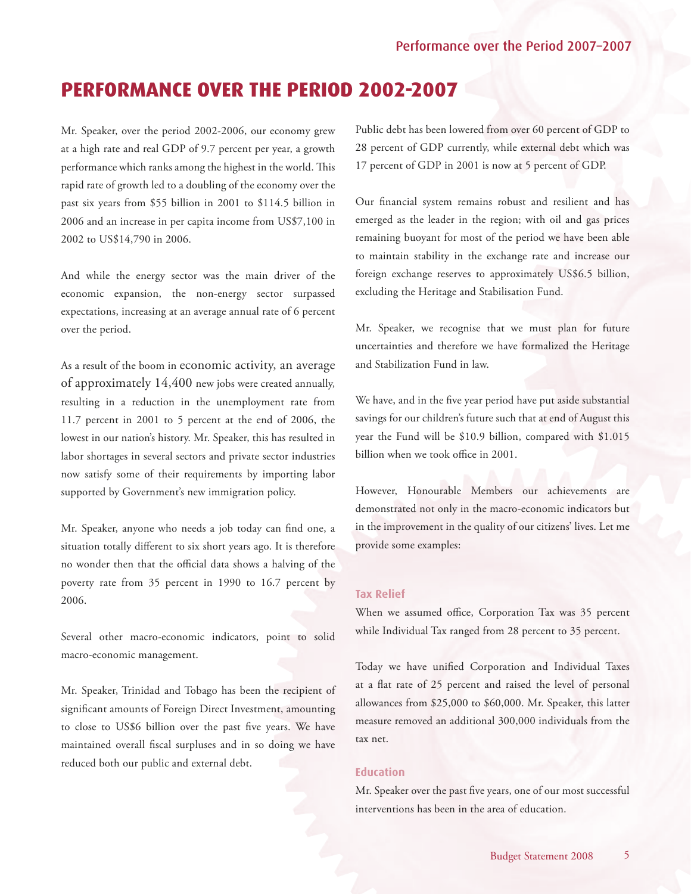# PERFORMANCE OVER THE PERIOD 2002-2007

Mr. Speaker, over the period 2002-2006, our economy grew at a high rate and real GDP of 9.7 percent per year, a growth performance which ranks among the highest in the world. This rapid rate of growth led to a doubling of the economy over the past six years from $55 billion in 2001 to $114.5 billion in 2006 and an increase in per capita income from US$7,100 in 2002 to US$14,790 in 2006.

And while the energy sector was the main driver of the economic expansion, the non-energy sector surpassed expectations, increasing at an average annual rate of 6 percent over the period.

As a result of the boom in economic activity, an average of approximately 14,400 new jobs were created annually, resulting in a reduction in the unemployment rate from 11.7 percent in 2001 to 5 percent at the end of 2006, the lowest in our nation's history. Mr. Speaker, this has resulted in labor shortages in several sectors and private sector industries now satisfy some of their requirements by importing labor supported by Government's new immigration policy.

Mr. Speaker, anyone who needs a job today can find one, a situation totally different to six short years ago. It is therefore no wonder then that the official data shows a halving of the poverty rate from 35 percent in 1990 to 16.7 percent by 2006.

Several other macro-economic indicators, point to solid macro-economic management.

Mr. Speaker, Trinidad and Tobago has been the recipient of significant amounts of Foreign Direct Investment, amounting to close to US$6 billion over the past five years. We have maintained overall fiscal surpluses and in so doing we have reduced both our public and external debt.

Public debt has been lowered from over 60 percent of GDP to 28 percent of GDP currently, while external debt which was 17 percent of GDP in 2001 is now at 5 percent of GDP.

Our financial system remains robust and resilient and has emerged as the leader in the region; with oil and gas prices remaining buoyant for most of the period we have been able to maintain stability in the exchange rate and increase our foreign exchange reserves to approximately US$6.5 billion, excluding the Heritage and Stabilisation Fund.

Mr. Speaker, we recognise that we must plan for future uncertainties and therefore we have formalized the Heritage and Stabilization Fund in law.

We have, and in the five year period have put aside substantial savings for our children's future such that at end of August this year the Fund will be $10.9 billion, compared with $1.015 billion when we took office in 2001.

However, Honourable Members our achievements are demonstrated not only in the macro-economic indicators but in the improvement in the quality of our citizens' lives. Let me provide some examples:

### Tax Relief

When we assumed office, Corporation Tax was 35 percent while Individual Tax ranged from 28 percent to 35 percent.

Today we have unified Corporation and Individual Taxes at a flat rate of 25 percent and raised the level of personal allowances from $25,000 to $60,000. Mr. Speaker, this latter measure removed an additional 300,000 individuals from the tax net.

### Education

Mr. Speaker over the past five years, one of our most successful interventions has been in the area of education.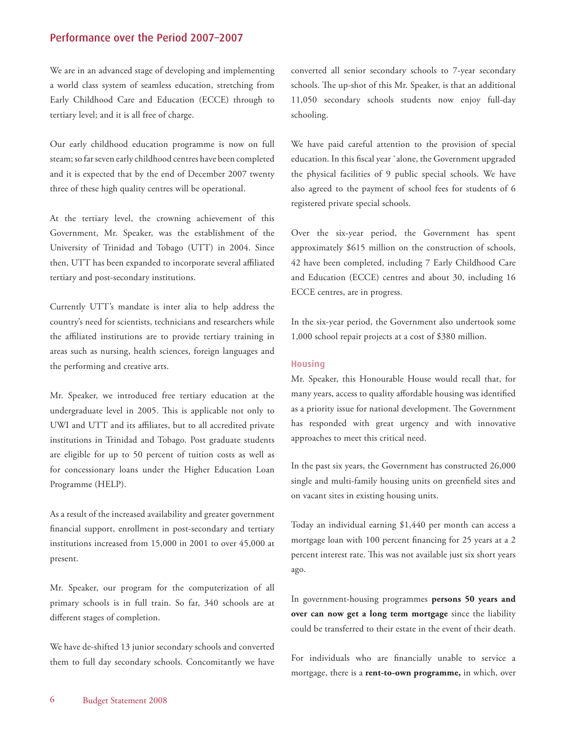## Performance over the Period 2007–2007

We are in an advanced stage of developing and implementing a world class system of seamless education, stretching from Early Childhood Care and Education (ECCE) through to tertiary level; and it is all free of charge.

Our early childhood education programme is now on full steam; so far seven early childhood centres have been completed and it is expected that by the end of December 2007 twenty three of these high quality centres will be operational.

At the tertiary level, the crowning achievement of this Government, Mr. Speaker, was the establishment of the University of Trinidad and Tobago (UTT) in 2004. Since then, UTT has been expanded to incorporate several affiliated tertiary and post-secondary institutions.

Currently UTT's mandate is inter alia to help address the country's need for scientists, technicians and researchers while the affiliated institutions are to provide tertiary training in areas such as nursing, health sciences, foreign languages and the performing and creative arts.

Mr. Speaker, we introduced free tertiary education at the undergraduate level in 2005. This is applicable not only to UWI and UTT and its affiliates, but to all accredited private institutions in Trinidad and Tobago. Post graduate students are eligible for up to 50 percent of tuition costs as well as for concessionary loans under the Higher Education Loan Programme (HELP).

As a result of the increased availability and greater government financial support, enrollment in post-secondary and tertiary institutions increased from 15,000 in 2001 to over 45,000 at present.

Mr. Speaker, our program for the computerization of all primary schools is in full train. So far, 340 schools are at different stages of completion.

We have de-shifted 13 junior secondary schools and converted them to full day secondary schools. Concomitantly we have converted all senior secondary schools to 7-year secondary schools. The up-shot of this Mr. Speaker, is that an additional 11,050 secondary schools students now enjoy full-day schooling.

We have paid careful attention to the provision of special education. In this fiscal year `alone, the Government upgraded the physical facilities of 9 public special schools. We have also agreed to the payment of school fees for students of 6 registered private special schools.

Over the six-year period, the Government has spent approximately $615 million on the construction of schools, 42 have been completed, including 7 Early Childhood Care and Education (ECCE) centres and about 30, including 16 ECCE centres, are in progress.

In the six-year period, the Government also undertook some 1,000 school repair projects at a cost of $380 million.

### Housing

Mr. Speaker, this Honourable House would recall that, for many years, access to quality affordable housing was identified as a priority issue for national development. The Government has responded with great urgency and with innovative approaches to meet this critical need.

In the past six years, the Government has constructed 26,000 single and multi-family housing units on greenfield sites and on vacant sites in existing housing units.

Today an individual earning $1,440 per month can access a mortgage loan with 100 percent financing for 25 years at a 2 percent interest rate. This was not available just six short years ago.

In government-housing programmes **persons 50 years and over can now get a long term mortgage** since the liability could be transferred to their estate in the event of their death.

For individuals who are financially unable to service a mortgage, there is a **rent-to-own programme,** in which, over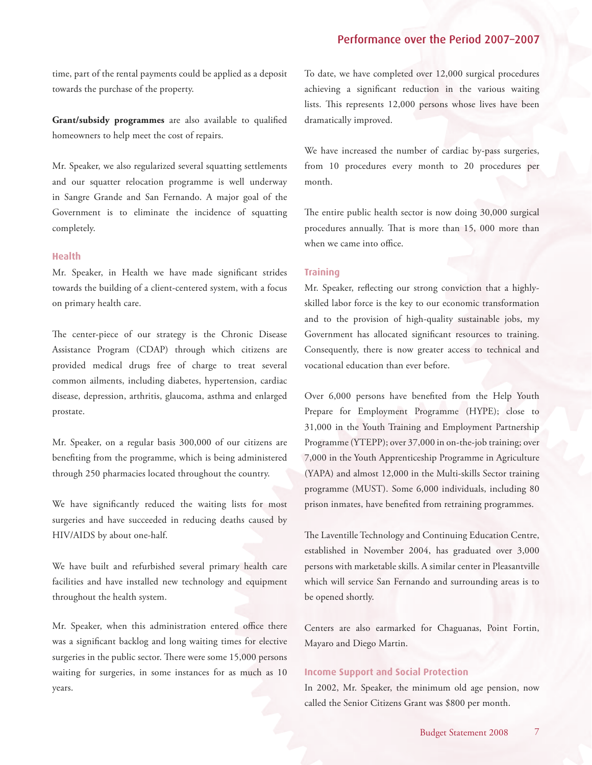time, part of the rental payments could be applied as a deposit towards the purchase of the property.

**Grant/subsidy programmes** are also available to qualified homeowners to help meet the cost of repairs.

Mr. Speaker, we also regularized several squatting settlements and our squatter relocation programme is well underway in Sangre Grande and San Fernando. A major goal of the Government is to eliminate the incidence of squatting completely.

### Health

Mr. Speaker, in Health we have made significant strides towards the building of a client-centered system, with a focus on primary health care.

The center-piece of our strategy is the Chronic Disease Assistance Program (CDAP) through which citizens are provided medical drugs free of charge to treat several common ailments, including diabetes, hypertension, cardiac disease, depression, arthritis, glaucoma, asthma and enlarged prostate.

Mr. Speaker, on a regular basis 300,000 of our citizens are benefiting from the programme, which is being administered through 250 pharmacies located throughout the country.

We have significantly reduced the waiting lists for most surgeries and have succeeded in reducing deaths caused by HIV/AIDS by about one-half.

We have built and refurbished several primary health care facilities and have installed new technology and equipment throughout the health system.

Mr. Speaker, when this administration entered office there was a significant backlog and long waiting times for elective surgeries in the public sector. There were some 15,000 persons waiting for surgeries, in some instances for as much as 10 years.

To date, we have completed over 12,000 surgical procedures achieving a significant reduction in the various waiting lists. This represents 12,000 persons whose lives have been dramatically improved.

We have increased the number of cardiac by-pass surgeries, from 10 procedures every month to 20 procedures per month.

The entire public health sector is now doing 30,000 surgical procedures annually. That is more than 15, 000 more than when we came into office.

### Training

Mr. Speaker, reflecting our strong conviction that a highly-skilled labor force is the key to our economic transformation and to the provision of high-quality sustainable jobs, my Government has allocated significant resources to training. Consequently, there is now greater access to technical and vocational education than ever before.

Over 6,000 persons have benefited from the Help Youth Prepare for Employment Programme (HYPE); close to 31,000 in the Youth Training and Employment Partnership Programme (YTEPP); over 37,000 in on-the-job training; over 7,000 in the Youth Apprenticeship Programme in Agriculture (YAPA) and almost 12,000 in the Multi-skills Sector training programme (MUST). Some 6,000 individuals, including 80 prison inmates, have benefited from retraining programmes.

The Laventille Technology and Continuing Education Centre, established in November 2004, has graduated over 3,000 persons with marketable skills. A similar center in Pleasantville which will service San Fernando and surrounding areas is to be opened shortly.

Centers are also earmarked for Chaguanas, Point Fortin, Mayaro and Diego Martin.

### Income Support and Social Protection

In 2002, Mr. Speaker, the minimum old age pension, now called the Senior Citizens Grant was $800 per month.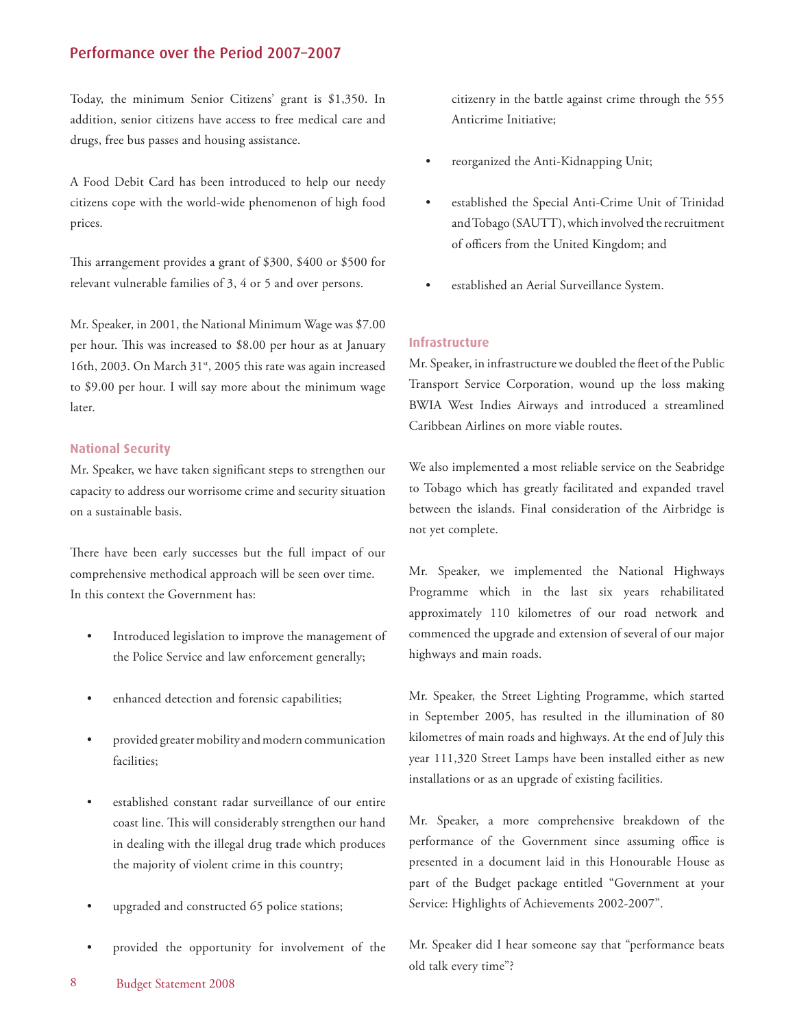## Performance over the Period 2007–2007

Today, the minimum Senior Citizens' grant is $1,350. In addition, senior citizens have access to free medical care and drugs, free bus passes and housing assistance.

A Food Debit Card has been introduced to help our needy citizens cope with the world-wide phenomenon of high food prices.

This arrangement provides a grant of $300, $400 or $500 for relevant vulnerable families of 3, 4 or 5 and over persons.

Mr. Speaker, in 2001, the National Minimum Wage was $7.00 per hour. This was increased to $8.00 per hour as at January 16th, 2003. On March 31st, 2005 this rate was again increased to $9.00 per hour. I will say more about the minimum wage later.

### National Security

Mr. Speaker, we have taken significant steps to strengthen our capacity to address our worrisome crime and security situation on a sustainable basis.

There have been early successes but the full impact of our comprehensive methodical approach will be seen over time. In this context the Government has:

- Introduced legislation to improve the management of the Police Service and law enforcement generally;
- enhanced detection and forensic capabilities;
- provided greater mobility and modern communication facilities;
- established constant radar surveillance of our entire coast line. This will considerably strengthen our hand in dealing with the illegal drug trade which produces the majority of violent crime in this country;
- upgraded and constructed 65 police stations;
- provided the opportunity for involvement of the citizenry in the battle against crime through the 555 Anticrime Initiative;
- reorganized the Anti-Kidnapping Unit;
- established the Special Anti-Crime Unit of Trinidad and Tobago (SAUTT), which involved the recruitment of officers from the United Kingdom; and
- established an Aerial Surveillance System.

### Infrastructure

Mr. Speaker, in infrastructure we doubled the fleet of the Public Transport Service Corporation, wound up the loss making BWIA West Indies Airways and introduced a streamlined Caribbean Airlines on more viable routes.

We also implemented a most reliable service on the Seabridge to Tobago which has greatly facilitated and expanded travel between the islands. Final consideration of the Airbridge is not yet complete.

Mr. Speaker, we implemented the National Highways Programme which in the last six years rehabilitated approximately 110 kilometres of our road network and commenced the upgrade and extension of several of our major highways and main roads.

Mr. Speaker, the Street Lighting Programme, which started in September 2005, has resulted in the illumination of 80 kilometres of main roads and highways. At the end of July this year 111,320 Street Lamps have been installed either as new installations or as an upgrade of existing facilities.

Mr. Speaker, a more comprehensive breakdown of the performance of the Government since assuming office is presented in a document laid in this Honourable House as part of the Budget package entitled "Government at your Service: Highlights of Achievements 2002-2007".

Mr. Speaker did I hear someone say that "performance beats old talk every time"?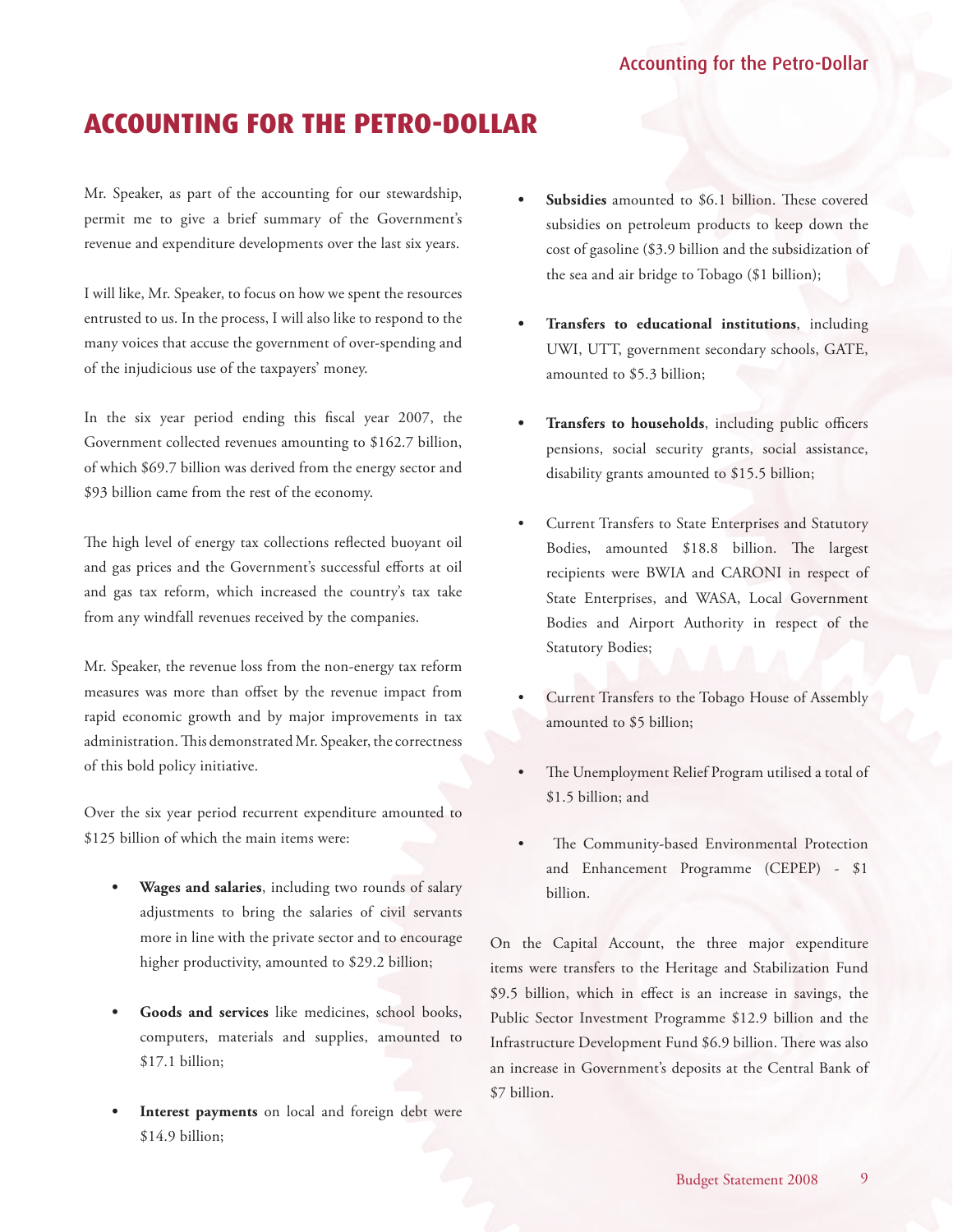# ACCOUNTING FOR THE PETRO-DOLLAR

Mr. Speaker, as part of the accounting for our stewardship, permit me to give a brief summary of the Government's revenue and expenditure developments over the last six years.

I will like, Mr. Speaker, to focus on how we spent the resources entrusted to us. In the process, I will also like to respond to the many voices that accuse the government of over-spending and of the injudicious use of the taxpayers' money.

In the six year period ending this fiscal year 2007, the Government collected revenues amounting to $162.7 billion, of which $69.7 billion was derived from the energy sector and $93 billion came from the rest of the economy.

The high level of energy tax collections reflected buoyant oil and gas prices and the Government's successful efforts at oil and gas tax reform, which increased the country's tax take from any windfall revenues received by the companies.

Mr. Speaker, the revenue loss from the non-energy tax reform measures was more than offset by the revenue impact from rapid economic growth and by major improvements in tax administration. This demonstrated Mr. Speaker, the correctness of this bold policy initiative.

Over the six year period recurrent expenditure amounted to $125 billion of which the main items were:

- **Wages and salaries**, including two rounds of salary adjustments to bring the salaries of civil servants more in line with the private sector and to encourage higher productivity, amounted to $29.2 billion;
- **Goods and services** like medicines, school books, computers, materials and supplies, amounted to $17.1 billion;
- **Interest payments** on local and foreign debt were $14.9 billion;
- **Subsidies** amounted to $6.1 billion. These covered subsidies on petroleum products to keep down the cost of gasoline ($3.9 billion and the subsidization of the sea and air bridge to Tobago ($1 billion);
- **Transfers to educational institutions**, including UWI, UTT, government secondary schools, GATE, amounted to $5.3 billion;
- **Transfers to households**, including public officers pensions, social security grants, social assistance, disability grants amounted to $15.5 billion;
- Current Transfers to State Enterprises and Statutory Bodies, amounted $18.8 billion. The largest recipients were BWIA and CARONI in respect of State Enterprises, and WASA, Local Government Bodies and Airport Authority in respect of the Statutory Bodies;
- Current Transfers to the Tobago House of Assembly amounted to $5 billion;
- The Unemployment Relief Program utilised a total of $1.5 billion; and
- The Community-based Environmental Protection and Enhancement Programme (CEPEP) - $1 billion.

On the Capital Account, the three major expenditure items were transfers to the Heritage and Stabilization Fund $9.5 billion, which in effect is an increase in savings, the Public Sector Investment Programme $12.9 billion and the Infrastructure Development Fund $6.9 billion. There was also an increase in Government's deposits at the Central Bank of $7 billion.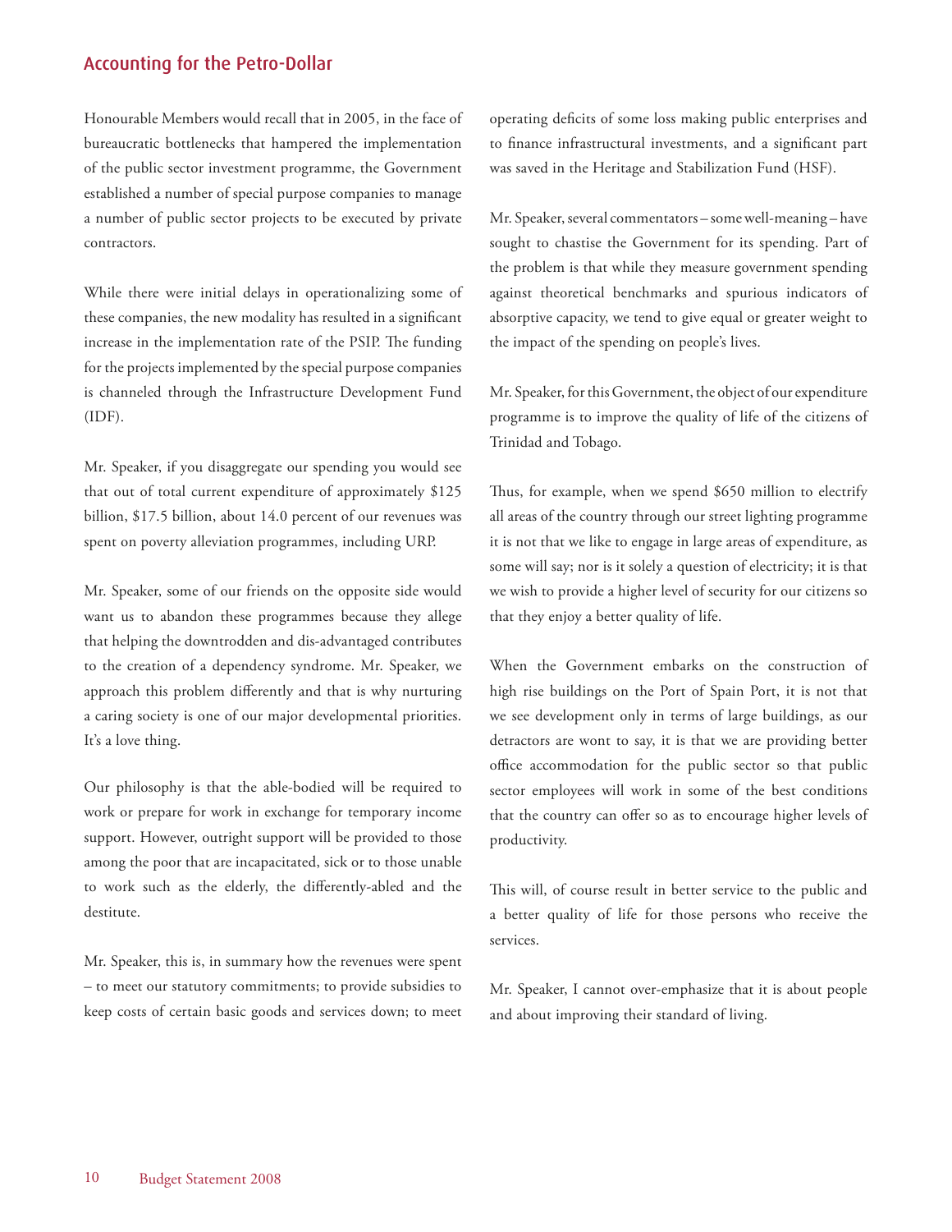## Accounting for the Petro-Dollar

Honourable Members would recall that in 2005, in the face of bureaucratic bottlenecks that hampered the implementation of the public sector investment programme, the Government established a number of special purpose companies to manage a number of public sector projects to be executed by private contractors.

While there were initial delays in operationalizing some of these companies, the new modality has resulted in a significant increase in the implementation rate of the PSIP. The funding for the projects implemented by the special purpose companies is channeled through the Infrastructure Development Fund (IDF).

Mr. Speaker, if you disaggregate our spending you would see that out of total current expenditure of approximately $125 billion, $17.5 billion, about 14.0 percent of our revenues was spent on poverty alleviation programmes, including URP.

Mr. Speaker, some of our friends on the opposite side would want us to abandon these programmes because they allege that helping the downtrodden and dis-advantaged contributes to the creation of a dependency syndrome. Mr. Speaker, we approach this problem differently and that is why nurturing a caring society is one of our major developmental priorities. It's a love thing.

Our philosophy is that the able-bodied will be required to work or prepare for work in exchange for temporary income support. However, outright support will be provided to those among the poor that are incapacitated, sick or to those unable to work such as the elderly, the differently-abled and the destitute.

Mr. Speaker, this is, in summary how the revenues were spent – to meet our statutory commitments; to provide subsidies to keep costs of certain basic goods and services down; to meet operating deficits of some loss making public enterprises and to finance infrastructural investments, and a significant part was saved in the Heritage and Stabilization Fund (HSF).

Mr. Speaker, several commentators – some well-meaning – have sought to chastise the Government for its spending. Part of the problem is that while they measure government spending against theoretical benchmarks and spurious indicators of absorptive capacity, we tend to give equal or greater weight to the impact of the spending on people's lives.

Mr. Speaker, for this Government, the object of our expenditure programme is to improve the quality of life of the citizens of Trinidad and Tobago.

Thus, for example, when we spend $650 million to electrify all areas of the country through our street lighting programme it is not that we like to engage in large areas of expenditure, as some will say; nor is it solely a question of electricity; it is that we wish to provide a higher level of security for our citizens so that they enjoy a better quality of life.

When the Government embarks on the construction of high rise buildings on the Port of Spain Port, it is not that we see development only in terms of large buildings, as our detractors are wont to say, it is that we are providing better office accommodation for the public sector so that public sector employees will work in some of the best conditions that the country can offer so as to encourage higher levels of productivity.

This will, of course result in better service to the public and a better quality of life for those persons who receive the services.

Mr. Speaker, I cannot over-emphasize that it is about people and about improving their standard of living.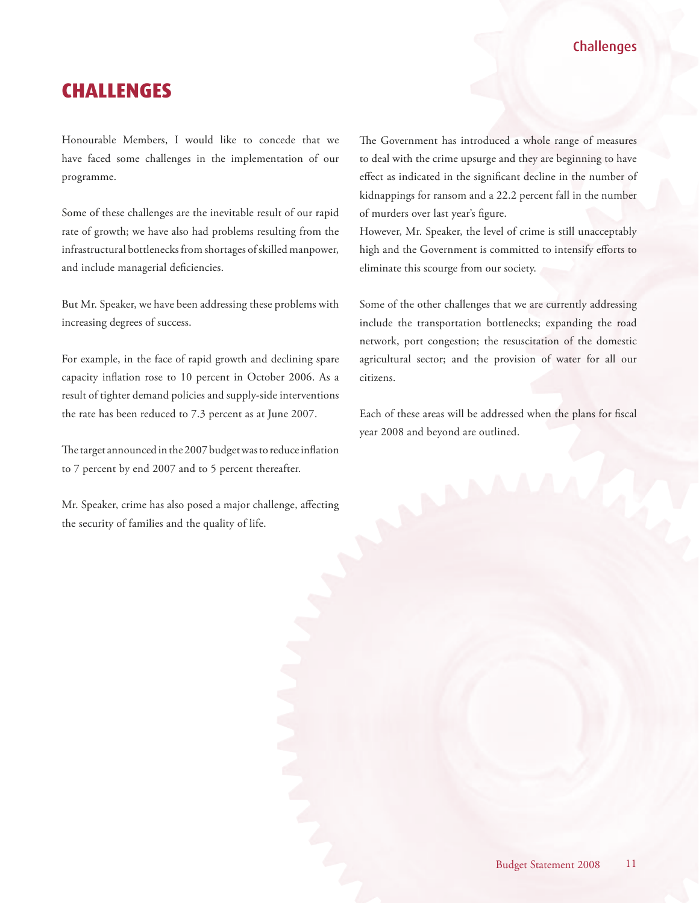# CHALLENGES

Honourable Members, I would like to concede that we have faced some challenges in the implementation of our programme.

Some of these challenges are the inevitable result of our rapid rate of growth; we have also had problems resulting from the infrastructural bottlenecks from shortages of skilled manpower, and include managerial deficiencies.

But Mr. Speaker, we have been addressing these problems with increasing degrees of success.

For example, in the face of rapid growth and declining spare capacity inflation rose to 10 percent in October 2006. As a result of tighter demand policies and supply-side interventions the rate has been reduced to 7.3 percent as at June 2007.

The target announced in the 2007 budget was to reduce inflation to 7 percent by end 2007 and to 5 percent thereafter.

Mr. Speaker, crime has also posed a major challenge, affecting the security of families and the quality of life.

The Government has introduced a whole range of measures to deal with the crime upsurge and they are beginning to have effect as indicated in the significant decline in the number of kidnappings for ransom and a 22.2 percent fall in the number of murders over last year's figure.

However, Mr. Speaker, the level of crime is still unacceptably high and the Government is committed to intensify efforts to eliminate this scourge from our society.

Some of the other challenges that we are currently addressing include the transportation bottlenecks; expanding the road network, port congestion; the resuscitation of the domestic agricultural sector; and the provision of water for all our citizens.

Each of these areas will be addressed when the plans for fiscal year 2008 and beyond are outlined.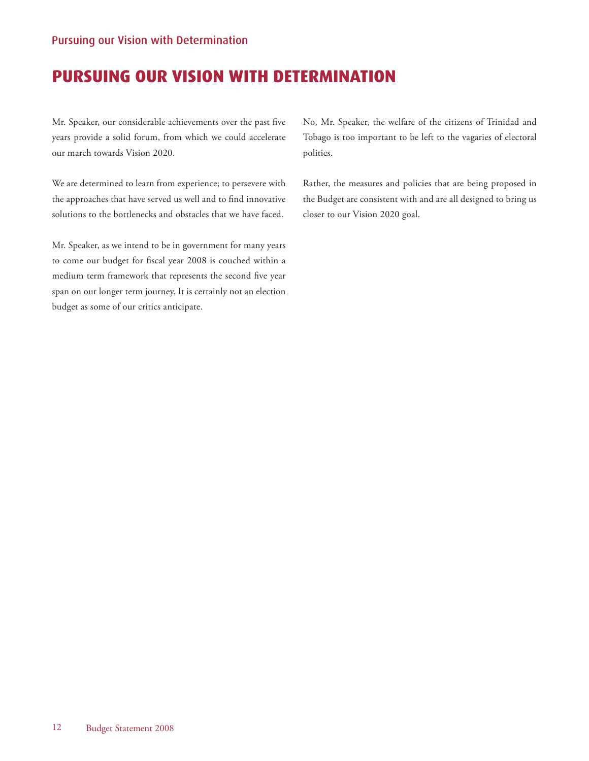# PURSUING OUR VISION WITH DETERMINATION

Mr. Speaker, our considerable achievements over the past five years provide a solid forum, from which we could accelerate our march towards Vision 2020.

We are determined to learn from experience; to persevere with the approaches that have served us well and to find innovative solutions to the bottlenecks and obstacles that we have faced.

Mr. Speaker, as we intend to be in government for many years to come our budget for fiscal year 2008 is couched within a medium term framework that represents the second five year span on our longer term journey. It is certainly not an election budget as some of our critics anticipate.

No, Mr. Speaker, the welfare of the citizens of Trinidad and Tobago is too important to be left to the vagaries of electoral politics.

Rather, the measures and policies that are being proposed in the Budget are consistent with and are all designed to bring us closer to our Vision 2020 goal.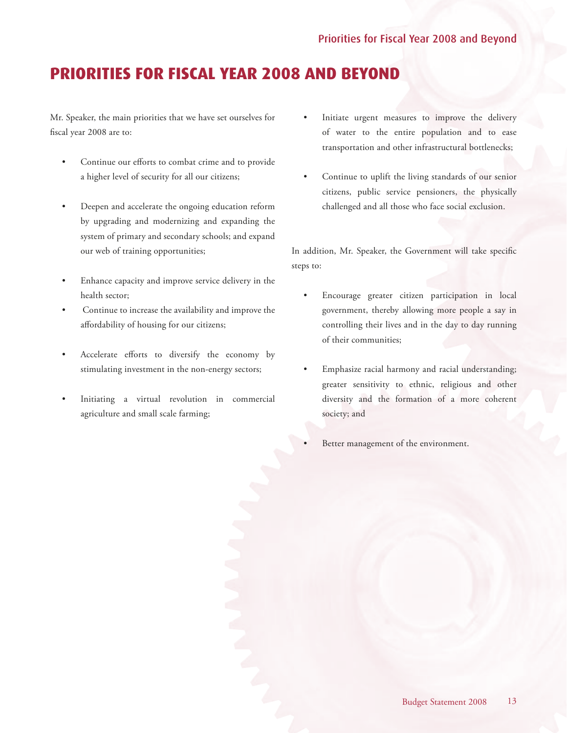# PRIORITIES FOR FISCAL YEAR 2008 AND BEYOND

Mr. Speaker, the main priorities that we have set ourselves for fiscal year 2008 are to:

- Continue our efforts to combat crime and to provide a higher level of security for all our citizens;
- Deepen and accelerate the ongoing education reform by upgrading and modernizing and expanding the system of primary and secondary schools; and expand our web of training opportunities;
- Enhance capacity and improve service delivery in the health sector;
- Continue to increase the availability and improve the affordability of housing for our citizens;
- Accelerate efforts to diversify the economy by stimulating investment in the non-energy sectors;
- Initiating a virtual revolution in commercial agriculture and small scale farming;
- Initiate urgent measures to improve the delivery of water to the entire population and to ease transportation and other infrastructural bottlenecks;
- Continue to uplift the living standards of our senior citizens, public service pensioners, the physically challenged and all those who face social exclusion.

In addition, Mr. Speaker, the Government will take specific steps to:

- Encourage greater citizen participation in local government, thereby allowing more people a say in controlling their lives and in the day to day running of their communities;
- Emphasize racial harmony and racial understanding; greater sensitivity to ethnic, religious and other diversity and the formation of a more coherent society; and
- Better management of the environment.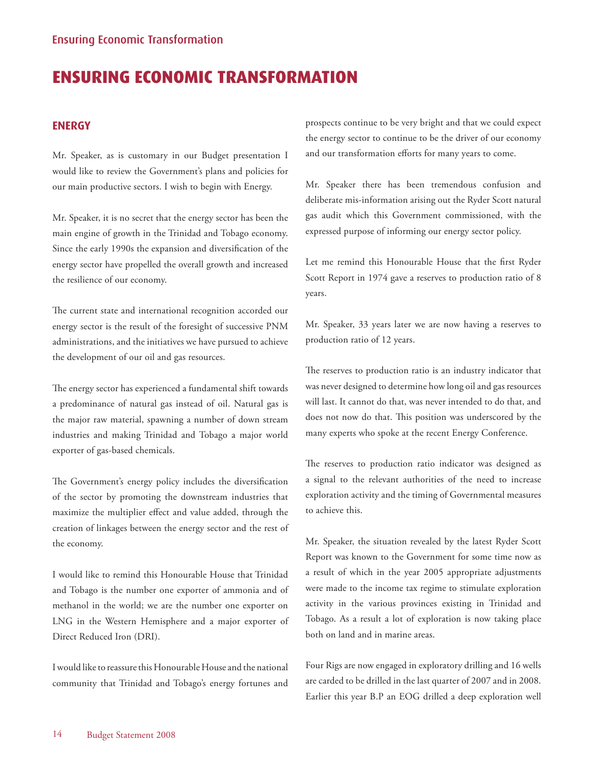# ENSURING ECONOMIC TRANSFORMATION

## ENERGY

Mr. Speaker, as is customary in our Budget presentation I would like to review the Government's plans and policies for our main productive sectors. I wish to begin with Energy.

Mr. Speaker, it is no secret that the energy sector has been the main engine of growth in the Trinidad and Tobago economy. Since the early 1990s the expansion and diversification of the energy sector have propelled the overall growth and increased the resilience of our economy.

The current state and international recognition accorded our energy sector is the result of the foresight of successive PNM administrations, and the initiatives we have pursued to achieve the development of our oil and gas resources.

The energy sector has experienced a fundamental shift towards a predominance of natural gas instead of oil. Natural gas is the major raw material, spawning a number of down stream industries and making Trinidad and Tobago a major world exporter of gas-based chemicals.

The Government's energy policy includes the diversification of the sector by promoting the downstream industries that maximize the multiplier effect and value added, through the creation of linkages between the energy sector and the rest of the economy.

I would like to remind this Honourable House that Trinidad and Tobago is the number one exporter of ammonia and of methanol in the world; we are the number one exporter on LNG in the Western Hemisphere and a major exporter of Direct Reduced Iron (DRI).

I would like to reassure this Honourable House and the national community that Trinidad and Tobago's energy fortunes and prospects continue to be very bright and that we could expect the energy sector to continue to be the driver of our economy and our transformation efforts for many years to come.

Mr. Speaker there has been tremendous confusion and deliberate mis-information arising out the Ryder Scott natural gas audit which this Government commissioned, with the expressed purpose of informing our energy sector policy.

Let me remind this Honourable House that the first Ryder Scott Report in 1974 gave a reserves to production ratio of 8 years.

Mr. Speaker, 33 years later we are now having a reserves to production ratio of 12 years.

The reserves to production ratio is an industry indicator that was never designed to determine how long oil and gas resources will last. It cannot do that, was never intended to do that, and does not now do that. This position was underscored by the many experts who spoke at the recent Energy Conference.

The reserves to production ratio indicator was designed as a signal to the relevant authorities of the need to increase exploration activity and the timing of Governmental measures to achieve this.

Mr. Speaker, the situation revealed by the latest Ryder Scott Report was known to the Government for some time now as a result of which in the year 2005 appropriate adjustments were made to the income tax regime to stimulate exploration activity in the various provinces existing in Trinidad and Tobago. As a result a lot of exploration is now taking place both on land and in marine areas.

Four Rigs are now engaged in exploratory drilling and 16 wells are carded to be drilled in the last quarter of 2007 and in 2008. Earlier this year B.P an EOG drilled a deep exploration well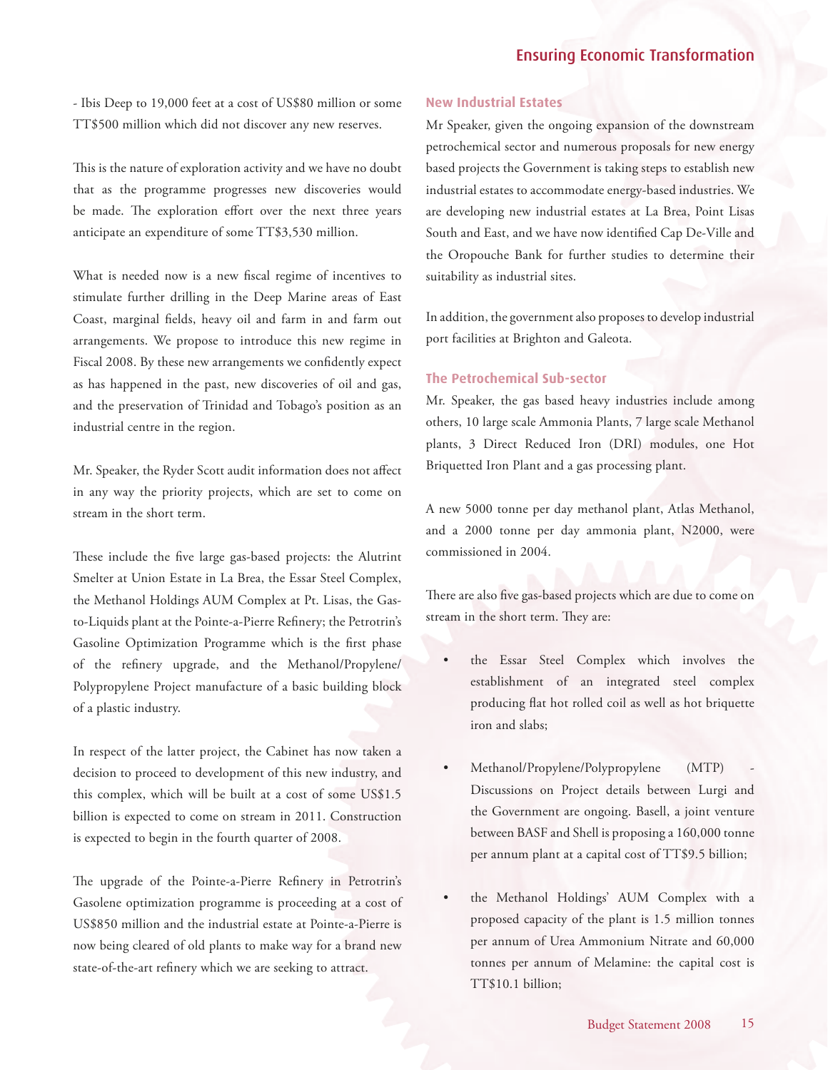- Ibis Deep to 19,000 feet at a cost of US$80 million or some TT$500 million which did not discover any new reserves.

This is the nature of exploration activity and we have no doubt that as the programme progresses new discoveries would be made. The exploration effort over the next three years anticipate an expenditure of some TT$3,530 million.

What is needed now is a new fiscal regime of incentives to stimulate further drilling in the Deep Marine areas of East Coast, marginal fields, heavy oil and farm in and farm out arrangements. We propose to introduce this new regime in Fiscal 2008. By these new arrangements we confidently expect as has happened in the past, new discoveries of oil and gas, and the preservation of Trinidad and Tobago's position as an industrial centre in the region.

Mr. Speaker, the Ryder Scott audit information does not affect in any way the priority projects, which are set to come on stream in the short term.

These include the five large gas-based projects: the Alutrint Smelter at Union Estate in La Brea, the Essar Steel Complex, the Methanol Holdings AUM Complex at Pt. Lisas, the Gas-to-Liquids plant at the Pointe-a-Pierre Refinery; the Petrotrin's Gasoline Optimization Programme which is the first phase of the refinery upgrade, and the Methanol/Propylene/Polypropylene Project manufacture of a basic building block of a plastic industry.

In respect of the latter project, the Cabinet has now taken a decision to proceed to development of this new industry, and this complex, which will be built at a cost of some US$1.5 billion is expected to come on stream in 2011. Construction is expected to begin in the fourth quarter of 2008.

The upgrade of the Pointe-a-Pierre Refinery in Petrotrin's Gasolene optimization programme is proceeding at a cost of US$850 million and the industrial estate at Pointe-a-Pierre is now being cleared of old plants to make way for a brand new state-of-the-art refinery which we are seeking to attract.

### New Industrial Estates

Mr Speaker, given the ongoing expansion of the downstream petrochemical sector and numerous proposals for new energy based projects the Government is taking steps to establish new industrial estates to accommodate energy-based industries. We are developing new industrial estates at La Brea, Point Lisas South and East, and we have now identified Cap De-Ville and the Oropouche Bank for further studies to determine their suitability as industrial sites.

In addition, the government also proposes to develop industrial port facilities at Brighton and Galeota.

### The Petrochemical Sub-sector

Mr. Speaker, the gas based heavy industries include among others, 10 large scale Ammonia Plants, 7 large scale Methanol plants, 3 Direct Reduced Iron (DRI) modules, one Hot Briquetted Iron Plant and a gas processing plant.

A new 5000 tonne per day methanol plant, Atlas Methanol, and a 2000 tonne per day ammonia plant, N2000, were commissioned in 2004.

There are also five gas-based projects which are due to come on stream in the short term. They are:

- the Essar Steel Complex which involves the establishment of an integrated steel complex producing flat hot rolled coil as well as hot briquette iron and slabs;
- Methanol/Propylene/Polypropylene (MTP) - Discussions on Project details between Lurgi and the Government are ongoing. Basell, a joint venture between BASF and Shell is proposing a 160,000 tonne per annum plant at a capital cost of TT$9.5 billion;
- the Methanol Holdings' AUM Complex with a proposed capacity of the plant is 1.5 million tonnes per annum of Urea Ammonium Nitrate and 60,000 tonnes per annum of Melamine: the capital cost is TT$10.1 billion;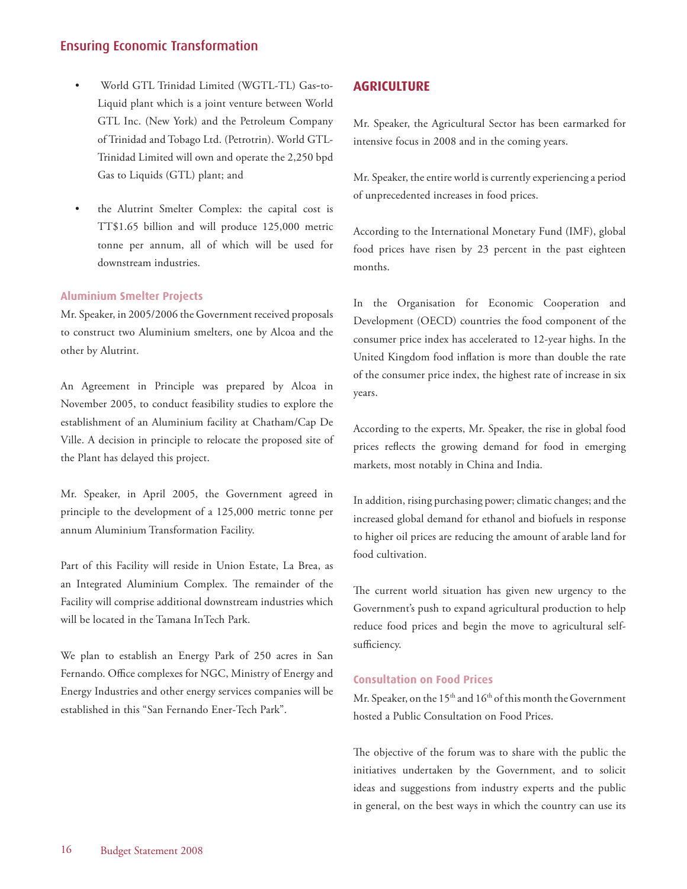- World GTL Trinidad Limited (WGTL-TL) Gas-to-Liquid plant which is a joint venture between World GTL Inc. (New York) and the Petroleum Company of Trinidad and Tobago Ltd. (Petrotrin). World GTL-Trinidad Limited will own and operate the 2,250 bpd Gas to Liquids (GTL) plant; and
- the Alutrint Smelter Complex: the capital cost is TT$1.65 billion and will produce 125,000 metric tonne per annum, all of which will be used for downstream industries.

### Aluminium Smelter Projects

Mr. Speaker, in 2005/2006 the Government received proposals to construct two Aluminium smelters, one by Alcoa and the other by Alutrint.

An Agreement in Principle was prepared by Alcoa in November 2005, to conduct feasibility studies to explore the establishment of an Aluminium facility at Chatham/Cap De Ville. A decision in principle to relocate the proposed site of the Plant has delayed this project.

Mr. Speaker, in April 2005, the Government agreed in principle to the development of a 125,000 metric tonne per annum Aluminium Transformation Facility.

Part of this Facility will reside in Union Estate, La Brea, as an Integrated Aluminium Complex. The remainder of the Facility will comprise additional downstream industries which will be located in the Tamana InTech Park.

We plan to establish an Energy Park of 250 acres in San Fernando. Office complexes for NGC, Ministry of Energy and Energy Industries and other energy services companies will be established in this "San Fernando Ener-Tech Park".

## AGRICULTURE

Mr. Speaker, the Agricultural Sector has been earmarked for intensive focus in 2008 and in the coming years.

Mr. Speaker, the entire world is currently experiencing a period of unprecedented increases in food prices.

According to the International Monetary Fund (IMF), global food prices have risen by 23 percent in the past eighteen months.

In the Organisation for Economic Cooperation and Development (OECD) countries the food component of the consumer price index has accelerated to 12-year highs. In the United Kingdom food inflation is more than double the rate of the consumer price index, the highest rate of increase in six years.

According to the experts, Mr. Speaker, the rise in global food prices reflects the growing demand for food in emerging markets, most notably in China and India.

In addition, rising purchasing power; climatic changes; and the increased global demand for ethanol and biofuels in response to higher oil prices are reducing the amount of arable land for food cultivation.

The current world situation has given new urgency to the Government's push to expand agricultural production to help reduce food prices and begin the move to agricultural self-sufficiency.

### Consultation on Food Prices

Mr. Speaker, on the 15th and 16th of this month the Government hosted a Public Consultation on Food Prices.

The objective of the forum was to share with the public the initiatives undertaken by the Government, and to solicit ideas and suggestions from industry experts and the public in general, on the best ways in which the country can use its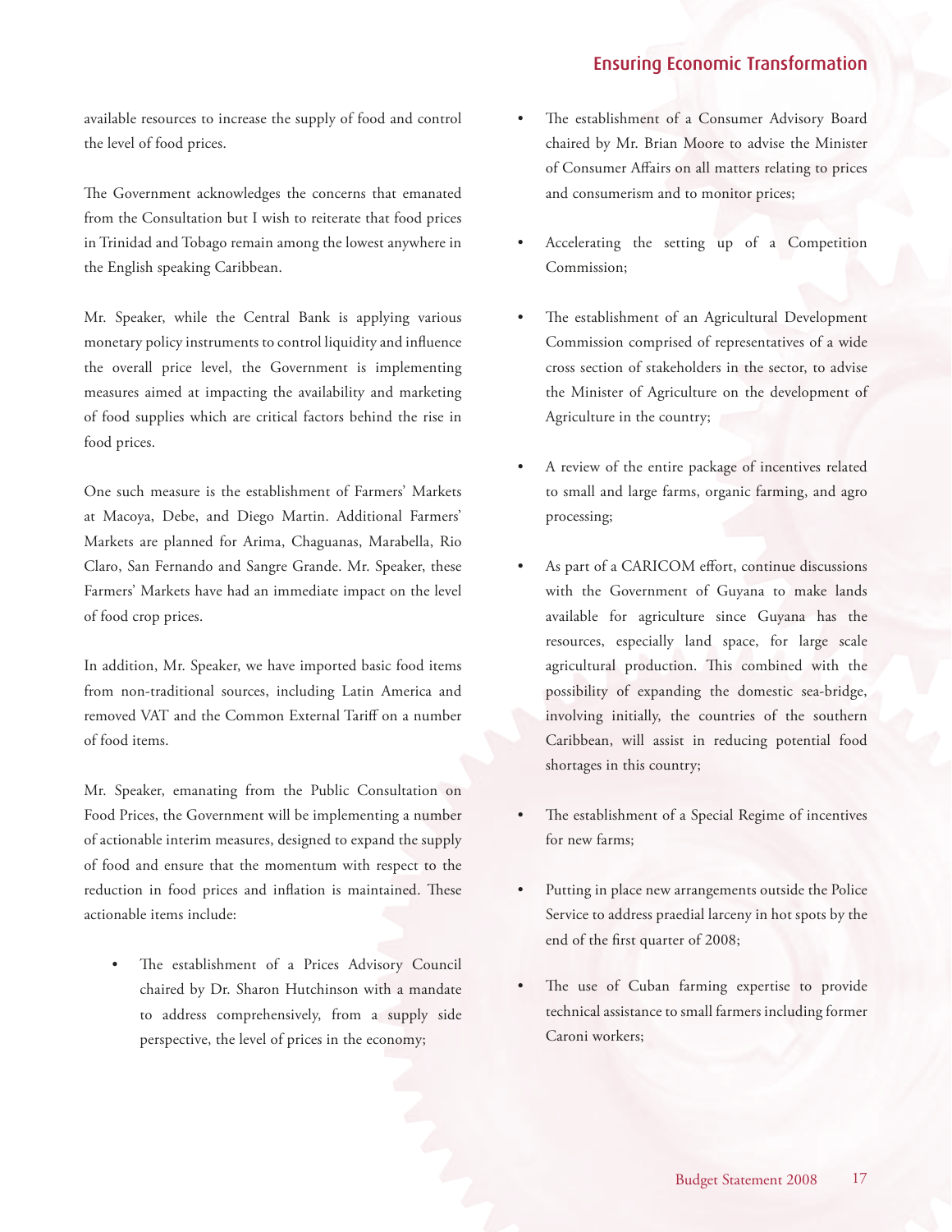available resources to increase the supply of food and control the level of food prices.

The Government acknowledges the concerns that emanated from the Consultation but I wish to reiterate that food prices in Trinidad and Tobago remain among the lowest anywhere in the English speaking Caribbean.

Mr. Speaker, while the Central Bank is applying various monetary policy instruments to control liquidity and influence the overall price level, the Government is implementing measures aimed at impacting the availability and marketing of food supplies which are critical factors behind the rise in food prices.

One such measure is the establishment of Farmers' Markets at Macoya, Debe, and Diego Martin. Additional Farmers' Markets are planned for Arima, Chaguanas, Marabella, Rio Claro, San Fernando and Sangre Grande. Mr. Speaker, these Farmers' Markets have had an immediate impact on the level of food crop prices.

In addition, Mr. Speaker, we have imported basic food items from non-traditional sources, including Latin America and removed VAT and the Common External Tariff on a number of food items.

Mr. Speaker, emanating from the Public Consultation on Food Prices, the Government will be implementing a number of actionable interim measures, designed to expand the supply of food and ensure that the momentum with respect to the reduction in food prices and inflation is maintained. These actionable items include:

- The establishment of a Prices Advisory Council chaired by Dr. Sharon Hutchinson with a mandate to address comprehensively, from a supply side perspective, the level of prices in the economy;
- The establishment of a Consumer Advisory Board chaired by Mr. Brian Moore to advise the Minister of Consumer Affairs on all matters relating to prices and consumerism and to monitor prices;
- Accelerating the setting up of a Competition Commission;
- The establishment of an Agricultural Development Commission comprised of representatives of a wide cross section of stakeholders in the sector, to advise the Minister of Agriculture on the development of Agriculture in the country;
- A review of the entire package of incentives related to small and large farms, organic farming, and agro processing;
- As part of a CARICOM effort, continue discussions with the Government of Guyana to make lands available for agriculture since Guyana has the resources, especially land space, for large scale agricultural production. This combined with the possibility of expanding the domestic sea-bridge, involving initially, the countries of the southern Caribbean, will assist in reducing potential food shortages in this country;
- The establishment of a Special Regime of incentives for new farms;
- Putting in place new arrangements outside the Police Service to address praedial larceny in hot spots by the end of the first quarter of 2008;
- The use of Cuban farming expertise to provide technical assistance to small farmers including former Caroni workers;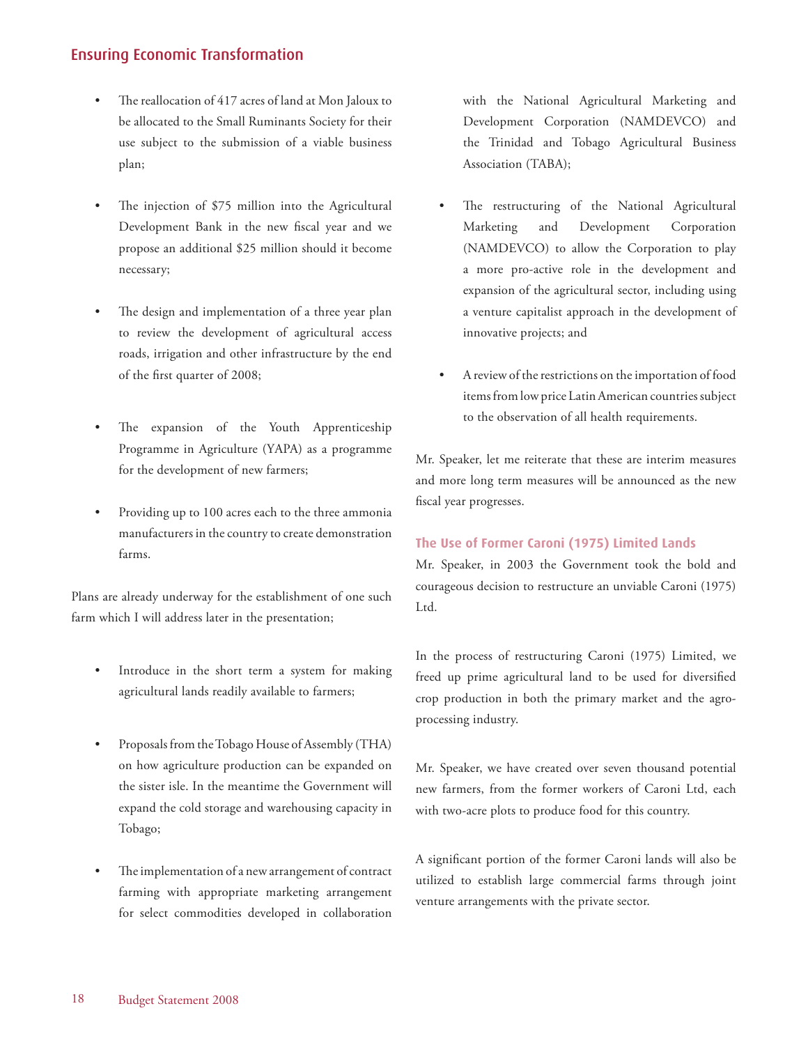- The reallocation of 417 acres of land at Mon Jaloux to be allocated to the Small Ruminants Society for their use subject to the submission of a viable business plan;

- The injection of $75 million into the Agricultural Development Bank in the new fiscal year and we propose an additional $25 million should it become necessary;

- The design and implementation of a three year plan to review the development of agricultural access roads, irrigation and other infrastructure by the end of the first quarter of 2008;

- The expansion of the Youth Apprenticeship Programme in Agriculture (YAPA) as a programme for the development of new farmers;

- Providing up to 100 acres each to the three ammonia manufacturers in the country to create demonstration farms.

Plans are already underway for the establishment of one such farm which I will address later in the presentation;

- Introduce in the short term a system for making agricultural lands readily available to farmers;

- Proposals from the Tobago House of Assembly (THA) on how agriculture production can be expanded on the sister isle. In the meantime the Government will expand the cold storage and warehousing capacity in Tobago;

- The implementation of a new arrangement of contract farming with appropriate marketing arrangement for select commodities developed in collaboration with the National Agricultural Marketing and Development Corporation (NAMDEVCO) and the Trinidad and Tobago Agricultural Business Association (TABA);

- The restructuring of the National Agricultural Marketing and Development Corporation (NAMDEVCO) to allow the Corporation to play a more pro-active role in the development and expansion of the agricultural sector, including using a venture capitalist approach in the development of innovative projects; and

- A review of the restrictions on the importation of food items from low price Latin American countries subject to the observation of all health requirements.

Mr. Speaker, let me reiterate that these are interim measures and more long term measures will be announced as the new fiscal year progresses.

### The Use of Former Caroni (1975) Limited Lands

Mr. Speaker, in 2003 the Government took the bold and courageous decision to restructure an unviable Caroni (1975) Ltd.

In the process of restructuring Caroni (1975) Limited, we freed up prime agricultural land to be used for diversified crop production in both the primary market and the agro-processing industry.

Mr. Speaker, we have created over seven thousand potential new farmers, from the former workers of Caroni Ltd, each with two-acre plots to produce food for this country.

A significant portion of the former Caroni lands will also be utilized to establish large commercial farms through joint venture arrangements with the private sector.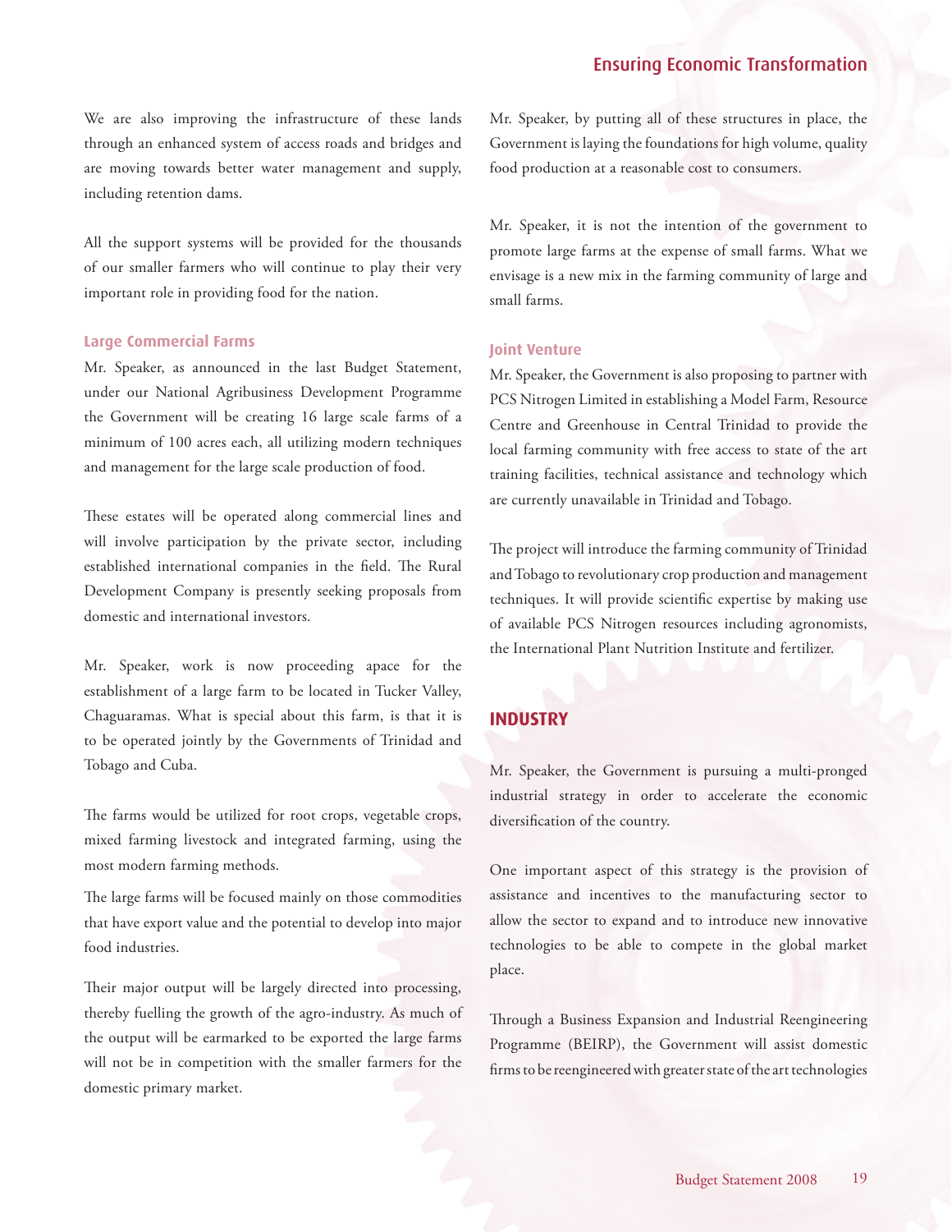We are also improving the infrastructure of these lands through an enhanced system of access roads and bridges and are moving towards better water management and supply, including retention dams.

All the support systems will be provided for the thousands of our smaller farmers who will continue to play their very important role in providing food for the nation.

### Large Commercial Farms

Mr. Speaker, as announced in the last Budget Statement, under our National Agribusiness Development Programme the Government will be creating 16 large scale farms of a minimum of 100 acres each, all utilizing modern techniques and management for the large scale production of food.

These estates will be operated along commercial lines and will involve participation by the private sector, including established international companies in the field. The Rural Development Company is presently seeking proposals from domestic and international investors.

Mr. Speaker, work is now proceeding apace for the establishment of a large farm to be located in Tucker Valley, Chaguaramas. What is special about this farm, is that it is to be operated jointly by the Governments of Trinidad and Tobago and Cuba.

The farms would be utilized for root crops, vegetable crops, mixed farming livestock and integrated farming, using the most modern farming methods.

The large farms will be focused mainly on those commodities that have export value and the potential to develop into major food industries.

Their major output will be largely directed into processing, thereby fuelling the growth of the agro-industry. As much of the output will be earmarked to be exported the large farms will not be in competition with the smaller farmers for the domestic primary market.

Mr. Speaker, by putting all of these structures in place, the Government is laying the foundations for high volume, quality food production at a reasonable cost to consumers.

Mr. Speaker, it is not the intention of the government to promote large farms at the expense of small farms. What we envisage is a new mix in the farming community of large and small farms.

### Joint Venture

Mr. Speaker, the Government is also proposing to partner with PCS Nitrogen Limited in establishing a Model Farm, Resource Centre and Greenhouse in Central Trinidad to provide the local farming community with free access to state of the art training facilities, technical assistance and technology which are currently unavailable in Trinidad and Tobago.

The project will introduce the farming community of Trinidad and Tobago to revolutionary crop production and management techniques. It will provide scientific expertise by making use of available PCS Nitrogen resources including agronomists, the International Plant Nutrition Institute and fertilizer.

## INDUSTRY

Mr. Speaker, the Government is pursuing a multi-pronged industrial strategy in order to accelerate the economic diversification of the country.

One important aspect of this strategy is the provision of assistance and incentives to the manufacturing sector to allow the sector to expand and to introduce new innovative technologies to be able to compete in the global market place.

Through a Business Expansion and Industrial Reengineering Programme (BEIRP), the Government will assist domestic firms to be reengineered with greater state of the art technologies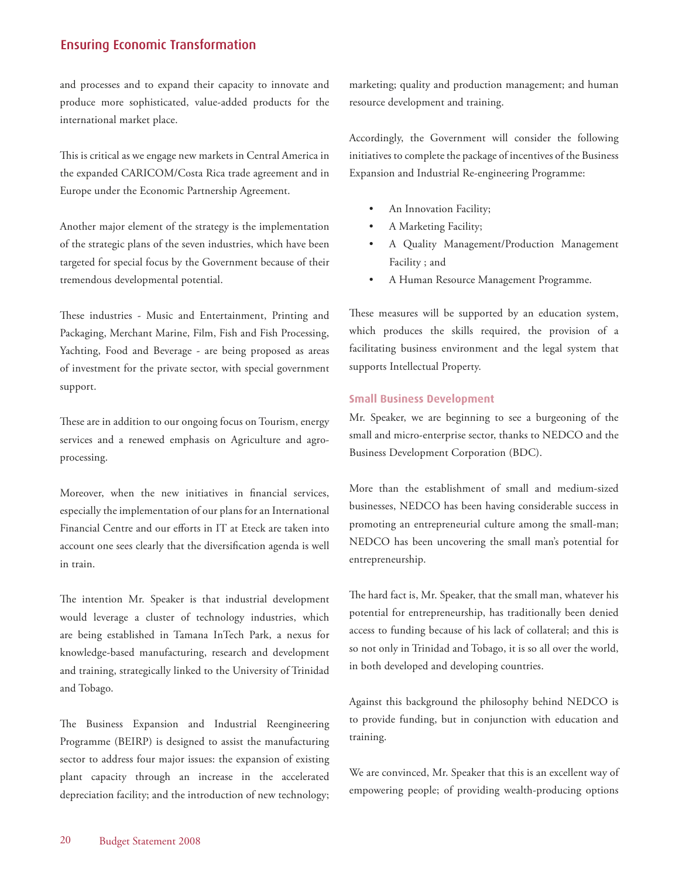and processes and to expand their capacity to innovate and produce more sophisticated, value-added products for the international market place.

This is critical as we engage new markets in Central America in the expanded CARICOM/Costa Rica trade agreement and in Europe under the Economic Partnership Agreement.

Another major element of the strategy is the implementation of the strategic plans of the seven industries, which have been targeted for special focus by the Government because of their tremendous developmental potential.

These industries - Music and Entertainment, Printing and Packaging, Merchant Marine, Film, Fish and Fish Processing, Yachting, Food and Beverage - are being proposed as areas of investment for the private sector, with special government support.

These are in addition to our ongoing focus on Tourism, energy services and a renewed emphasis on Agriculture and agro-processing.

Moreover, when the new initiatives in financial services, especially the implementation of our plans for an International Financial Centre and our efforts in IT at Eteck are taken into account one sees clearly that the diversification agenda is well in train.

The intention Mr. Speaker is that industrial development would leverage a cluster of technology industries, which are being established in Tamana InTech Park, a nexus for knowledge-based manufacturing, research and development and training, strategically linked to the University of Trinidad and Tobago.

The Business Expansion and Industrial Reengineering Programme (BEIRP) is designed to assist the manufacturing sector to address four major issues: the expansion of existing plant capacity through an increase in the accelerated depreciation facility; and the introduction of new technology; marketing; quality and production management; and human resource development and training.

Accordingly, the Government will consider the following initiatives to complete the package of incentives of the Business Expansion and Industrial Re-engineering Programme:

- An Innovation Facility;
- A Marketing Facility;
- A Quality Management/Production Management Facility ; and
- A Human Resource Management Programme.

These measures will be supported by an education system, which produces the skills required, the provision of a facilitating business environment and the legal system that supports Intellectual Property.

### Small Business Development

Mr. Speaker, we are beginning to see a burgeoning of the small and micro-enterprise sector, thanks to NEDCO and the Business Development Corporation (BDC).

More than the establishment of small and medium-sized businesses, NEDCO has been having considerable success in promoting an entrepreneurial culture among the small-man; NEDCO has been uncovering the small man's potential for entrepreneurship.

The hard fact is, Mr. Speaker, that the small man, whatever his potential for entrepreneurship, has traditionally been denied access to funding because of his lack of collateral; and this is so not only in Trinidad and Tobago, it is so all over the world, in both developed and developing countries.

Against this background the philosophy behind NEDCO is to provide funding, but in conjunction with education and training.

We are convinced, Mr. Speaker that this is an excellent way of empowering people; of providing wealth-producing options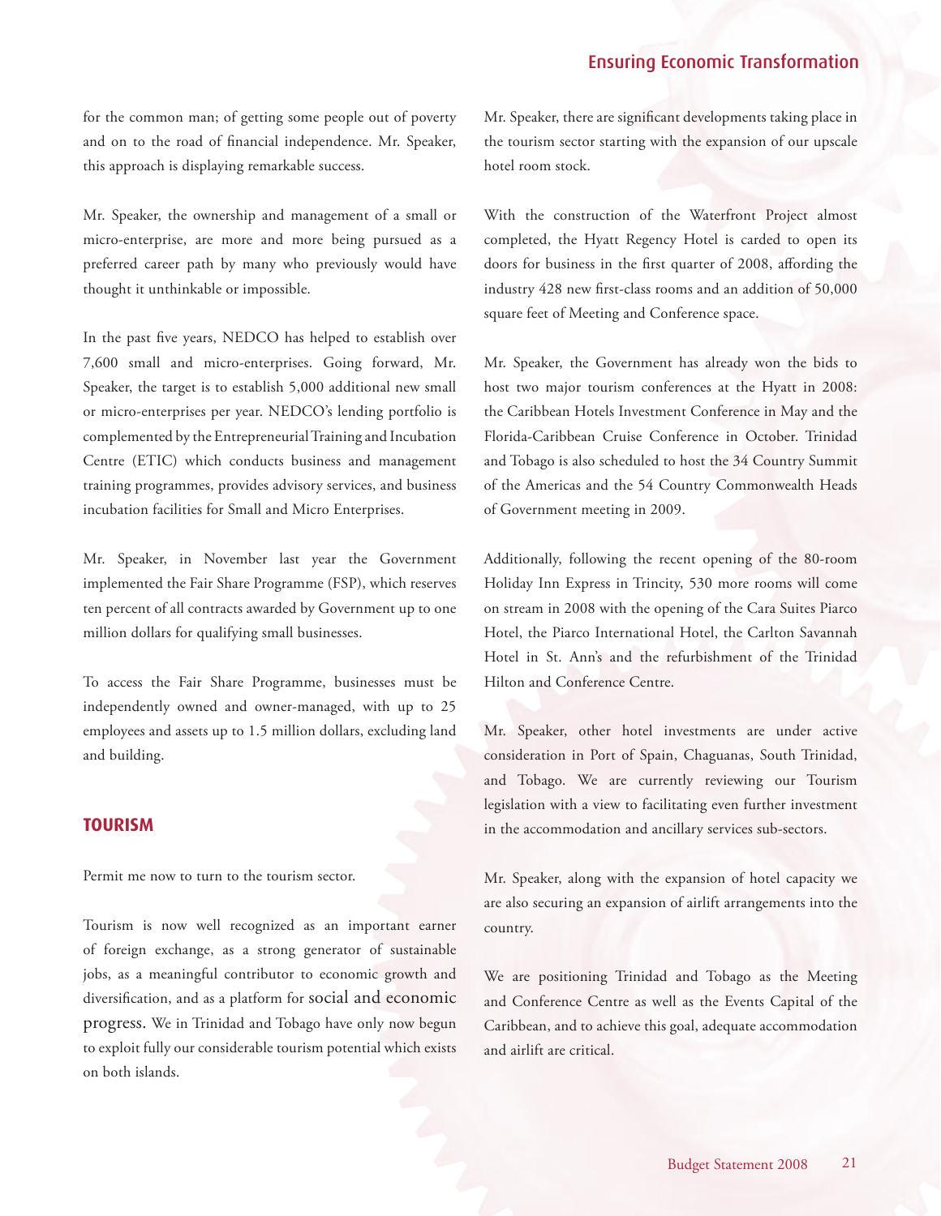for the common man; of getting some people out of poverty and on to the road of financial independence. Mr. Speaker, this approach is displaying remarkable success.

Mr. Speaker, the ownership and management of a small or micro-enterprise, are more and more being pursued as a preferred career path by many who previously would have thought it unthinkable or impossible.

In the past five years, NEDCO has helped to establish over 7,600 small and micro-enterprises. Going forward, Mr. Speaker, the target is to establish 5,000 additional new small or micro-enterprises per year. NEDCO's lending portfolio is complemented by the Entrepreneurial Training and Incubation Centre (ETIC) which conducts business and management training programmes, provides advisory services, and business incubation facilities for Small and Micro Enterprises.

Mr. Speaker, in November last year the Government implemented the Fair Share Programme (FSP), which reserves ten percent of all contracts awarded by Government up to one million dollars for qualifying small businesses.

To access the Fair Share Programme, businesses must be independently owned and owner-managed, with up to 25 employees and assets up to 1.5 million dollars, excluding land and building.

## TOURISM

Permit me now to turn to the tourism sector.

Tourism is now well recognized as an important earner of foreign exchange, as a strong generator of sustainable jobs, as a meaningful contributor to economic growth and diversification, and as a platform for social and economic progress. We in Trinidad and Tobago have only now begun to exploit fully our considerable tourism potential which exists on both islands.

Mr. Speaker, there are significant developments taking place in the tourism sector starting with the expansion of our upscale hotel room stock.

With the construction of the Waterfront Project almost completed, the Hyatt Regency Hotel is carded to open its doors for business in the first quarter of 2008, affording the industry 428 new first-class rooms and an addition of 50,000 square feet of Meeting and Conference space.

Mr. Speaker, the Government has already won the bids to host two major tourism conferences at the Hyatt in 2008: the Caribbean Hotels Investment Conference in May and the Florida-Caribbean Cruise Conference in October. Trinidad and Tobago is also scheduled to host the 34 Country Summit of the Americas and the 54 Country Commonwealth Heads of Government meeting in 2009.

Additionally, following the recent opening of the 80-room Holiday Inn Express in Trincity, 530 more rooms will come on stream in 2008 with the opening of the Cara Suites Piarco Hotel, the Piarco International Hotel, the Carlton Savannah Hotel in St. Ann's and the refurbishment of the Trinidad Hilton and Conference Centre.

Mr. Speaker, other hotel investments are under active consideration in Port of Spain, Chaguanas, South Trinidad, and Tobago. We are currently reviewing our Tourism legislation with a view to facilitating even further investment in the accommodation and ancillary services sub-sectors.

Mr. Speaker, along with the expansion of hotel capacity we are also securing an expansion of airlift arrangements into the country.

We are positioning Trinidad and Tobago as the Meeting and Conference Centre as well as the Events Capital of the Caribbean, and to achieve this goal, adequate accommodation and airlift are critical.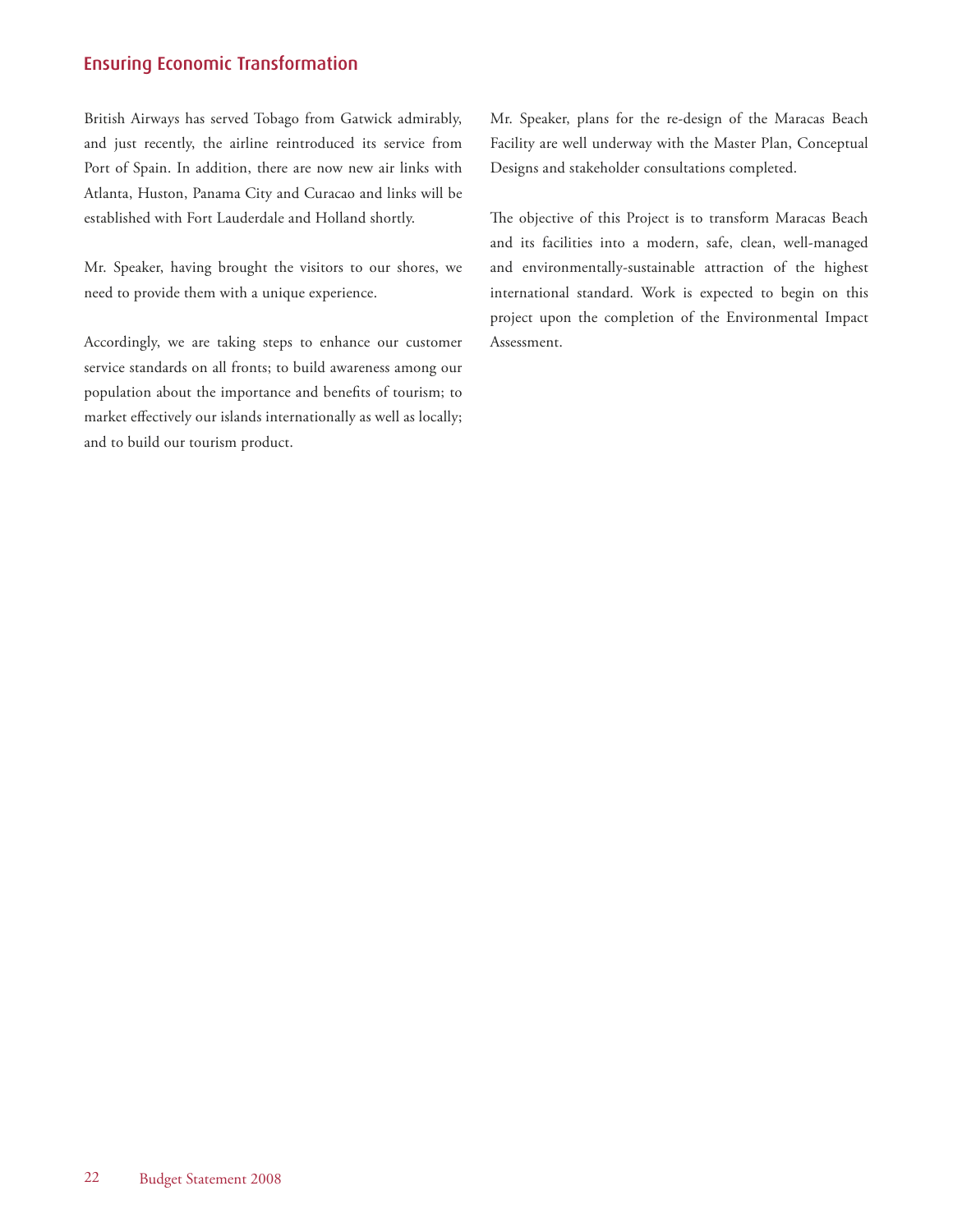## Ensuring Economic Transformation

British Airways has served Tobago from Gatwick admirably, and just recently, the airline reintroduced its service from Port of Spain. In addition, there are now new air links with Atlanta, Huston, Panama City and Curacao and links will be established with Fort Lauderdale and Holland shortly.

Mr. Speaker, having brought the visitors to our shores, we need to provide them with a unique experience.

Accordingly, we are taking steps to enhance our customer service standards on all fronts; to build awareness among our population about the importance and benefits of tourism; to market effectively our islands internationally as well as locally; and to build our tourism product.

Mr. Speaker, plans for the re-design of the Maracas Beach Facility are well underway with the Master Plan, Conceptual Designs and stakeholder consultations completed.

The objective of this Project is to transform Maracas Beach and its facilities into a modern, safe, clean, well-managed and environmentally-sustainable attraction of the highest international standard. Work is expected to begin on this project upon the completion of the Environmental Impact Assessment.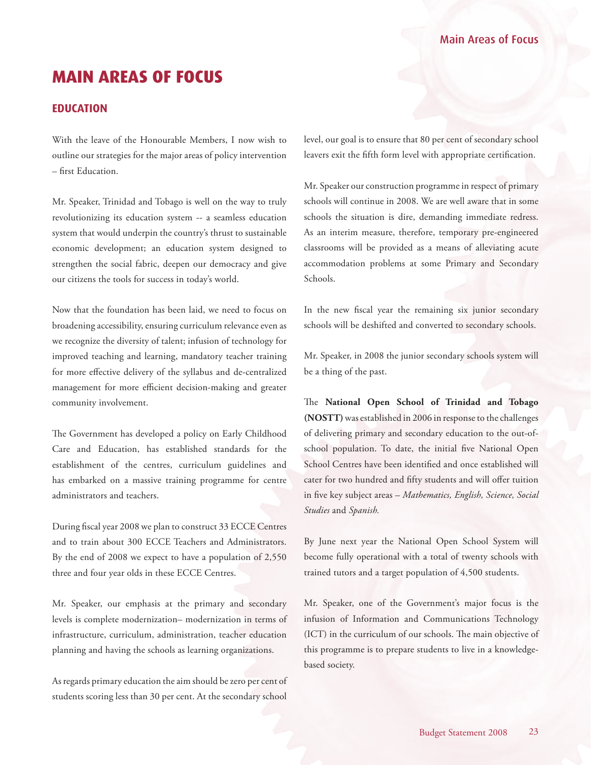# MAIN AREAS OF FOCUS

## EDUCATION

With the leave of the Honourable Members, I now wish to outline our strategies for the major areas of policy intervention – first Education.

Mr. Speaker, Trinidad and Tobago is well on the way to truly revolutionizing its education system -- a seamless education system that would underpin the country's thrust to sustainable economic development; an education system designed to strengthen the social fabric, deepen our democracy and give our citizens the tools for success in today's world.

Now that the foundation has been laid, we need to focus on broadening accessibility, ensuring curriculum relevance even as we recognize the diversity of talent; infusion of technology for improved teaching and learning, mandatory teacher training for more effective delivery of the syllabus and de-centralized management for more efficient decision-making and greater community involvement.

The Government has developed a policy on Early Childhood Care and Education, has established standards for the establishment of the centres, curriculum guidelines and has embarked on a massive training programme for centre administrators and teachers.

During fiscal year 2008 we plan to construct 33 ECCE Centres and to train about 300 ECCE Teachers and Administrators. By the end of 2008 we expect to have a population of 2,550 three and four year olds in these ECCE Centres.

Mr. Speaker, our emphasis at the primary and secondary levels is complete modernization– modernization in terms of infrastructure, curriculum, administration, teacher education planning and having the schools as learning organizations.

As regards primary education the aim should be zero per cent of students scoring less than 30 per cent. At the secondary school level, our goal is to ensure that 80 per cent of secondary school leavers exit the fifth form level with appropriate certification.

Mr. Speaker our construction programme in respect of primary schools will continue in 2008. We are well aware that in some schools the situation is dire, demanding immediate redress. As an interim measure, therefore, temporary pre-engineered classrooms will be provided as a means of alleviating acute accommodation problems at some Primary and Secondary Schools.

In the new fiscal year the remaining six junior secondary schools will be deshifted and converted to secondary schools.

Mr. Speaker, in 2008 the junior secondary schools system will be a thing of the past.

The **National Open School of Trinidad and Tobago (NOSTT)** was established in 2006 in response to the challenges of delivering primary and secondary education to the out-of-school population. To date, the initial five National Open School Centres have been identified and once established will cater for two hundred and fifty students and will offer tuition in five key subject areas – *Mathematics, English, Science, Social Studies* and *Spanish.*

By June next year the National Open School System will become fully operational with a total of twenty schools with trained tutors and a target population of 4,500 students.

Mr. Speaker, one of the Government's major focus is the infusion of Information and Communications Technology (ICT) in the curriculum of our schools. The main objective of this programme is to prepare students to live in a knowledge-based society.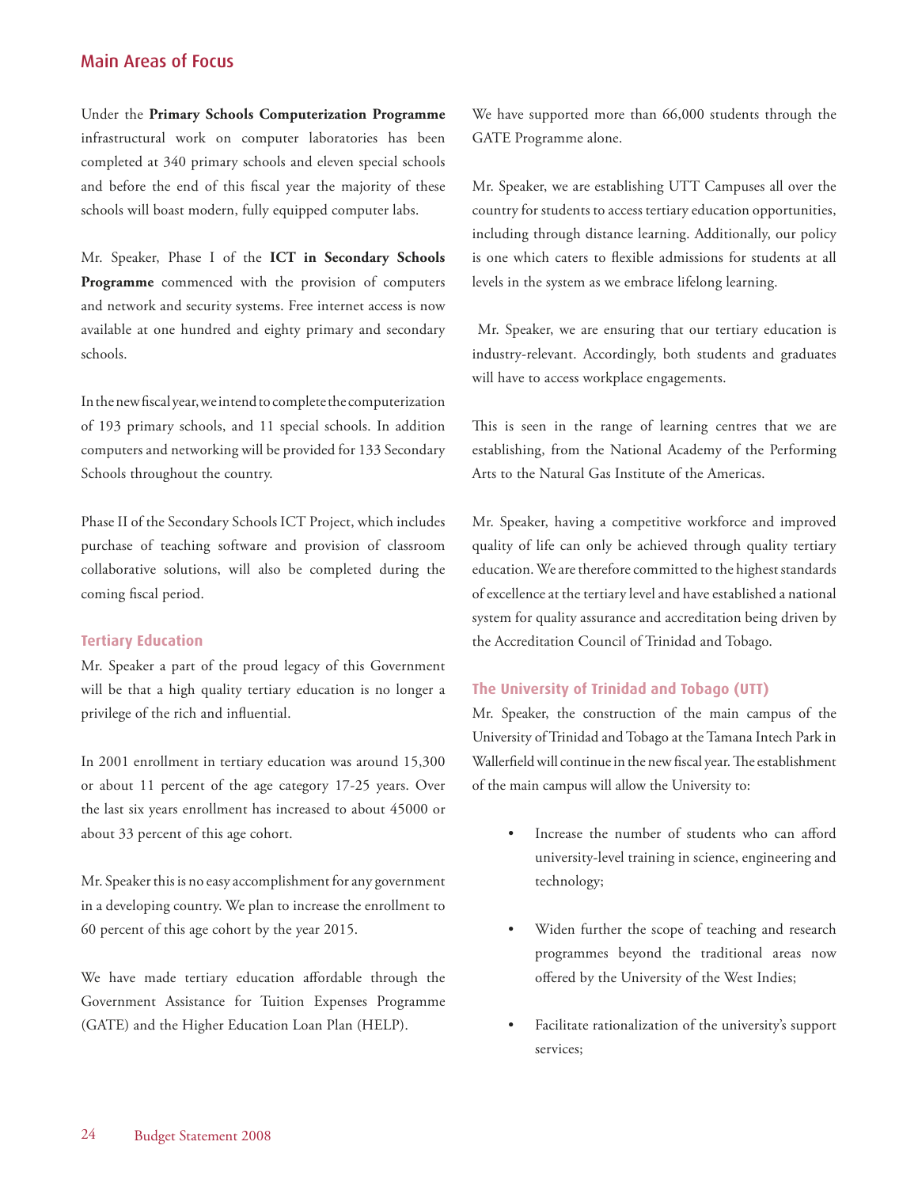## Main Areas of Focus

Under the **Primary Schools Computerization Programme** infrastructural work on computer laboratories has been completed at 340 primary schools and eleven special schools and before the end of this fiscal year the majority of these schools will boast modern, fully equipped computer labs.

Mr. Speaker, Phase I of the **ICT in Secondary Schools Programme** commenced with the provision of computers and network and security systems. Free internet access is now available at one hundred and eighty primary and secondary schools.

In the new fiscal year, we intend to complete the computerization of 193 primary schools, and 11 special schools. In addition computers and networking will be provided for 133 Secondary Schools throughout the country.

Phase II of the Secondary Schools ICT Project, which includes purchase of teaching software and provision of classroom collaborative solutions, will also be completed during the coming fiscal period.

### Tertiary Education

Mr. Speaker a part of the proud legacy of this Government will be that a high quality tertiary education is no longer a privilege of the rich and influential.

In 2001 enrollment in tertiary education was around 15,300 or about 11 percent of the age category 17-25 years. Over the last six years enrollment has increased to about 45000 or about 33 percent of this age cohort.

Mr. Speaker this is no easy accomplishment for any government in a developing country. We plan to increase the enrollment to 60 percent of this age cohort by the year 2015.

We have made tertiary education affordable through the Government Assistance for Tuition Expenses Programme (GATE) and the Higher Education Loan Plan (HELP).

We have supported more than 66,000 students through the GATE Programme alone.

Mr. Speaker, we are establishing UTT Campuses all over the country for students to access tertiary education opportunities, including through distance learning. Additionally, our policy is one which caters to flexible admissions for students at all levels in the system as we embrace lifelong learning.

Mr. Speaker, we are ensuring that our tertiary education is industry-relevant. Accordingly, both students and graduates will have to access workplace engagements.

This is seen in the range of learning centres that we are establishing, from the National Academy of the Performing Arts to the Natural Gas Institute of the Americas.

Mr. Speaker, having a competitive workforce and improved quality of life can only be achieved through quality tertiary education. We are therefore committed to the highest standards of excellence at the tertiary level and have established a national system for quality assurance and accreditation being driven by the Accreditation Council of Trinidad and Tobago.

### The University of Trinidad and Tobago (UTT)

Mr. Speaker, the construction of the main campus of the University of Trinidad and Tobago at the Tamana Intech Park in Wallerfield will continue in the new fiscal year. The establishment of the main campus will allow the University to:

- Increase the number of students who can afford university-level training in science, engineering and technology;
- Widen further the scope of teaching and research programmes beyond the traditional areas now offered by the University of the West Indies;
- Facilitate rationalization of the university's support services;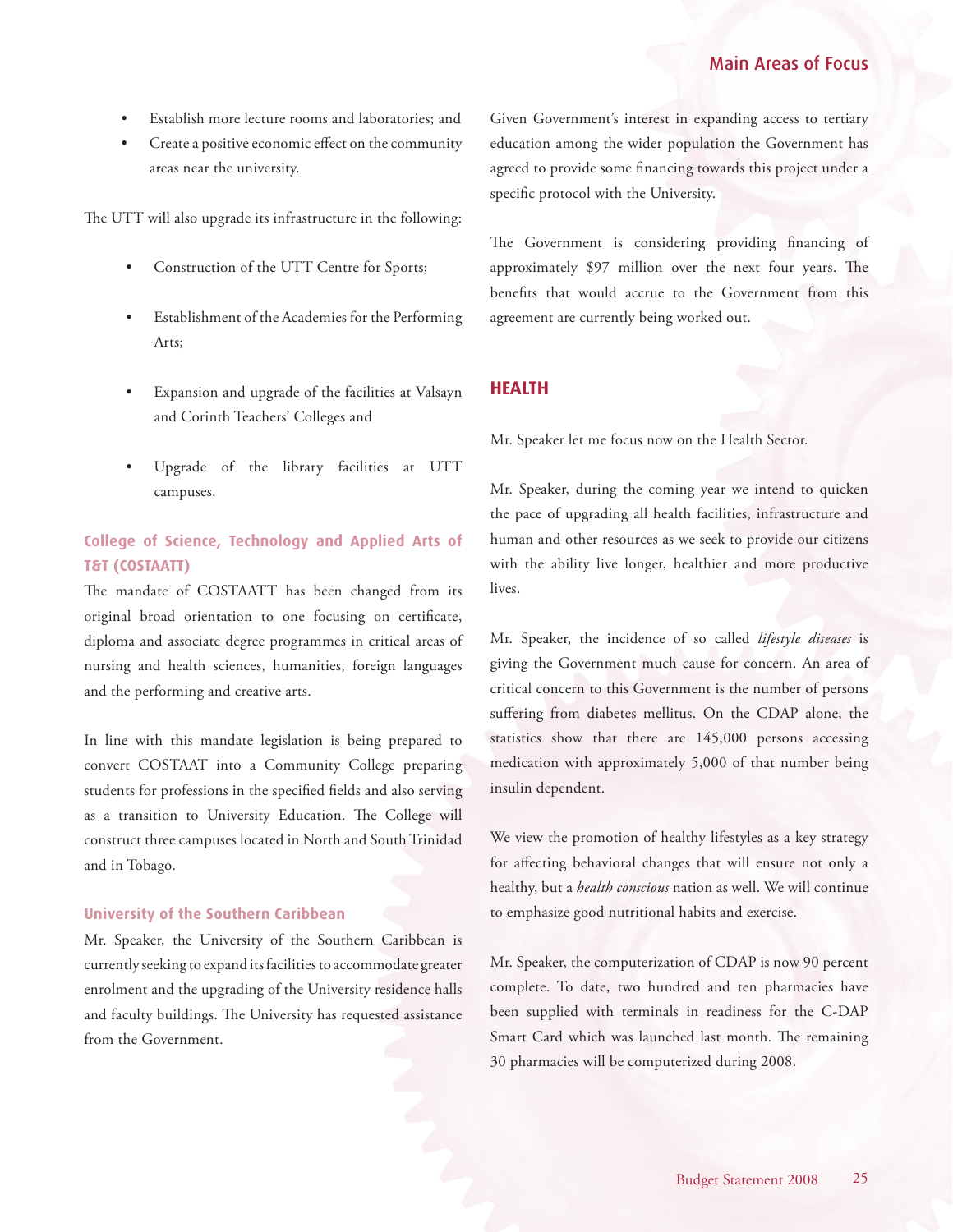- Establish more lecture rooms and laboratories; and
- Create a positive economic effect on the community areas near the university.

The UTT will also upgrade its infrastructure in the following:

- Construction of the UTT Centre for Sports;
- Establishment of the Academies for the Performing Arts;
- Expansion and upgrade of the facilities at Valsayn and Corinth Teachers' Colleges and
- Upgrade of the library facilities at UTT campuses.

### College of Science, Technology and Applied Arts of T&T (COSTAATT)

The mandate of COSTAATT has been changed from its original broad orientation to one focusing on certificate, diploma and associate degree programmes in critical areas of nursing and health sciences, humanities, foreign languages and the performing and creative arts.

In line with this mandate legislation is being prepared to convert COSTAAT into a Community College preparing students for professions in the specified fields and also serving as a transition to University Education. The College will construct three campuses located in North and South Trinidad and in Tobago.

### University of the Southern Caribbean

Mr. Speaker, the University of the Southern Caribbean is currently seeking to expand its facilities to accommodate greater enrolment and the upgrading of the University residence halls and faculty buildings. The University has requested assistance from the Government.

Given Government's interest in expanding access to tertiary education among the wider population the Government has agreed to provide some financing towards this project under a specific protocol with the University.

The Government is considering providing financing of approximately $97 million over the next four years. The benefits that would accrue to the Government from this agreement are currently being worked out.

## HEALTH

Mr. Speaker let me focus now on the Health Sector.

Mr. Speaker, during the coming year we intend to quicken the pace of upgrading all health facilities, infrastructure and human and other resources as we seek to provide our citizens with the ability live longer, healthier and more productive lives.

Mr. Speaker, the incidence of so called *lifestyle diseases* is giving the Government much cause for concern. An area of critical concern to this Government is the number of persons suffering from diabetes mellitus. On the CDAP alone, the statistics show that there are 145,000 persons accessing medication with approximately 5,000 of that number being insulin dependent.

We view the promotion of healthy lifestyles as a key strategy for affecting behavioral changes that will ensure not only a healthy, but a *health conscious* nation as well. We will continue to emphasize good nutritional habits and exercise.

Mr. Speaker, the computerization of CDAP is now 90 percent complete. To date, two hundred and ten pharmacies have been supplied with terminals in readiness for the C-DAP Smart Card which was launched last month. The remaining 30 pharmacies will be computerized during 2008.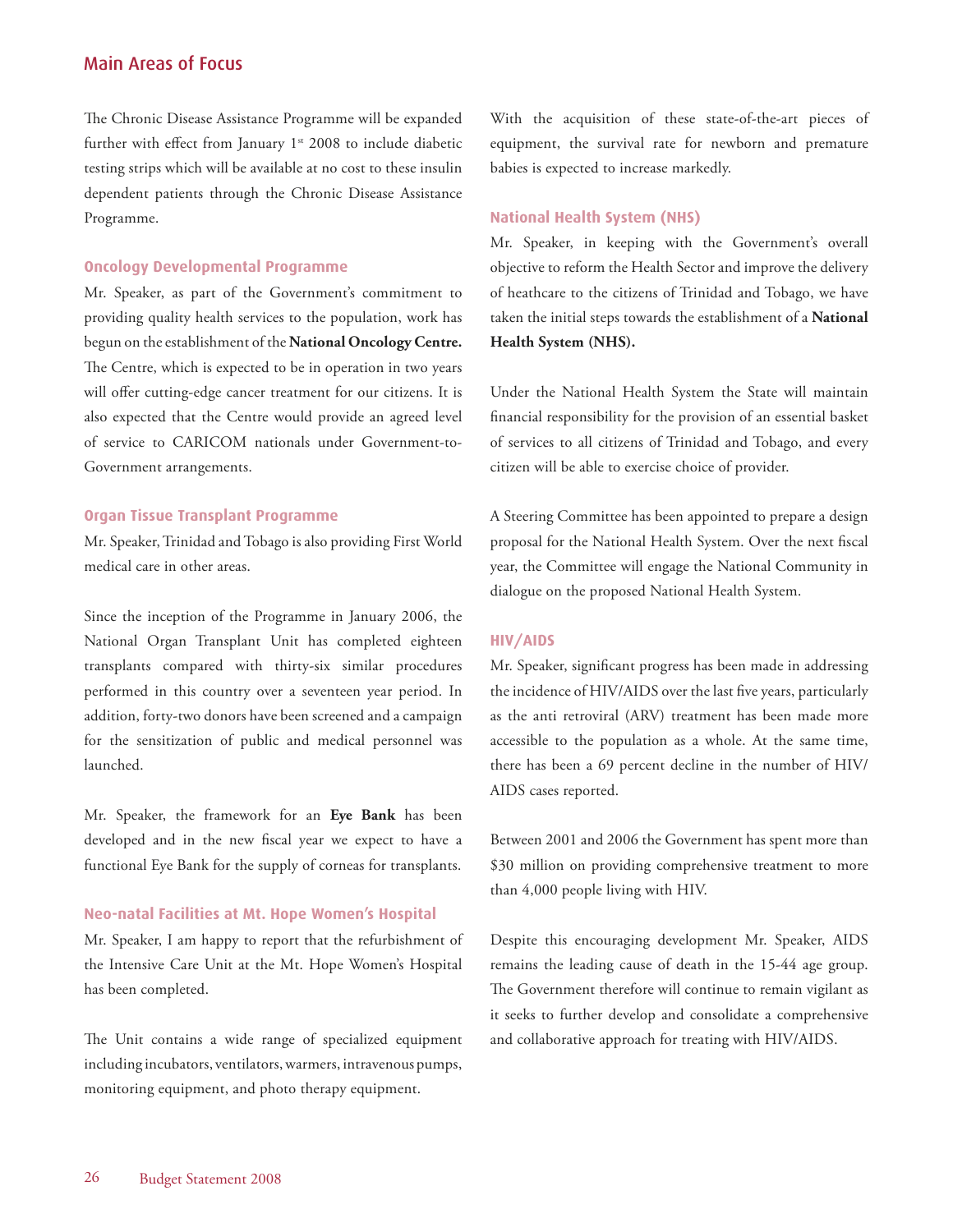## Main Areas of Focus

The Chronic Disease Assistance Programme will be expanded further with effect from January 1st 2008 to include diabetic testing strips which will be available at no cost to these insulin dependent patients through the Chronic Disease Assistance Programme.

### Oncology Developmental Programme

Mr. Speaker, as part of the Government's commitment to providing quality health services to the population, work has begun on the establishment of the **National Oncology Centre.** The Centre, which is expected to be in operation in two years will offer cutting-edge cancer treatment for our citizens. It is also expected that the Centre would provide an agreed level of service to CARICOM nationals under Government-to-Government arrangements.

### Organ Tissue Transplant Programme

Mr. Speaker, Trinidad and Tobago is also providing First World medical care in other areas.

Since the inception of the Programme in January 2006, the National Organ Transplant Unit has completed eighteen transplants compared with thirty-six similar procedures performed in this country over a seventeen year period. In addition, forty-two donors have been screened and a campaign for the sensitization of public and medical personnel was launched.

Mr. Speaker, the framework for an **Eye Bank** has been developed and in the new fiscal year we expect to have a functional Eye Bank for the supply of corneas for transplants.

### Neo-natal Facilities at Mt. Hope Women's Hospital

Mr. Speaker, I am happy to report that the refurbishment of the Intensive Care Unit at the Mt. Hope Women's Hospital has been completed.

The Unit contains a wide range of specialized equipment including incubators, ventilators, warmers, intravenous pumps, monitoring equipment, and photo therapy equipment.

With the acquisition of these state-of-the-art pieces of equipment, the survival rate for newborn and premature babies is expected to increase markedly.

### National Health System (NHS)

Mr. Speaker, in keeping with the Government's overall objective to reform the Health Sector and improve the delivery of heathcare to the citizens of Trinidad and Tobago, we have taken the initial steps towards the establishment of a **National Health System (NHS).**

Under the National Health System the State will maintain financial responsibility for the provision of an essential basket of services to all citizens of Trinidad and Tobago, and every citizen will be able to exercise choice of provider.

A Steering Committee has been appointed to prepare a design proposal for the National Health System. Over the next fiscal year, the Committee will engage the National Community in dialogue on the proposed National Health System.

### HIV/AIDS

Mr. Speaker, significant progress has been made in addressing the incidence of HIV/AIDS over the last five years, particularly as the anti retroviral (ARV) treatment has been made more accessible to the population as a whole. At the same time, there has been a 69 percent decline in the number of HIV/AIDS cases reported.

Between 2001 and 2006 the Government has spent more than $30 million on providing comprehensive treatment to more than 4,000 people living with HIV.

Despite this encouraging development Mr. Speaker, AIDS remains the leading cause of death in the 15-44 age group. The Government therefore will continue to remain vigilant as it seeks to further develop and consolidate a comprehensive and collaborative approach for treating with HIV/AIDS.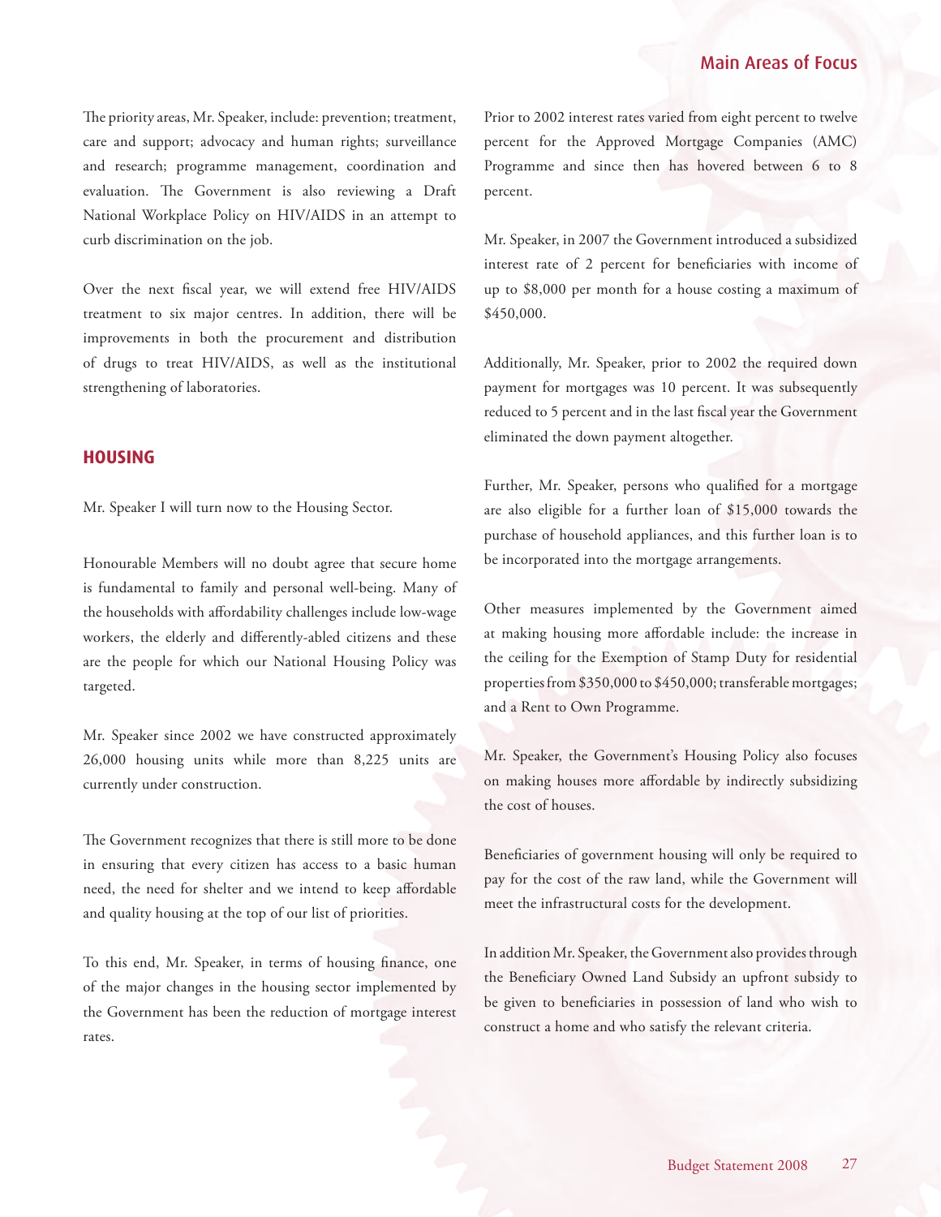The priority areas, Mr. Speaker, include: prevention; treatment, care and support; advocacy and human rights; surveillance and research; programme management, coordination and evaluation. The Government is also reviewing a Draft National Workplace Policy on HIV/AIDS in an attempt to curb discrimination on the job.

Over the next fiscal year, we will extend free HIV/AIDS treatment to six major centres. In addition, there will be improvements in both the procurement and distribution of drugs to treat HIV/AIDS, as well as the institutional strengthening of laboratories.

## HOUSING

Mr. Speaker I will turn now to the Housing Sector.

Honourable Members will no doubt agree that secure home is fundamental to family and personal well-being. Many of the households with affordability challenges include low-wage workers, the elderly and differently-abled citizens and these are the people for which our National Housing Policy was targeted.

Mr. Speaker since 2002 we have constructed approximately 26,000 housing units while more than 8,225 units are currently under construction.

The Government recognizes that there is still more to be done in ensuring that every citizen has access to a basic human need, the need for shelter and we intend to keep affordable and quality housing at the top of our list of priorities.

To this end, Mr. Speaker, in terms of housing finance, one of the major changes in the housing sector implemented by the Government has been the reduction of mortgage interest rates.

Prior to 2002 interest rates varied from eight percent to twelve percent for the Approved Mortgage Companies (AMC) Programme and since then has hovered between 6 to 8 percent.

Mr. Speaker, in 2007 the Government introduced a subsidized interest rate of 2 percent for beneficiaries with income of up to $8,000 per month for a house costing a maximum of $450,000.

Additionally, Mr. Speaker, prior to 2002 the required down payment for mortgages was 10 percent. It was subsequently reduced to 5 percent and in the last fiscal year the Government eliminated the down payment altogether.

Further, Mr. Speaker, persons who qualified for a mortgage are also eligible for a further loan of $15,000 towards the purchase of household appliances, and this further loan is to be incorporated into the mortgage arrangements.

Other measures implemented by the Government aimed at making housing more affordable include: the increase in the ceiling for the Exemption of Stamp Duty for residential properties from $350,000 to $450,000; transferable mortgages; and a Rent to Own Programme.

Mr. Speaker, the Government's Housing Policy also focuses on making houses more affordable by indirectly subsidizing the cost of houses.

Beneficiaries of government housing will only be required to pay for the cost of the raw land, while the Government will meet the infrastructural costs for the development.

In addition Mr. Speaker, the Government also provides through the Beneficiary Owned Land Subsidy an upfront subsidy to be given to beneficiaries in possession of land who wish to construct a home and who satisfy the relevant criteria.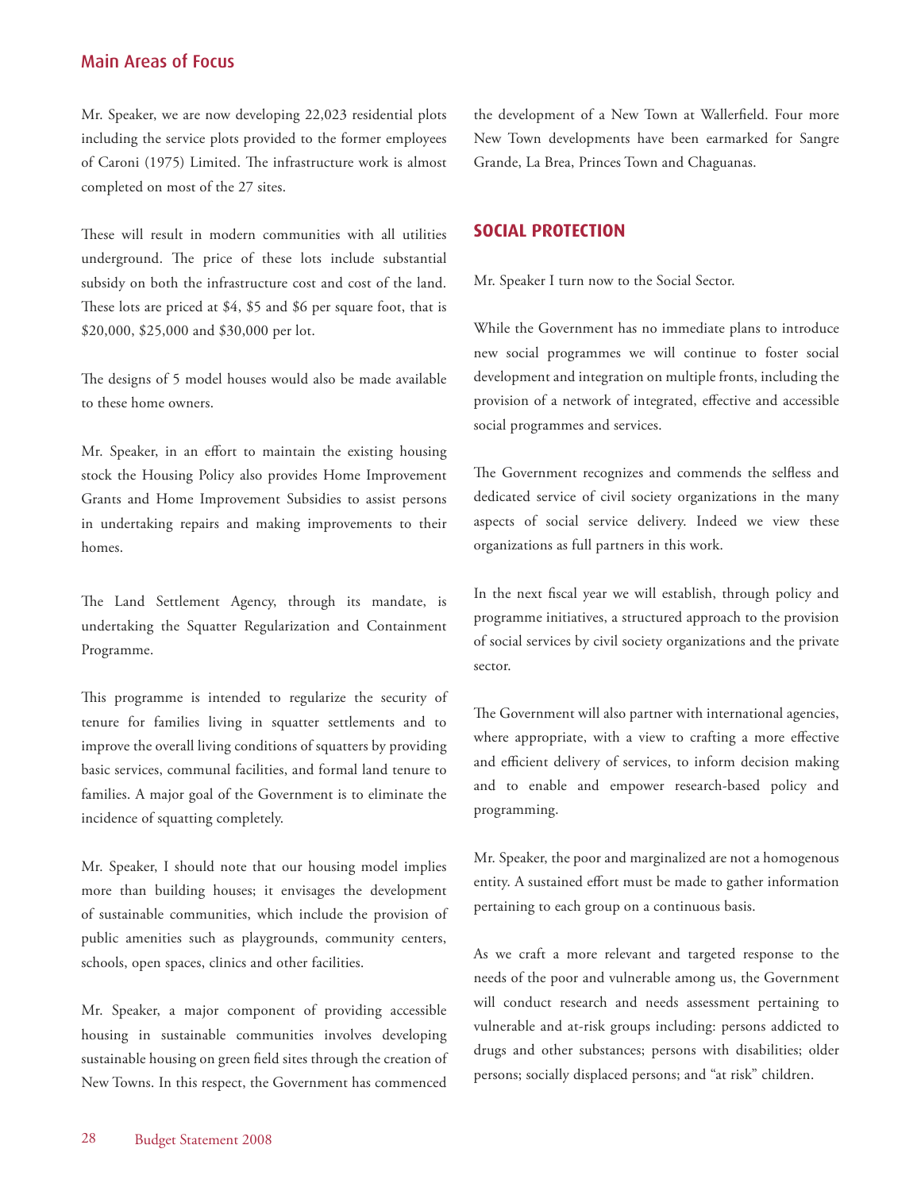Mr. Speaker, we are now developing 22,023 residential plots including the service plots provided to the former employees of Caroni (1975) Limited. The infrastructure work is almost completed on most of the 27 sites.

These will result in modern communities with all utilities underground. The price of these lots include substantial subsidy on both the infrastructure cost and cost of the land. These lots are priced at $4, $5 and $6 per square foot, that is $20,000, $25,000 and $30,000 per lot.

The designs of 5 model houses would also be made available to these home owners.

Mr. Speaker, in an effort to maintain the existing housing stock the Housing Policy also provides Home Improvement Grants and Home Improvement Subsidies to assist persons in undertaking repairs and making improvements to their homes.

The Land Settlement Agency, through its mandate, is undertaking the Squatter Regularization and Containment Programme.

This programme is intended to regularize the security of tenure for families living in squatter settlements and to improve the overall living conditions of squatters by providing basic services, communal facilities, and formal land tenure to families. A major goal of the Government is to eliminate the incidence of squatting completely.

Mr. Speaker, I should note that our housing model implies more than building houses; it envisages the development of sustainable communities, which include the provision of public amenities such as playgrounds, community centers, schools, open spaces, clinics and other facilities.

Mr. Speaker, a major component of providing accessible housing in sustainable communities involves developing sustainable housing on green field sites through the creation of New Towns. In this respect, the Government has commenced the development of a New Town at Wallerfield. Four more New Town developments have been earmarked for Sangre Grande, La Brea, Princes Town and Chaguanas.

## SOCIAL PROTECTION

Mr. Speaker I turn now to the Social Sector.

While the Government has no immediate plans to introduce new social programmes we will continue to foster social development and integration on multiple fronts, including the provision of a network of integrated, effective and accessible social programmes and services.

The Government recognizes and commends the selfless and dedicated service of civil society organizations in the many aspects of social service delivery. Indeed we view these organizations as full partners in this work.

In the next fiscal year we will establish, through policy and programme initiatives, a structured approach to the provision of social services by civil society organizations and the private sector.

The Government will also partner with international agencies, where appropriate, with a view to crafting a more effective and efficient delivery of services, to inform decision making and to enable and empower research-based policy and programming.

Mr. Speaker, the poor and marginalized are not a homogenous entity. A sustained effort must be made to gather information pertaining to each group on a continuous basis.

As we craft a more relevant and targeted response to the needs of the poor and vulnerable among us, the Government will conduct research and needs assessment pertaining to vulnerable and at-risk groups including: persons addicted to drugs and other substances; persons with disabilities; older persons; socially displaced persons; and "at risk" children.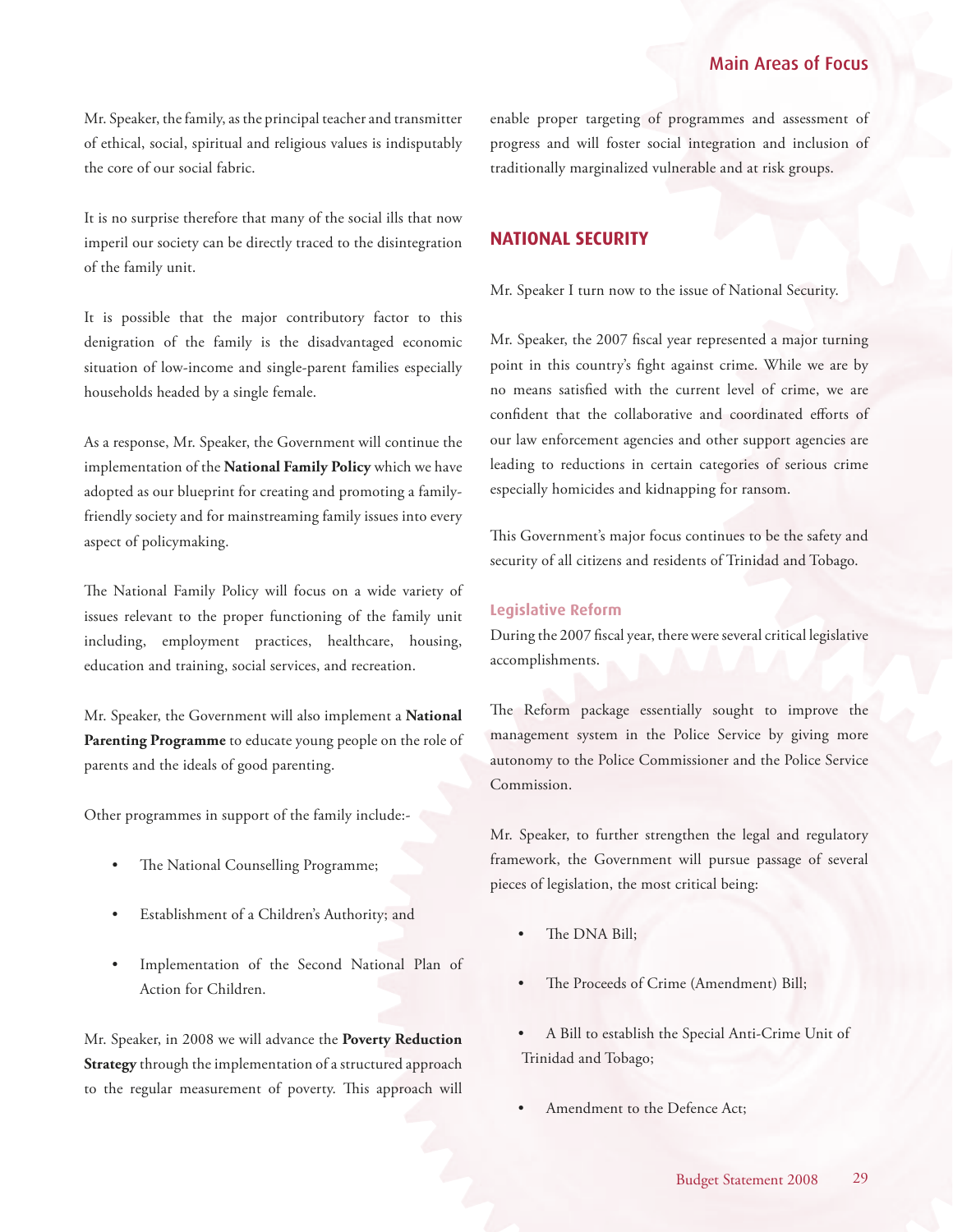Mr. Speaker, the family, as the principal teacher and transmitter of ethical, social, spiritual and religious values is indisputably the core of our social fabric.

It is no surprise therefore that many of the social ills that now imperil our society can be directly traced to the disintegration of the family unit.

It is possible that the major contributory factor to this denigration of the family is the disadvantaged economic situation of low-income and single-parent families especially households headed by a single female.

As a response, Mr. Speaker, the Government will continue the implementation of the **National Family Policy** which we have adopted as our blueprint for creating and promoting a family-friendly society and for mainstreaming family issues into every aspect of policymaking.

The National Family Policy will focus on a wide variety of issues relevant to the proper functioning of the family unit including, employment practices, healthcare, housing, education and training, social services, and recreation.

Mr. Speaker, the Government will also implement a **National Parenting Programme** to educate young people on the role of parents and the ideals of good parenting.

Other programmes in support of the family include:-

- The National Counselling Programme;
- Establishment of a Children's Authority; and
- Implementation of the Second National Plan of Action for Children.

Mr. Speaker, in 2008 we will advance the **Poverty Reduction Strategy** through the implementation of a structured approach to the regular measurement of poverty. This approach will enable proper targeting of programmes and assessment of progress and will foster social integration and inclusion of traditionally marginalized vulnerable and at risk groups.

## NATIONAL SECURITY

Mr. Speaker I turn now to the issue of National Security.

Mr. Speaker, the 2007 fiscal year represented a major turning point in this country's fight against crime. While we are by no means satisfied with the current level of crime, we are confident that the collaborative and coordinated efforts of our law enforcement agencies and other support agencies are leading to reductions in certain categories of serious crime especially homicides and kidnapping for ransom.

This Government's major focus continues to be the safety and security of all citizens and residents of Trinidad and Tobago.

### Legislative Reform

During the 2007 fiscal year, there were several critical legislative accomplishments.

The Reform package essentially sought to improve the management system in the Police Service by giving more autonomy to the Police Commissioner and the Police Service Commission.

Mr. Speaker, to further strengthen the legal and regulatory framework, the Government will pursue passage of several pieces of legislation, the most critical being:

- The DNA Bill;
- The Proceeds of Crime (Amendment) Bill;
- A Bill to establish the Special Anti-Crime Unit of Trinidad and Tobago;
- Amendment to the Defence Act;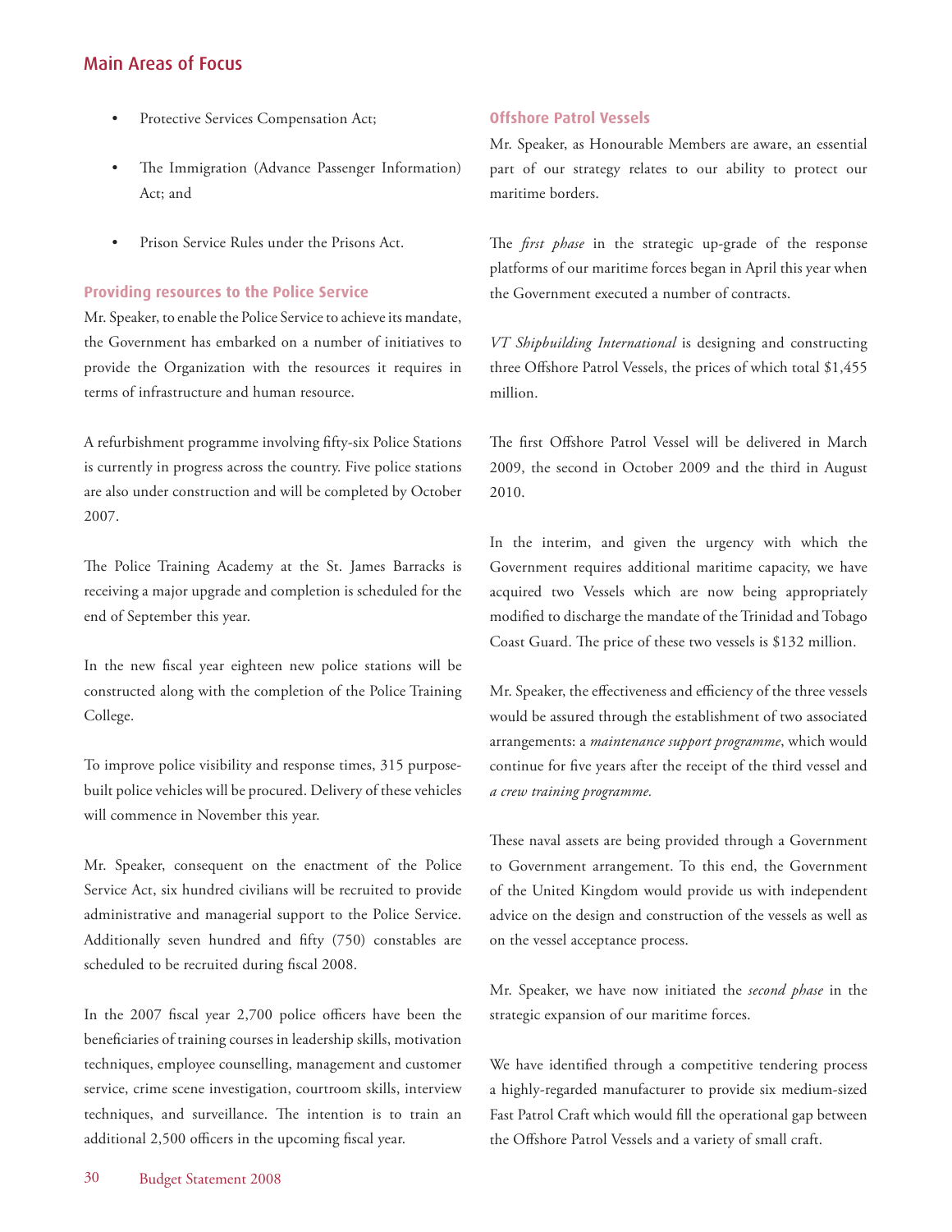- Protective Services Compensation Act;
- The Immigration (Advance Passenger Information) Act; and
- Prison Service Rules under the Prisons Act.

### Providing resources to the Police Service

Mr. Speaker, to enable the Police Service to achieve its mandate, the Government has embarked on a number of initiatives to provide the Organization with the resources it requires in terms of infrastructure and human resource.

A refurbishment programme involving fifty-six Police Stations is currently in progress across the country. Five police stations are also under construction and will be completed by October 2007.

The Police Training Academy at the St. James Barracks is receiving a major upgrade and completion is scheduled for the end of September this year.

In the new fiscal year eighteen new police stations will be constructed along with the completion of the Police Training College.

To improve police visibility and response times, 315 purpose-built police vehicles will be procured. Delivery of these vehicles will commence in November this year.

Mr. Speaker, consequent on the enactment of the Police Service Act, six hundred civilians will be recruited to provide administrative and managerial support to the Police Service. Additionally seven hundred and fifty (750) constables are scheduled to be recruited during fiscal 2008.

In the 2007 fiscal year 2,700 police officers have been the beneficiaries of training courses in leadership skills, motivation techniques, employee counselling, management and customer service, crime scene investigation, courtroom skills, interview techniques, and surveillance. The intention is to train an additional 2,500 officers in the upcoming fiscal year.

### Offshore Patrol Vessels

Mr. Speaker, as Honourable Members are aware, an essential part of our strategy relates to our ability to protect our maritime borders.

The *first phase* in the strategic up-grade of the response platforms of our maritime forces began in April this year when the Government executed a number of contracts.

*VT Shipbuilding International* is designing and constructing three Offshore Patrol Vessels, the prices of which total $1,455 million.

The first Offshore Patrol Vessel will be delivered in March 2009, the second in October 2009 and the third in August 2010.

In the interim, and given the urgency with which the Government requires additional maritime capacity, we have acquired two Vessels which are now being appropriately modified to discharge the mandate of the Trinidad and Tobago Coast Guard. The price of these two vessels is $132 million.

Mr. Speaker, the effectiveness and efficiency of the three vessels would be assured through the establishment of two associated arrangements: a *maintenance support programme*, which would continue for five years after the receipt of the third vessel and *a crew training programme.*

These naval assets are being provided through a Government to Government arrangement. To this end, the Government of the United Kingdom would provide us with independent advice on the design and construction of the vessels as well as on the vessel acceptance process.

Mr. Speaker, we have now initiated the *second phase* in the strategic expansion of our maritime forces.

We have identified through a competitive tendering process a highly-regarded manufacturer to provide six medium-sized Fast Patrol Craft which would fill the operational gap between the Offshore Patrol Vessels and a variety of small craft.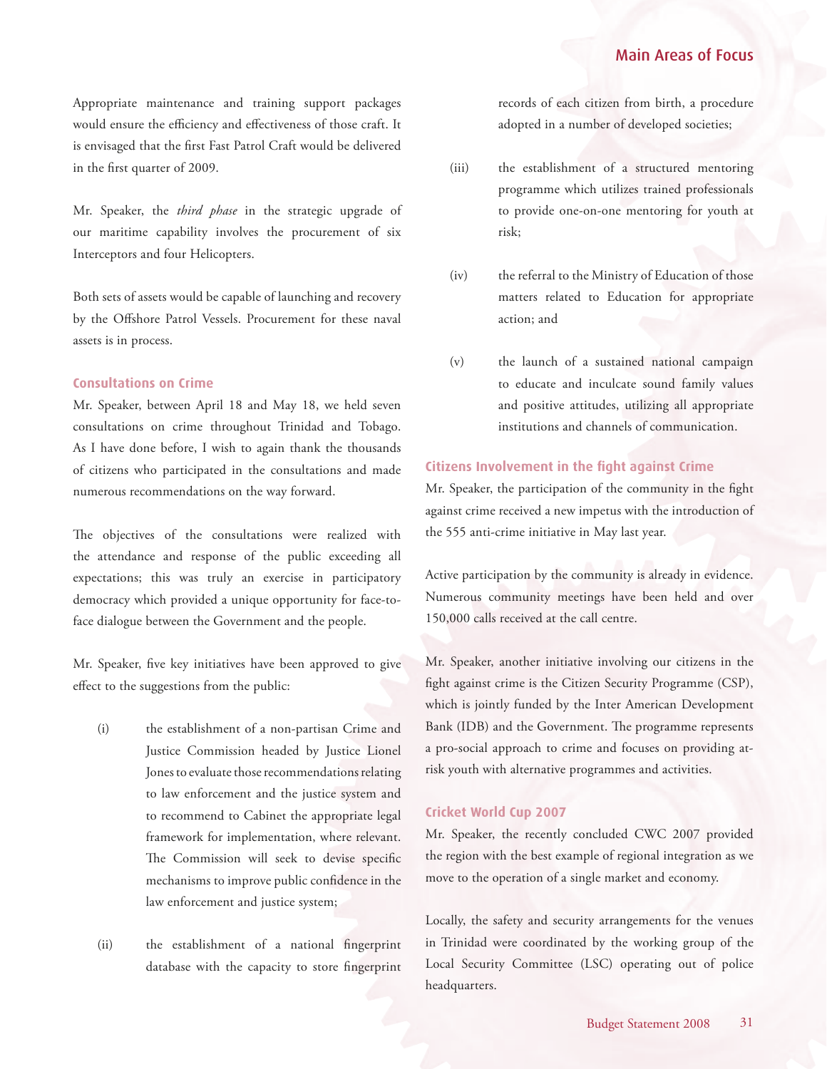Appropriate maintenance and training support packages would ensure the efficiency and effectiveness of those craft. It is envisaged that the first Fast Patrol Craft would be delivered in the first quarter of 2009.

Mr. Speaker, the *third phase* in the strategic upgrade of our maritime capability involves the procurement of six Interceptors and four Helicopters.

Both sets of assets would be capable of launching and recovery by the Offshore Patrol Vessels. Procurement for these naval assets is in process.

### Consultations on Crime

Mr. Speaker, between April 18 and May 18, we held seven consultations on crime throughout Trinidad and Tobago. As I have done before, I wish to again thank the thousands of citizens who participated in the consultations and made numerous recommendations on the way forward.

The objectives of the consultations were realized with the attendance and response of the public exceeding all expectations; this was truly an exercise in participatory democracy which provided a unique opportunity for face-to-face dialogue between the Government and the people.

Mr. Speaker, five key initiatives have been approved to give effect to the suggestions from the public:

(i) the establishment of a non-partisan Crime and Justice Commission headed by Justice Lionel Jones to evaluate those recommendations relating to law enforcement and the justice system and to recommend to Cabinet the appropriate legal framework for implementation, where relevant. The Commission will seek to devise specific mechanisms to improve public confidence in the law enforcement and justice system;

(ii) the establishment of a national fingerprint database with the capacity to store fingerprint records of each citizen from birth, a procedure adopted in a number of developed societies;

(iii) the establishment of a structured mentoring programme which utilizes trained professionals to provide one-on-one mentoring for youth at risk;

(iv) the referral to the Ministry of Education of those matters related to Education for appropriate action; and

(v) the launch of a sustained national campaign to educate and inculcate sound family values and positive attitudes, utilizing all appropriate institutions and channels of communication.

### Citizens Involvement in the fight against Crime

Mr. Speaker, the participation of the community in the fight against crime received a new impetus with the introduction of the 555 anti-crime initiative in May last year.

Active participation by the community is already in evidence. Numerous community meetings have been held and over 150,000 calls received at the call centre.

Mr. Speaker, another initiative involving our citizens in the fight against crime is the Citizen Security Programme (CSP), which is jointly funded by the Inter American Development Bank (IDB) and the Government. The programme represents a pro-social approach to crime and focuses on providing at-risk youth with alternative programmes and activities.

### Cricket World Cup 2007

Mr. Speaker, the recently concluded CWC 2007 provided the region with the best example of regional integration as we move to the operation of a single market and economy.

Locally, the safety and security arrangements for the venues in Trinidad were coordinated by the working group of the Local Security Committee (LSC) operating out of police headquarters.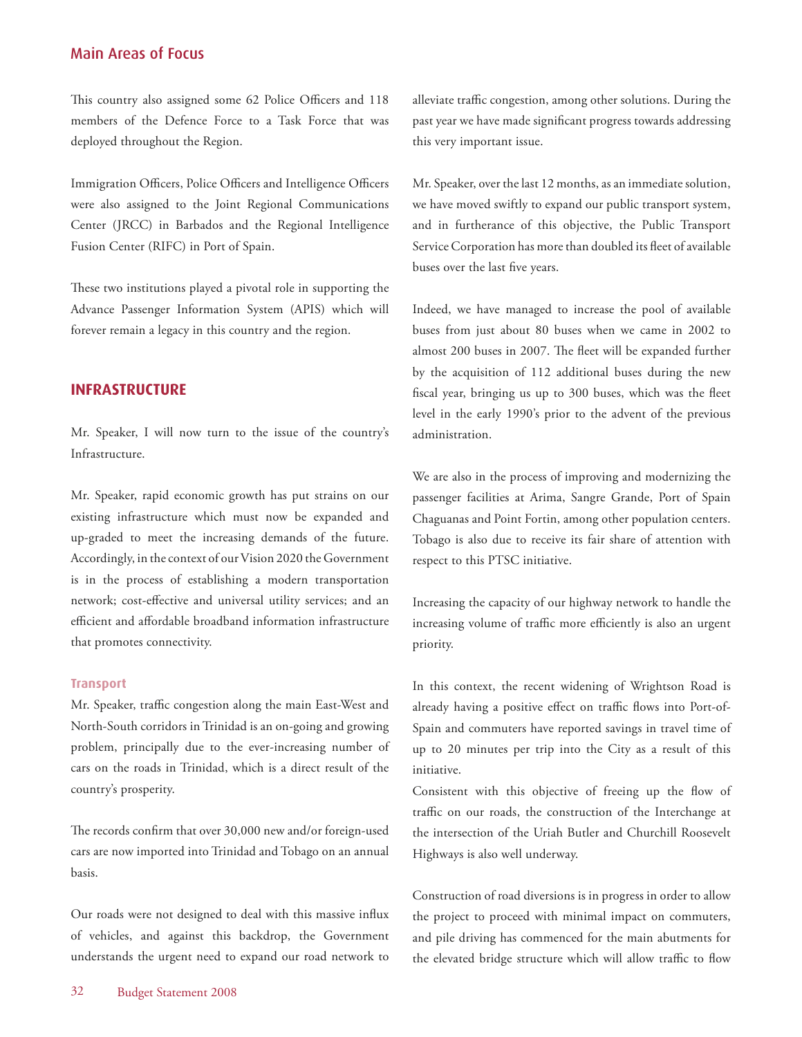This country also assigned some 62 Police Officers and 118 members of the Defence Force to a Task Force that was deployed throughout the Region.

Immigration Officers, Police Officers and Intelligence Officers were also assigned to the Joint Regional Communications Center (JRCC) in Barbados and the Regional Intelligence Fusion Center (RIFC) in Port of Spain.

These two institutions played a pivotal role in supporting the Advance Passenger Information System (APIS) which will forever remain a legacy in this country and the region.

## INFRASTRUCTURE

Mr. Speaker, I will now turn to the issue of the country's Infrastructure.

Mr. Speaker, rapid economic growth has put strains on our existing infrastructure which must now be expanded and up-graded to meet the increasing demands of the future. Accordingly, in the context of our Vision 2020 the Government is in the process of establishing a modern transportation network; cost-effective and universal utility services; and an efficient and affordable broadband information infrastructure that promotes connectivity.

### Transport

Mr. Speaker, traffic congestion along the main East-West and North-South corridors in Trinidad is an on-going and growing problem, principally due to the ever-increasing number of cars on the roads in Trinidad, which is a direct result of the country's prosperity.

The records confirm that over 30,000 new and/or foreign-used cars are now imported into Trinidad and Tobago on an annual basis.

Our roads were not designed to deal with this massive influx of vehicles, and against this backdrop, the Government understands the urgent need to expand our road network to alleviate traffic congestion, among other solutions. During the past year we have made significant progress towards addressing this very important issue.

Mr. Speaker, over the last 12 months, as an immediate solution, we have moved swiftly to expand our public transport system, and in furtherance of this objective, the Public Transport Service Corporation has more than doubled its fleet of available buses over the last five years.

Indeed, we have managed to increase the pool of available buses from just about 80 buses when we came in 2002 to almost 200 buses in 2007. The fleet will be expanded further by the acquisition of 112 additional buses during the new fiscal year, bringing us up to 300 buses, which was the fleet level in the early 1990's prior to the advent of the previous administration.

We are also in the process of improving and modernizing the passenger facilities at Arima, Sangre Grande, Port of Spain Chaguanas and Point Fortin, among other population centers. Tobago is also due to receive its fair share of attention with respect to this PTSC initiative.

Increasing the capacity of our highway network to handle the increasing volume of traffic more efficiently is also an urgent priority.

In this context, the recent widening of Wrightson Road is already having a positive effect on traffic flows into Port-of-Spain and commuters have reported savings in travel time of up to 20 minutes per trip into the City as a result of this initiative.

Consistent with this objective of freeing up the flow of traffic on our roads, the construction of the Interchange at the intersection of the Uriah Butler and Churchill Roosevelt Highways is also well underway.

Construction of road diversions is in progress in order to allow the project to proceed with minimal impact on commuters, and pile driving has commenced for the main abutments for the elevated bridge structure which will allow traffic to flow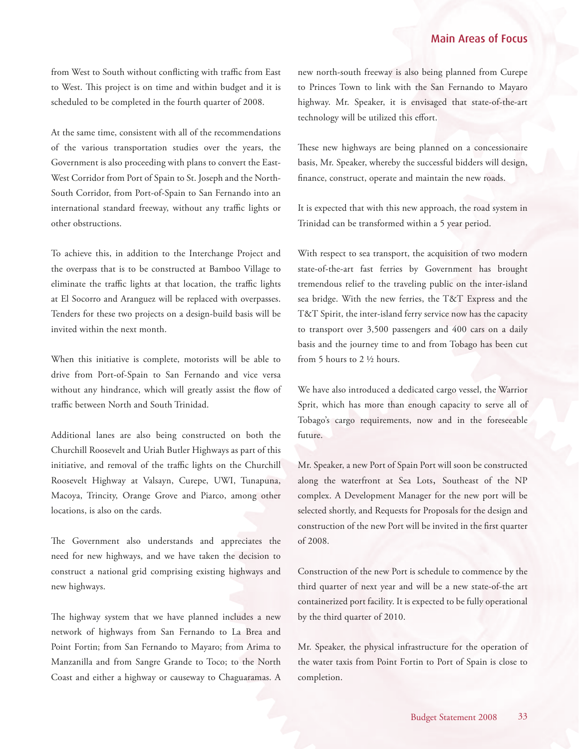from West to South without conflicting with traffic from East to West. This project is on time and within budget and it is scheduled to be completed in the fourth quarter of 2008.

At the same time, consistent with all of the recommendations of the various transportation studies over the years, the Government is also proceeding with plans to convert the East-West Corridor from Port of Spain to St. Joseph and the North-South Corridor, from Port-of-Spain to San Fernando into an international standard freeway, without any traffic lights or other obstructions.

To achieve this, in addition to the Interchange Project and the overpass that is to be constructed at Bamboo Village to eliminate the traffic lights at that location, the traffic lights at El Socorro and Aranguez will be replaced with overpasses. Tenders for these two projects on a design-build basis will be invited within the next month.

When this initiative is complete, motorists will be able to drive from Port-of-Spain to San Fernando and vice versa without any hindrance, which will greatly assist the flow of traffic between North and South Trinidad.

Additional lanes are also being constructed on both the Churchill Roosevelt and Uriah Butler Highways as part of this initiative, and removal of the traffic lights on the Churchill Roosevelt Highway at Valsayn, Curepe, UWI, Tunapuna, Macoya, Trincity, Orange Grove and Piarco, among other locations, is also on the cards.

The Government also understands and appreciates the need for new highways, and we have taken the decision to construct a national grid comprising existing highways and new highways.

The highway system that we have planned includes a new network of highways from San Fernando to La Brea and Point Fortin; from San Fernando to Mayaro; from Arima to Manzanilla and from Sangre Grande to Toco; to the North Coast and either a highway or causeway to Chaguaramas. A new north-south freeway is also being planned from Curepe to Princes Town to link with the San Fernando to Mayaro highway. Mr. Speaker, it is envisaged that state-of-the-art technology will be utilized this effort.

These new highways are being planned on a concessionaire basis, Mr. Speaker, whereby the successful bidders will design, finance, construct, operate and maintain the new roads.

It is expected that with this new approach, the road system in Trinidad can be transformed within a 5 year period.

With respect to sea transport, the acquisition of two modern state-of-the-art fast ferries by Government has brought tremendous relief to the traveling public on the inter-island sea bridge. With the new ferries, the T&T Express and the T&T Spirit, the inter-island ferry service now has the capacity to transport over 3,500 passengers and 400 cars on a daily basis and the journey time to and from Tobago has been cut from 5 hours to 2 ½ hours.

We have also introduced a dedicated cargo vessel, the Warrior Sprit, which has more than enough capacity to serve all of Tobago's cargo requirements, now and in the foreseeable future.

Mr. Speaker, a new Port of Spain Port will soon be constructed along the waterfront at Sea Lots, Southeast of the NP complex. A Development Manager for the new port will be selected shortly, and Requests for Proposals for the design and construction of the new Port will be invited in the first quarter of 2008.

Construction of the new Port is schedule to commence by the third quarter of next year and will be a new state-of-the art containerized port facility. It is expected to be fully operational by the third quarter of 2010.

Mr. Speaker, the physical infrastructure for the operation of the water taxis from Point Fortin to Port of Spain is close to completion.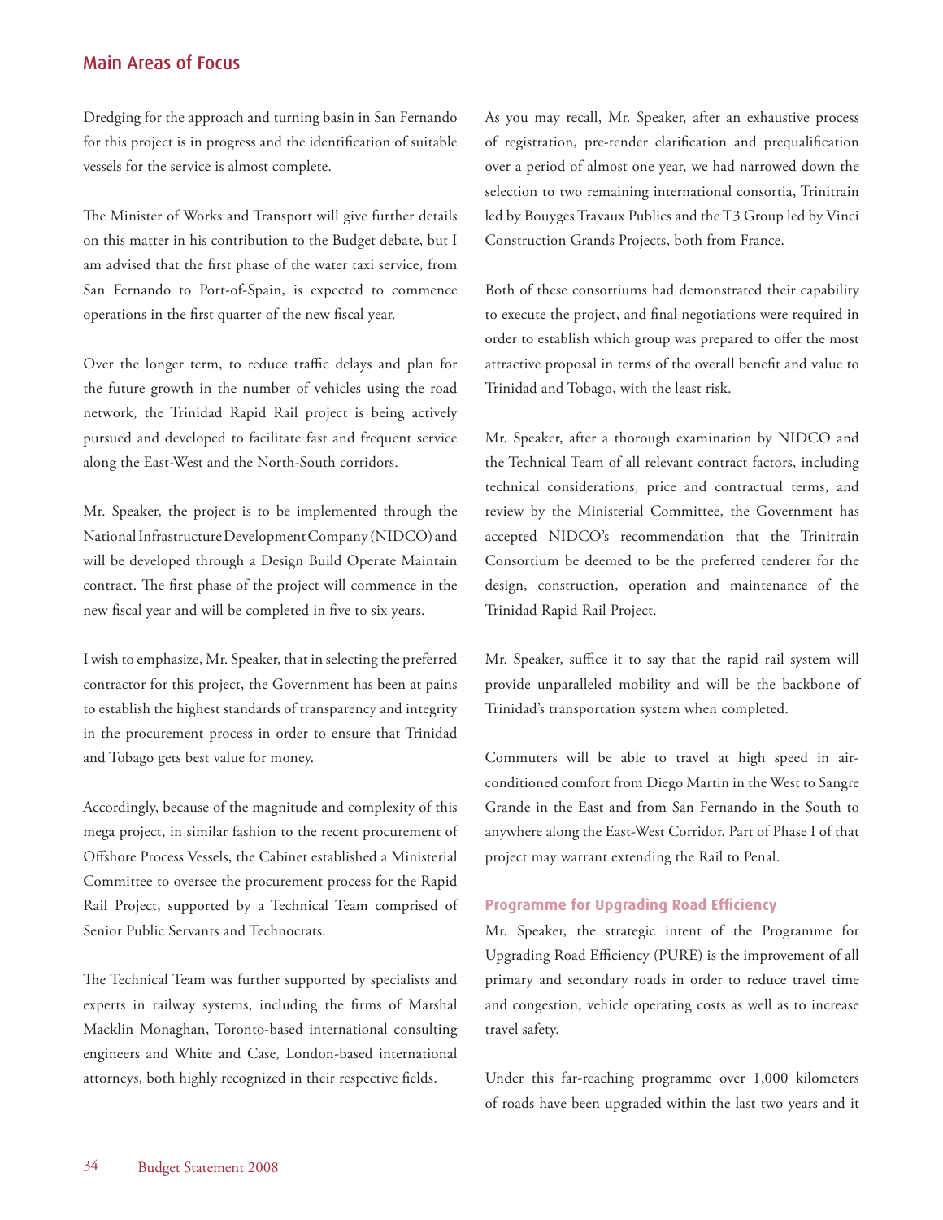Dredging for the approach and turning basin in San Fernando for this project is in progress and the identification of suitable vessels for the service is almost complete.

The Minister of Works and Transport will give further details on this matter in his contribution to the Budget debate, but I am advised that the first phase of the water taxi service, from San Fernando to Port-of-Spain, is expected to commence operations in the first quarter of the new fiscal year.

Over the longer term, to reduce traffic delays and plan for the future growth in the number of vehicles using the road network, the Trinidad Rapid Rail project is being actively pursued and developed to facilitate fast and frequent service along the East-West and the North-South corridors.

Mr. Speaker, the project is to be implemented through the National Infrastructure Development Company (NIDCO) and will be developed through a Design Build Operate Maintain contract. The first phase of the project will commence in the new fiscal year and will be completed in five to six years.

I wish to emphasize, Mr. Speaker, that in selecting the preferred contractor for this project, the Government has been at pains to establish the highest standards of transparency and integrity in the procurement process in order to ensure that Trinidad and Tobago gets best value for money.

Accordingly, because of the magnitude and complexity of this mega project, in similar fashion to the recent procurement of Offshore Process Vessels, the Cabinet established a Ministerial Committee to oversee the procurement process for the Rapid Rail Project, supported by a Technical Team comprised of Senior Public Servants and Technocrats.

The Technical Team was further supported by specialists and experts in railway systems, including the firms of Marshal Macklin Monaghan, Toronto-based international consulting engineers and White and Case, London-based international attorneys, both highly recognized in their respective fields.

As you may recall, Mr. Speaker, after an exhaustive process of registration, pre-tender clarification and prequalification over a period of almost one year, we had narrowed down the selection to two remaining international consortia, Trinitrain led by Bouyges Travaux Publics and the T3 Group led by Vinci Construction Grands Projects, both from France.

Both of these consortiums had demonstrated their capability to execute the project, and final negotiations were required in order to establish which group was prepared to offer the most attractive proposal in terms of the overall benefit and value to Trinidad and Tobago, with the least risk.

Mr. Speaker, after a thorough examination by NIDCO and the Technical Team of all relevant contract factors, including technical considerations, price and contractual terms, and review by the Ministerial Committee, the Government has accepted NIDCO's recommendation that the Trinitrain Consortium be deemed to be the preferred tenderer for the design, construction, operation and maintenance of the Trinidad Rapid Rail Project.

Mr. Speaker, suffice it to say that the rapid rail system will provide unparalleled mobility and will be the backbone of Trinidad's transportation system when completed.

Commuters will be able to travel at high speed in air-conditioned comfort from Diego Martin in the West to Sangre Grande in the East and from San Fernando in the South to anywhere along the East-West Corridor. Part of Phase I of that project may warrant extending the Rail to Penal.

### Programme for Upgrading Road Efficiency

Mr. Speaker, the strategic intent of the Programme for Upgrading Road Efficiency (PURE) is the improvement of all primary and secondary roads in order to reduce travel time and congestion, vehicle operating costs as well as to increase travel safety.

Under this far-reaching programme over 1,000 kilometers of roads have been upgraded within the last two years and it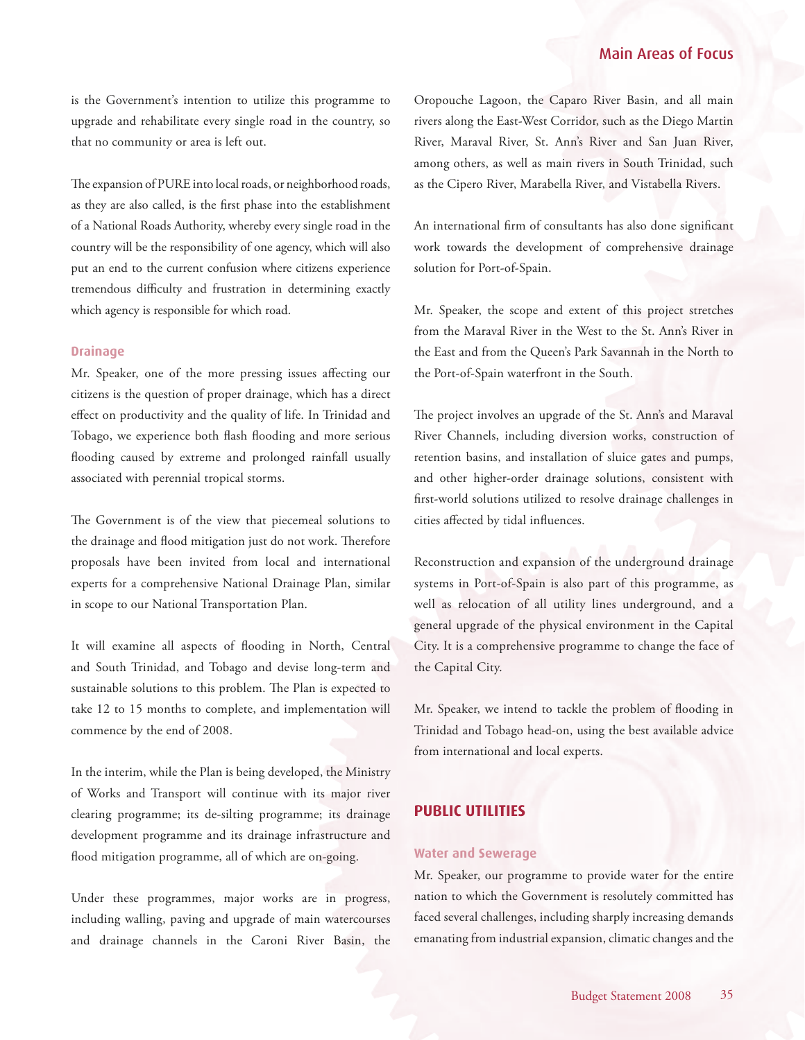is the Government's intention to utilize this programme to upgrade and rehabilitate every single road in the country, so that no community or area is left out.

The expansion of PURE into local roads, or neighborhood roads, as they are also called, is the first phase into the establishment of a National Roads Authority, whereby every single road in the country will be the responsibility of one agency, which will also put an end to the current confusion where citizens experience tremendous difficulty and frustration in determining exactly which agency is responsible for which road.

### Drainage

Mr. Speaker, one of the more pressing issues affecting our citizens is the question of proper drainage, which has a direct effect on productivity and the quality of life. In Trinidad and Tobago, we experience both flash flooding and more serious flooding caused by extreme and prolonged rainfall usually associated with perennial tropical storms.

The Government is of the view that piecemeal solutions to the drainage and flood mitigation just do not work. Therefore proposals have been invited from local and international experts for a comprehensive National Drainage Plan, similar in scope to our National Transportation Plan.

It will examine all aspects of flooding in North, Central and South Trinidad, and Tobago and devise long-term and sustainable solutions to this problem. The Plan is expected to take 12 to 15 months to complete, and implementation will commence by the end of 2008.

In the interim, while the Plan is being developed, the Ministry of Works and Transport will continue with its major river clearing programme; its de-silting programme; its drainage development programme and its drainage infrastructure and flood mitigation programme, all of which are on-going.

Under these programmes, major works are in progress, including walling, paving and upgrade of main watercourses and drainage channels in the Caroni River Basin, the Oropouche Lagoon, the Caparo River Basin, and all main rivers along the East-West Corridor, such as the Diego Martin River, Maraval River, St. Ann's River and San Juan River, among others, as well as main rivers in South Trinidad, such as the Cipero River, Marabella River, and Vistabella Rivers.

An international firm of consultants has also done significant work towards the development of comprehensive drainage solution for Port-of-Spain.

Mr. Speaker, the scope and extent of this project stretches from the Maraval River in the West to the St. Ann's River in the East and from the Queen's Park Savannah in the North to the Port-of-Spain waterfront in the South.

The project involves an upgrade of the St. Ann's and Maraval River Channels, including diversion works, construction of retention basins, and installation of sluice gates and pumps, and other higher-order drainage solutions, consistent with first-world solutions utilized to resolve drainage challenges in cities affected by tidal influences.

Reconstruction and expansion of the underground drainage systems in Port-of-Spain is also part of this programme, as well as relocation of all utility lines underground, and a general upgrade of the physical environment in the Capital City. It is a comprehensive programme to change the face of the Capital City.

Mr. Speaker, we intend to tackle the problem of flooding in Trinidad and Tobago head-on, using the best available advice from international and local experts.

## PUBLIC UTILITIES

### Water and Sewerage

Mr. Speaker, our programme to provide water for the entire nation to which the Government is resolutely committed has faced several challenges, including sharply increasing demands emanating from industrial expansion, climatic changes and the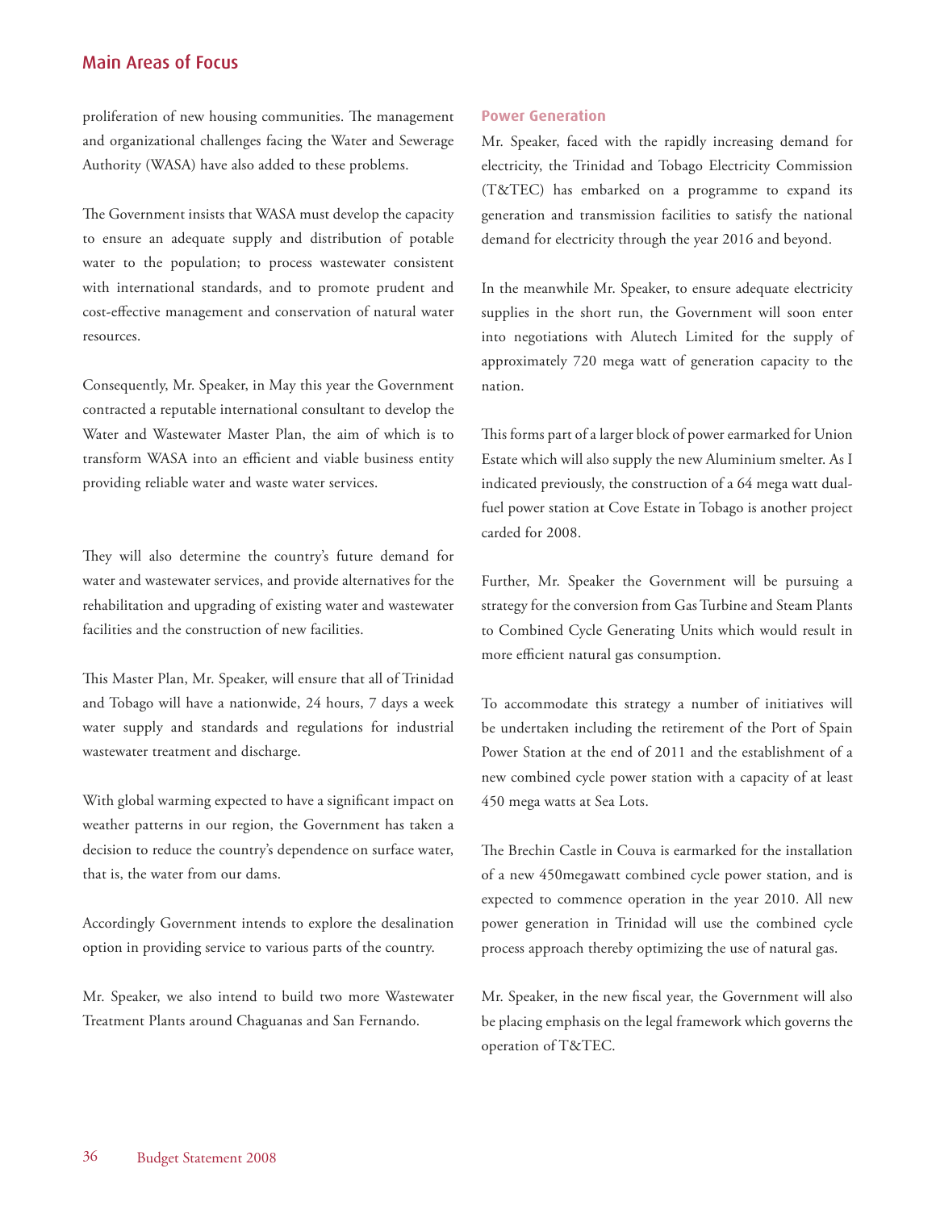proliferation of new housing communities. The management and organizational challenges facing the Water and Sewerage Authority (WASA) have also added to these problems.

The Government insists that WASA must develop the capacity to ensure an adequate supply and distribution of potable water to the population; to process wastewater consistent with international standards, and to promote prudent and cost-effective management and conservation of natural water resources.

Consequently, Mr. Speaker, in May this year the Government contracted a reputable international consultant to develop the Water and Wastewater Master Plan, the aim of which is to transform WASA into an efficient and viable business entity providing reliable water and waste water services.

They will also determine the country's future demand for water and wastewater services, and provide alternatives for the rehabilitation and upgrading of existing water and wastewater facilities and the construction of new facilities.

This Master Plan, Mr. Speaker, will ensure that all of Trinidad and Tobago will have a nationwide, 24 hours, 7 days a week water supply and standards and regulations for industrial wastewater treatment and discharge.

With global warming expected to have a significant impact on weather patterns in our region, the Government has taken a decision to reduce the country's dependence on surface water, that is, the water from our dams.

Accordingly Government intends to explore the desalination option in providing service to various parts of the country.

Mr. Speaker, we also intend to build two more Wastewater Treatment Plants around Chaguanas and San Fernando.

### Power Generation

Mr. Speaker, faced with the rapidly increasing demand for electricity, the Trinidad and Tobago Electricity Commission (T&TEC) has embarked on a programme to expand its generation and transmission facilities to satisfy the national demand for electricity through the year 2016 and beyond.

In the meanwhile Mr. Speaker, to ensure adequate electricity supplies in the short run, the Government will soon enter into negotiations with Alutech Limited for the supply of approximately 720 mega watt of generation capacity to the nation.

This forms part of a larger block of power earmarked for Union Estate which will also supply the new Aluminium smelter. As I indicated previously, the construction of a 64 mega watt dual-fuel power station at Cove Estate in Tobago is another project carded for 2008.

Further, Mr. Speaker the Government will be pursuing a strategy for the conversion from Gas Turbine and Steam Plants to Combined Cycle Generating Units which would result in more efficient natural gas consumption.

To accommodate this strategy a number of initiatives will be undertaken including the retirement of the Port of Spain Power Station at the end of 2011 and the establishment of a new combined cycle power station with a capacity of at least 450 mega watts at Sea Lots.

The Brechin Castle in Couva is earmarked for the installation of a new 450megawatt combined cycle power station, and is expected to commence operation in the year 2010. All new power generation in Trinidad will use the combined cycle process approach thereby optimizing the use of natural gas.

Mr. Speaker, in the new fiscal year, the Government will also be placing emphasis on the legal framework which governs the operation of T&TEC.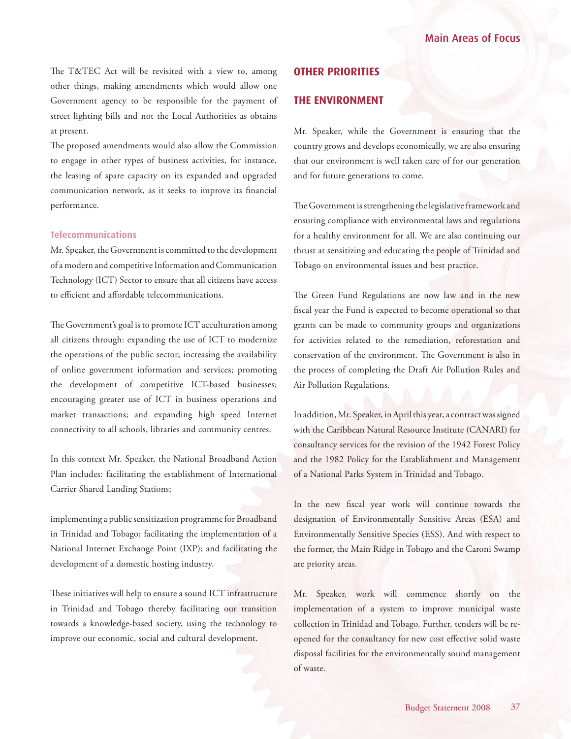The T&TEC Act will be revisited with a view to, among other things, making amendments which would allow one Government agency to be responsible for the payment of street lighting bills and not the Local Authorities as obtains at present.

The proposed amendments would also allow the Commission to engage in other types of business activities, for instance, the leasing of spare capacity on its expanded and upgraded communication network, as it seeks to improve its financial performance.

### Telecommunications

Mr. Speaker, the Government is committed to the development of a modern and competitive Information and Communication Technology (ICT) Sector to ensure that all citizens have access to efficient and affordable telecommunications.

The Government's goal is to promote ICT acculturation among all citizens through: expanding the use of ICT to modernize the operations of the public sector; increasing the availability of online government information and services; promoting the development of competitive ICT-based businesses; encouraging greater use of ICT in business operations and market transactions; and expanding high speed Internet connectivity to all schools, libraries and community centres.

In this context Mr. Speaker, the National Broadband Action Plan includes: facilitating the establishment of International Carrier Shared Landing Stations;

implementing a public sensitization programme for Broadband in Trinidad and Tobago; facilitating the implementation of a National Internet Exchange Point (IXP); and facilitating the development of a domestic hosting industry.

These initiatives will help to ensure a sound ICT infrastructure in Trinidad and Tobago thereby facilitating our transition towards a knowledge-based society, using the technology to improve our economic, social and cultural development.

## OTHER PRIORITIES

## THE ENVIRONMENT

Mr. Speaker, while the Government is ensuring that the country grows and develops economically, we are also ensuring that our environment is well taken care of for our generation and for future generations to come.

The Government is strengthening the legislative framework and ensuring compliance with environmental laws and regulations for a healthy environment for all. We are also continuing our thrust at sensitizing and educating the people of Trinidad and Tobago on environmental issues and best practice.

The Green Fund Regulations are now law and in the new fiscal year the Fund is expected to become operational so that grants can be made to community groups and organizations for activities related to the remediation, reforestation and conservation of the environment. The Government is also in the process of completing the Draft Air Pollution Rules and Air Pollution Regulations.

In addition, Mr. Speaker, in April this year, a contract was signed with the Caribbean Natural Resource Institute (CANARI) for consultancy services for the revision of the 1942 Forest Policy and the 1982 Policy for the Establishment and Management of a National Parks System in Trinidad and Tobago.

In the new fiscal year work will continue towards the designation of Environmentally Sensitive Areas (ESA) and Environmentally Sensitive Species (ESS). And with respect to the former, the Main Ridge in Tobago and the Caroni Swamp are priority areas.

Mr. Speaker, work will commence shortly on the implementation of a system to improve municipal waste collection in Trinidad and Tobago. Further, tenders will be re-opened for the consultancy for new cost effective solid waste disposal facilities for the environmentally sound management of waste.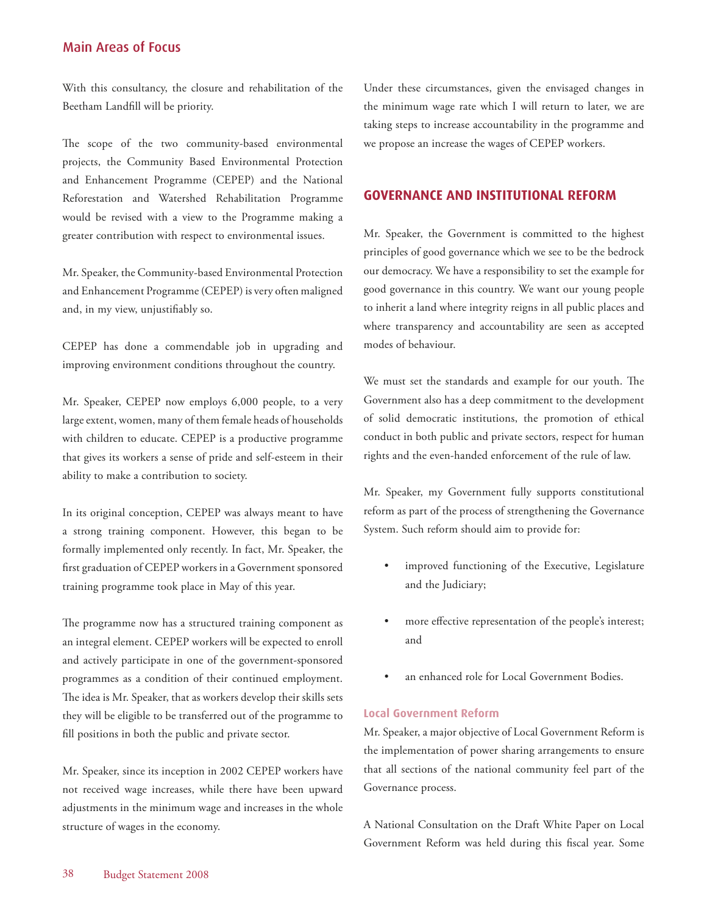With this consultancy, the closure and rehabilitation of the Beetham Landfill will be priority.

The scope of the two community-based environmental projects, the Community Based Environmental Protection and Enhancement Programme (CEPEP) and the National Reforestation and Watershed Rehabilitation Programme would be revised with a view to the Programme making a greater contribution with respect to environmental issues.

Mr. Speaker, the Community-based Environmental Protection and Enhancement Programme (CEPEP) is very often maligned and, in my view, unjustifiably so.

CEPEP has done a commendable job in upgrading and improving environment conditions throughout the country.

Mr. Speaker, CEPEP now employs 6,000 people, to a very large extent, women, many of them female heads of households with children to educate. CEPEP is a productive programme that gives its workers a sense of pride and self-esteem in their ability to make a contribution to society.

In its original conception, CEPEP was always meant to have a strong training component. However, this began to be formally implemented only recently. In fact, Mr. Speaker, the first graduation of CEPEP workers in a Government sponsored training programme took place in May of this year.

The programme now has a structured training component as an integral element. CEPEP workers will be expected to enroll and actively participate in one of the government-sponsored programmes as a condition of their continued employment. The idea is Mr. Speaker, that as workers develop their skills sets they will be eligible to be transferred out of the programme to fill positions in both the public and private sector.

Mr. Speaker, since its inception in 2002 CEPEP workers have not received wage increases, while there have been upward adjustments in the minimum wage and increases in the whole structure of wages in the economy.

Under these circumstances, given the envisaged changes in the minimum wage rate which I will return to later, we are taking steps to increase accountability in the programme and we propose an increase the wages of CEPEP workers.

## GOVERNANCE AND INSTITUTIONAL REFORM

Mr. Speaker, the Government is committed to the highest principles of good governance which we see to be the bedrock our democracy. We have a responsibility to set the example for good governance in this country. We want our young people to inherit a land where integrity reigns in all public places and where transparency and accountability are seen as accepted modes of behaviour.

We must set the standards and example for our youth. The Government also has a deep commitment to the development of solid democratic institutions, the promotion of ethical conduct in both public and private sectors, respect for human rights and the even-handed enforcement of the rule of law.

Mr. Speaker, my Government fully supports constitutional reform as part of the process of strengthening the Governance System. Such reform should aim to provide for:

- improved functioning of the Executive, Legislature and the Judiciary;
- more effective representation of the people's interest; and
- an enhanced role for Local Government Bodies.

### Local Government Reform

Mr. Speaker, a major objective of Local Government Reform is the implementation of power sharing arrangements to ensure that all sections of the national community feel part of the Governance process.

A National Consultation on the Draft White Paper on Local Government Reform was held during this fiscal year. Some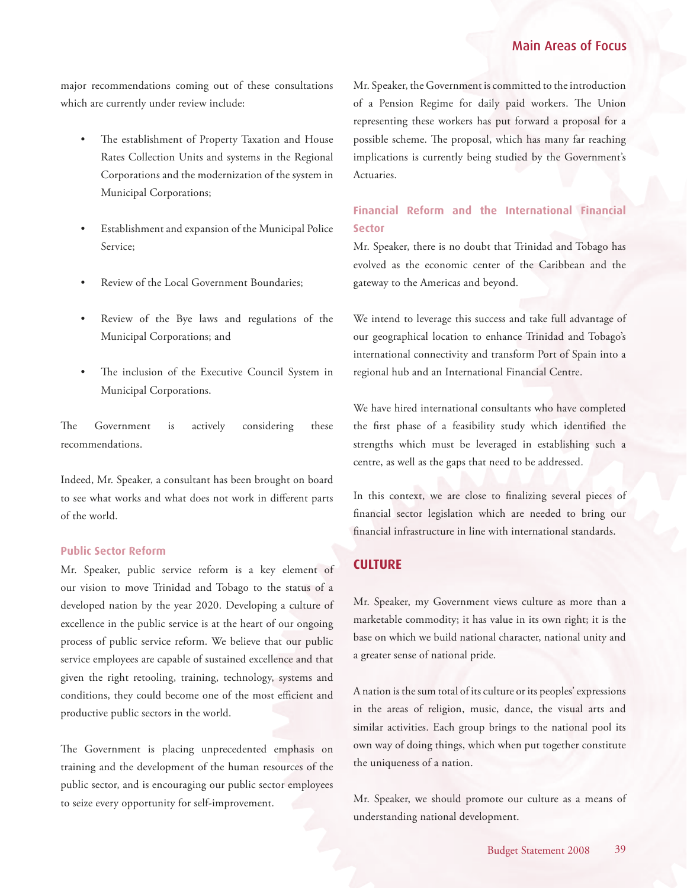major recommendations coming out of these consultations which are currently under review include:

- The establishment of Property Taxation and House Rates Collection Units and systems in the Regional Corporations and the modernization of the system in Municipal Corporations;
- Establishment and expansion of the Municipal Police Service;
- Review of the Local Government Boundaries;
- Review of the Bye laws and regulations of the Municipal Corporations; and
- The inclusion of the Executive Council System in Municipal Corporations.

The Government is actively considering these recommendations.

Indeed, Mr. Speaker, a consultant has been brought on board to see what works and what does not work in different parts of the world.

### Public Sector Reform

Mr. Speaker, public service reform is a key element of our vision to move Trinidad and Tobago to the status of a developed nation by the year 2020. Developing a culture of excellence in the public service is at the heart of our ongoing process of public service reform. We believe that our public service employees are capable of sustained excellence and that given the right retooling, training, technology, systems and conditions, they could become one of the most efficient and productive public sectors in the world.

The Government is placing unprecedented emphasis on training and the development of the human resources of the public sector, and is encouraging our public sector employees to seize every opportunity for self-improvement.

Mr. Speaker, the Government is committed to the introduction of a Pension Regime for daily paid workers. The Union representing these workers has put forward a proposal for a possible scheme. The proposal, which has many far reaching implications is currently being studied by the Government's Actuaries.

### Financial Reform and the International Financial Sector

Mr. Speaker, there is no doubt that Trinidad and Tobago has evolved as the economic center of the Caribbean and the gateway to the Americas and beyond.

We intend to leverage this success and take full advantage of our geographical location to enhance Trinidad and Tobago's international connectivity and transform Port of Spain into a regional hub and an International Financial Centre.

We have hired international consultants who have completed the first phase of a feasibility study which identified the strengths which must be leveraged in establishing such a centre, as well as the gaps that need to be addressed.

In this context, we are close to finalizing several pieces of financial sector legislation which are needed to bring our financial infrastructure in line with international standards.

## CULTURE

Mr. Speaker, my Government views culture as more than a marketable commodity; it has value in its own right; it is the base on which we build national character, national unity and a greater sense of national pride.

A nation is the sum total of its culture or its peoples' expressions in the areas of religion, music, dance, the visual arts and similar activities. Each group brings to the national pool its own way of doing things, which when put together constitute the uniqueness of a nation.

Mr. Speaker, we should promote our culture as a means of understanding national development.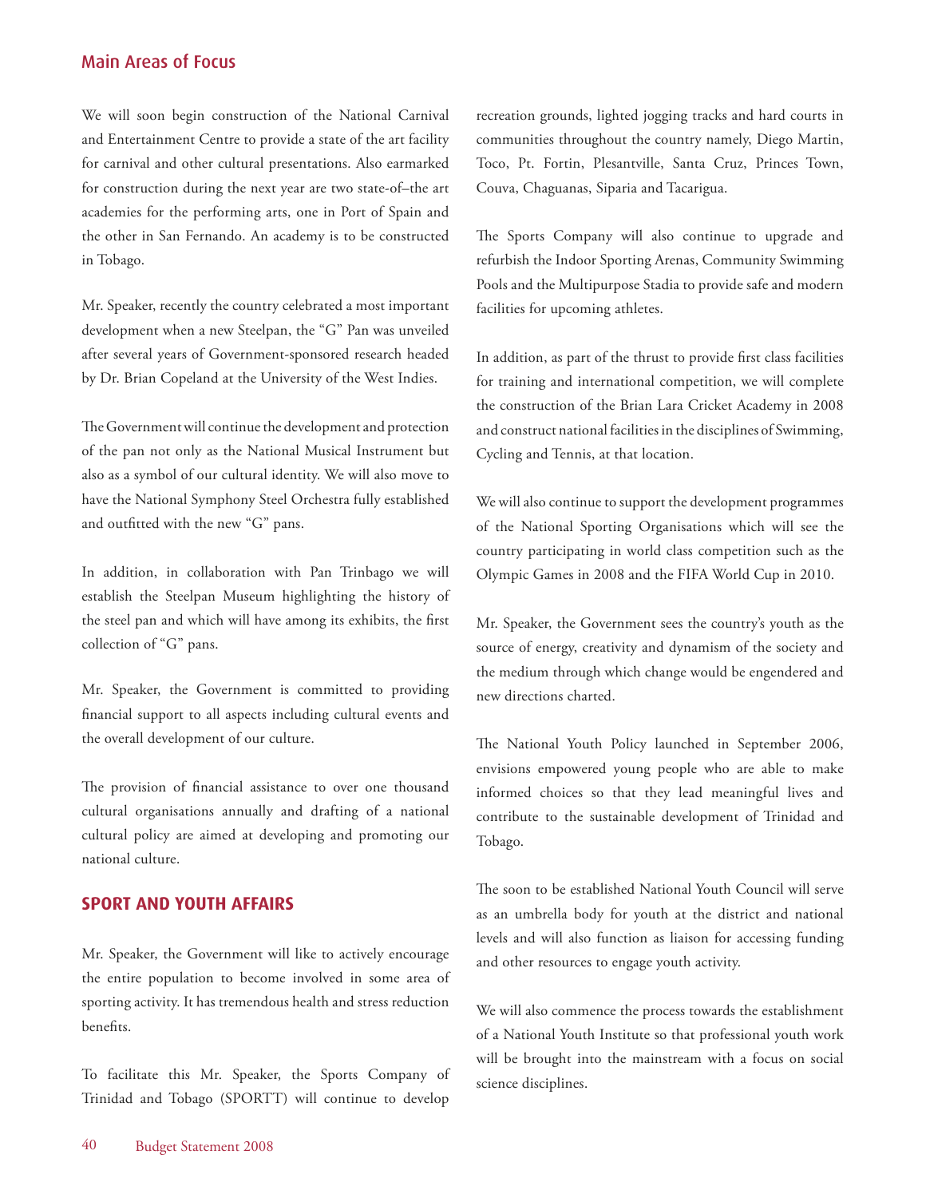We will soon begin construction of the National Carnival and Entertainment Centre to provide a state of the art facility for carnival and other cultural presentations. Also earmarked for construction during the next year are two state-of–the art academies for the performing arts, one in Port of Spain and the other in San Fernando. An academy is to be constructed in Tobago.

Mr. Speaker, recently the country celebrated a most important development when a new Steelpan, the "G" Pan was unveiled after several years of Government-sponsored research headed by Dr. Brian Copeland at the University of the West Indies.

The Government will continue the development and protection of the pan not only as the National Musical Instrument but also as a symbol of our cultural identity. We will also move to have the National Symphony Steel Orchestra fully established and outfitted with the new "G" pans.

In addition, in collaboration with Pan Trinbago we will establish the Steelpan Museum highlighting the history of the steel pan and which will have among its exhibits, the first collection of "G" pans.

Mr. Speaker, the Government is committed to providing financial support to all aspects including cultural events and the overall development of our culture.

The provision of financial assistance to over one thousand cultural organisations annually and drafting of a national cultural policy are aimed at developing and promoting our national culture.

## SPORT AND YOUTH AFFAIRS

Mr. Speaker, the Government will like to actively encourage the entire population to become involved in some area of sporting activity. It has tremendous health and stress reduction benefits.

To facilitate this Mr. Speaker, the Sports Company of Trinidad and Tobago (SPORTT) will continue to develop recreation grounds, lighted jogging tracks and hard courts in communities throughout the country namely, Diego Martin, Toco, Pt. Fortin, Plesantville, Santa Cruz, Princes Town, Couva, Chaguanas, Siparia and Tacarigua.

The Sports Company will also continue to upgrade and refurbish the Indoor Sporting Arenas, Community Swimming Pools and the Multipurpose Stadia to provide safe and modern facilities for upcoming athletes.

In addition, as part of the thrust to provide first class facilities for training and international competition, we will complete the construction of the Brian Lara Cricket Academy in 2008 and construct national facilities in the disciplines of Swimming, Cycling and Tennis, at that location.

We will also continue to support the development programmes of the National Sporting Organisations which will see the country participating in world class competition such as the Olympic Games in 2008 and the FIFA World Cup in 2010.

Mr. Speaker, the Government sees the country's youth as the source of energy, creativity and dynamism of the society and the medium through which change would be engendered and new directions charted.

The National Youth Policy launched in September 2006, envisions empowered young people who are able to make informed choices so that they lead meaningful lives and contribute to the sustainable development of Trinidad and Tobago.

The soon to be established National Youth Council will serve as an umbrella body for youth at the district and national levels and will also function as liaison for accessing funding and other resources to engage youth activity.

We will also commence the process towards the establishment of a National Youth Institute so that professional youth work will be brought into the mainstream with a focus on social science disciplines.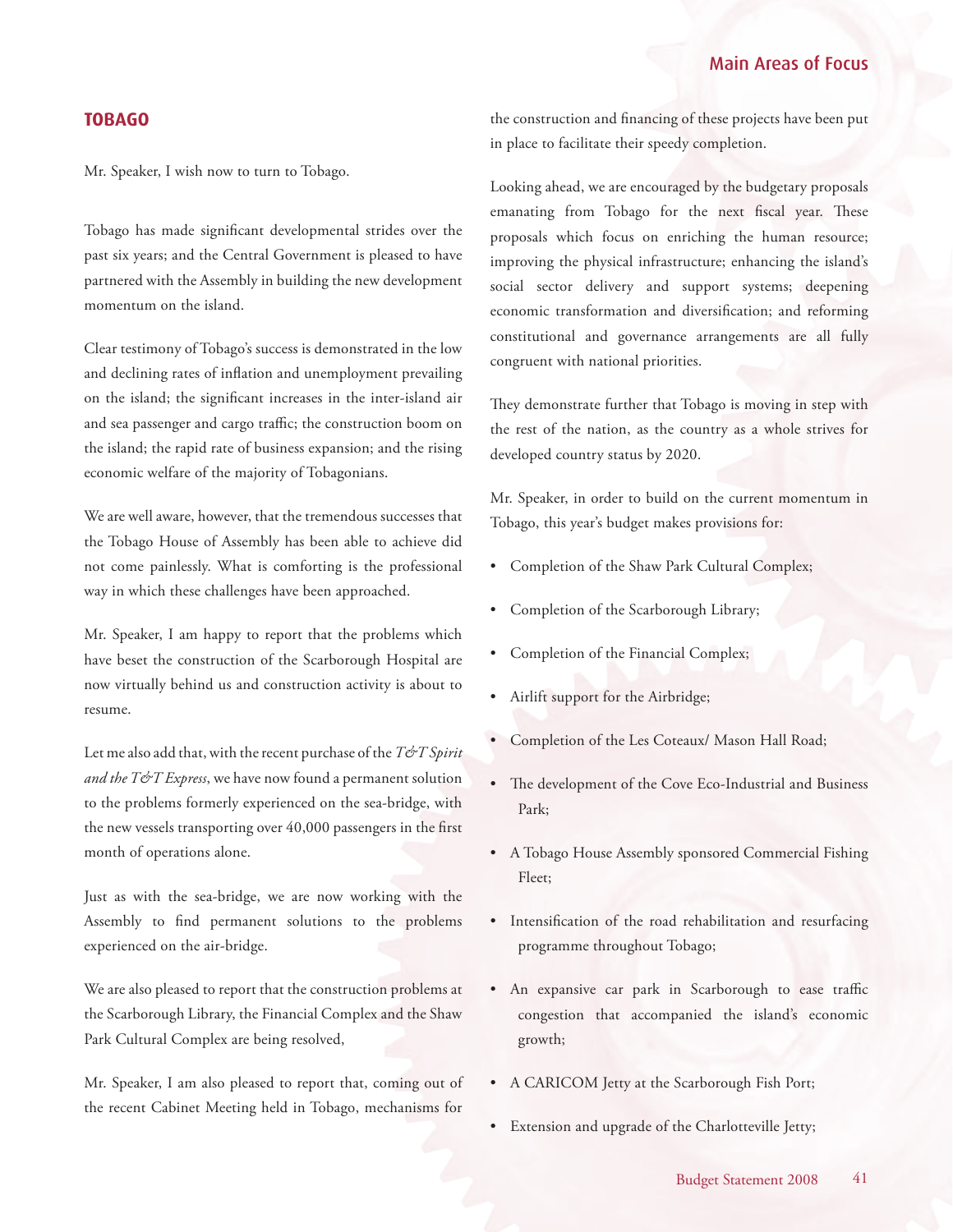## TOBAGO

Mr. Speaker, I wish now to turn to Tobago.

Tobago has made significant developmental strides over the past six years; and the Central Government is pleased to have partnered with the Assembly in building the new development momentum on the island.

Clear testimony of Tobago's success is demonstrated in the low and declining rates of inflation and unemployment prevailing on the island; the significant increases in the inter-island air and sea passenger and cargo traffic; the construction boom on the island; the rapid rate of business expansion; and the rising economic welfare of the majority of Tobagonians.

We are well aware, however, that the tremendous successes that the Tobago House of Assembly has been able to achieve did not come painlessly. What is comforting is the professional way in which these challenges have been approached.

Mr. Speaker, I am happy to report that the problems which have beset the construction of the Scarborough Hospital are now virtually behind us and construction activity is about to resume.

Let me also add that, with the recent purchase of the *T&T Spirit and the T&T Express*, we have now found a permanent solution to the problems formerly experienced on the sea-bridge, with the new vessels transporting over 40,000 passengers in the first month of operations alone.

Just as with the sea-bridge, we are now working with the Assembly to find permanent solutions to the problems experienced on the air-bridge.

We are also pleased to report that the construction problems at the Scarborough Library, the Financial Complex and the Shaw Park Cultural Complex are being resolved,

Mr. Speaker, I am also pleased to report that, coming out of the recent Cabinet Meeting held in Tobago, mechanisms for the construction and financing of these projects have been put in place to facilitate their speedy completion.

Looking ahead, we are encouraged by the budgetary proposals emanating from Tobago for the next fiscal year. These proposals which focus on enriching the human resource; improving the physical infrastructure; enhancing the island's social sector delivery and support systems; deepening economic transformation and diversification; and reforming constitutional and governance arrangements are all fully congruent with national priorities.

They demonstrate further that Tobago is moving in step with the rest of the nation, as the country as a whole strives for developed country status by 2020.

Mr. Speaker, in order to build on the current momentum in Tobago, this year's budget makes provisions for:

- Completion of the Shaw Park Cultural Complex;
- Completion of the Scarborough Library;
- Completion of the Financial Complex;
- Airlift support for the Airbridge;
- Completion of the Les Coteaux/ Mason Hall Road;
- The development of the Cove Eco-Industrial and Business Park;
- A Tobago House Assembly sponsored Commercial Fishing Fleet;
- Intensification of the road rehabilitation and resurfacing programme throughout Tobago;
- An expansive car park in Scarborough to ease traffic congestion that accompanied the island's economic growth;
- A CARICOM Jetty at the Scarborough Fish Port;
- Extension and upgrade of the Charlotteville Jetty;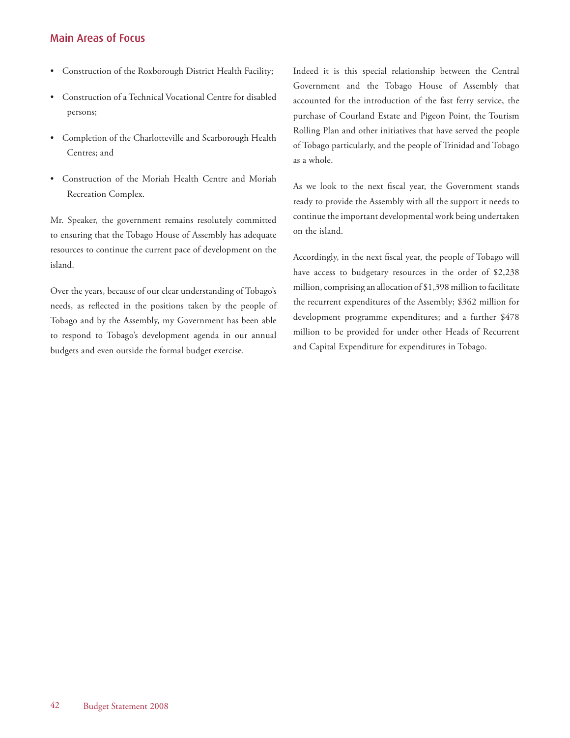## Main Areas of Focus

- Construction of the Roxborough District Health Facility;
- Construction of a Technical Vocational Centre for disabled persons;
- Completion of the Charlotteville and Scarborough Health Centres; and
- Construction of the Moriah Health Centre and Moriah Recreation Complex.

Mr. Speaker, the government remains resolutely committed to ensuring that the Tobago House of Assembly has adequate resources to continue the current pace of development on the island.

Over the years, because of our clear understanding of Tobago's needs, as reflected in the positions taken by the people of Tobago and by the Assembly, my Government has been able to respond to Tobago's development agenda in our annual budgets and even outside the formal budget exercise.

Indeed it is this special relationship between the Central Government and the Tobago House of Assembly that accounted for the introduction of the fast ferry service, the purchase of Courland Estate and Pigeon Point, the Tourism Rolling Plan and other initiatives that have served the people of Tobago particularly, and the people of Trinidad and Tobago as a whole.

As we look to the next fiscal year, the Government stands ready to provide the Assembly with all the support it needs to continue the important developmental work being undertaken on the island.

Accordingly, in the next fiscal year, the people of Tobago will have access to budgetary resources in the order of $2,238 million, comprising an allocation of $1,398 million to facilitate the recurrent expenditures of the Assembly; $362 million for development programme expenditures; and a further $478 million to be provided for under other Heads of Recurrent and Capital Expenditure for expenditures in Tobago.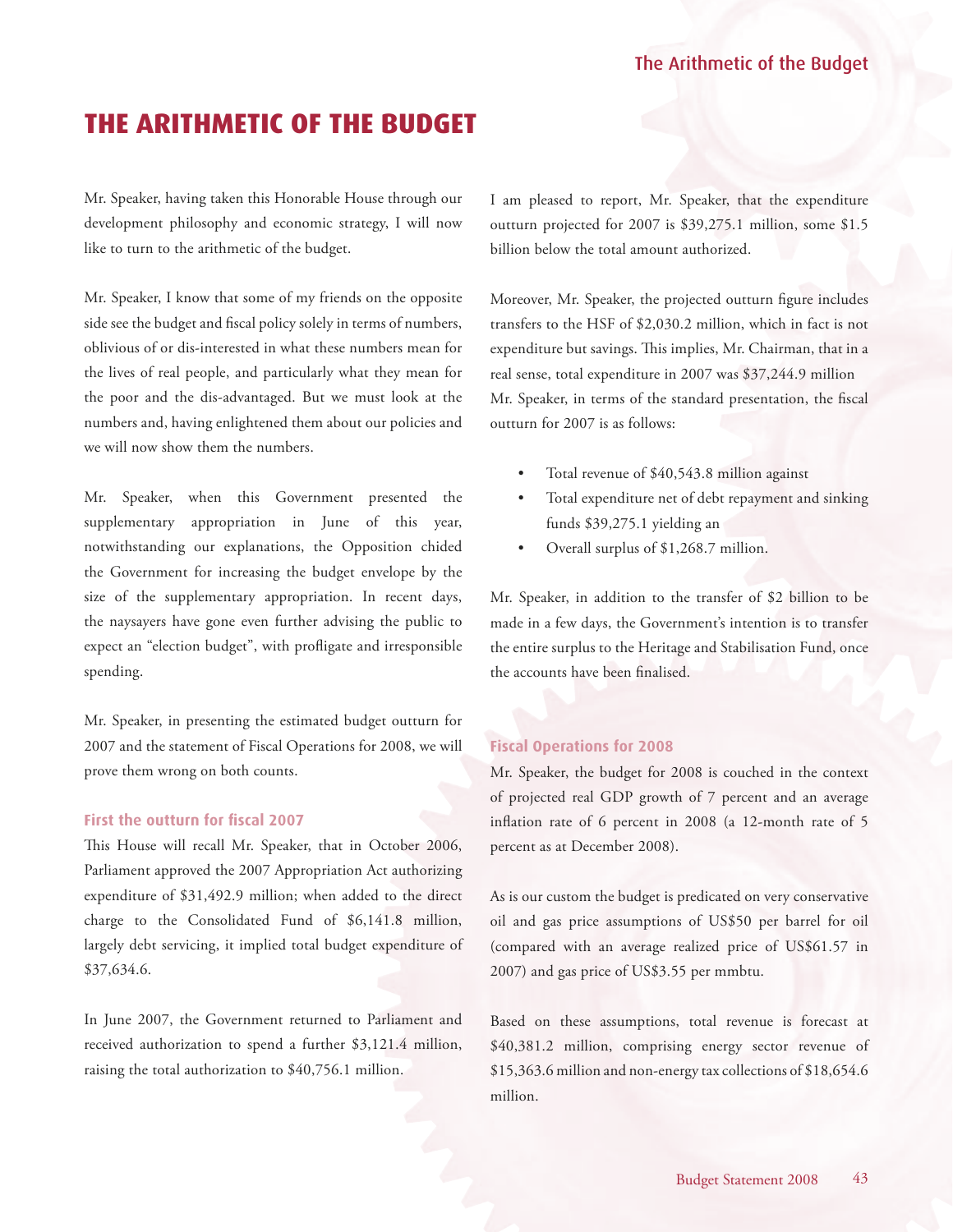# THE ARITHMETIC OF THE BUDGET

Mr. Speaker, having taken this Honorable House through our development philosophy and economic strategy, I will now like to turn to the arithmetic of the budget.

Mr. Speaker, I know that some of my friends on the opposite side see the budget and fiscal policy solely in terms of numbers, oblivious of or dis-interested in what these numbers mean for the lives of real people, and particularly what they mean for the poor and the dis-advantaged. But we must look at the numbers and, having enlightened them about our policies and we will now show them the numbers.

Mr. Speaker, when this Government presented the supplementary appropriation in June of this year, notwithstanding our explanations, the Opposition chided the Government for increasing the budget envelope by the size of the supplementary appropriation. In recent days, the naysayers have gone even further advising the public to expect an "election budget", with profligate and irresponsible spending.

Mr. Speaker, in presenting the estimated budget outturn for 2007 and the statement of Fiscal Operations for 2008, we will prove them wrong on both counts.

### First the outturn for fiscal 2007

This House will recall Mr. Speaker, that in October 2006, Parliament approved the 2007 Appropriation Act authorizing expenditure of $31,492.9 million; when added to the direct charge to the Consolidated Fund of $6,141.8 million, largely debt servicing, it implied total budget expenditure of $37,634.6.

In June 2007, the Government returned to Parliament and received authorization to spend a further $3,121.4 million, raising the total authorization to $40,756.1 million.

I am pleased to report, Mr. Speaker, that the expenditure outturn projected for 2007 is $39,275.1 million, some $1.5 billion below the total amount authorized.

Moreover, Mr. Speaker, the projected outturn figure includes transfers to the HSF of $2,030.2 million, which in fact is not expenditure but savings. This implies, Mr. Chairman, that in a real sense, total expenditure in 2007 was $37,244.9 million Mr. Speaker, in terms of the standard presentation, the fiscal outturn for 2007 is as follows:

- Total revenue of $40,543.8 million against
- Total expenditure net of debt repayment and sinking funds $39,275.1 yielding an
- Overall surplus of $1,268.7 million.

Mr. Speaker, in addition to the transfer of $2 billion to be made in a few days, the Government's intention is to transfer the entire surplus to the Heritage and Stabilisation Fund, once the accounts have been finalised.

### Fiscal Operations for 2008

Mr. Speaker, the budget for 2008 is couched in the context of projected real GDP growth of 7 percent and an average inflation rate of 6 percent in 2008 (a 12-month rate of 5 percent as at December 2008).

As is our custom the budget is predicated on very conservative oil and gas price assumptions of US$50 per barrel for oil (compared with an average realized price of US$61.57 in 2007) and gas price of US$3.55 per mmbtu.

Based on these assumptions, total revenue is forecast at $40,381.2 million, comprising energy sector revenue of $15,363.6 million and non-energy tax collections of $18,654.6 million.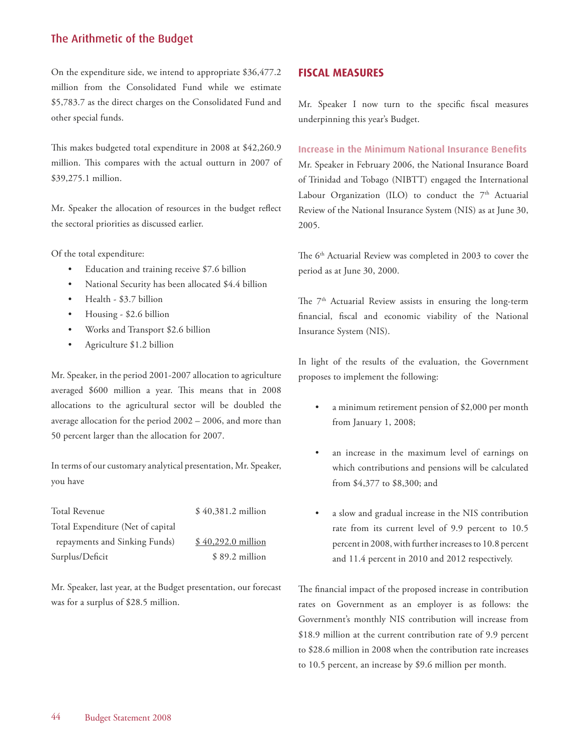## The Arithmetic of the Budget

On the expenditure side, we intend to appropriate $36,477.2 million from the Consolidated Fund while we estimate $5,783.7 as the direct charges on the Consolidated Fund and other special funds.

This makes budgeted total expenditure in 2008 at $42,260.9 million. This compares with the actual outturn in 2007 of $39,275.1 million.

Mr. Speaker the allocation of resources in the budget reflect the sectoral priorities as discussed earlier.

Of the total expenditure:

- Education and training receive $7.6 billion
- National Security has been allocated $4.4 billion
- Health - $3.7 billion
- Housing - $2.6 billion
- Works and Transport $2.6 billion
- Agriculture $1.2 billion

Mr. Speaker, in the period 2001-2007 allocation to agriculture averaged $600 million a year. This means that in 2008 allocations to the agricultural sector will be doubled the average allocation for the period 2002 – 2006, and more than 50 percent larger than the allocation for 2007.

In terms of our customary analytical presentation, Mr. Speaker, you have

| | |
|---|---|
| Total Revenue | $ 40,381.2 million |
| Total Expenditure (Net of capital repayments and Sinking Funds) | $ 40,292.0 million |
| Surplus/Deficit | $ 89.2 million |

Mr. Speaker, last year, at the Budget presentation, our forecast was for a surplus of $28.5 million.

## FISCAL MEASURES

Mr. Speaker I now turn to the specific fiscal measures underpinning this year's Budget.

### Increase in the Minimum National Insurance Benefits

Mr. Speaker in February 2006, the National Insurance Board of Trinidad and Tobago (NIBTT) engaged the International Labour Organization (ILO) to conduct the 7th Actuarial Review of the National Insurance System (NIS) as at June 30, 2005.

The 6th Actuarial Review was completed in 2003 to cover the period as at June 30, 2000.

The 7th Actuarial Review assists in ensuring the long-term financial, fiscal and economic viability of the National Insurance System (NIS).

In light of the results of the evaluation, the Government proposes to implement the following:

- a minimum retirement pension of $2,000 per month from January 1, 2008;
- an increase in the maximum level of earnings on which contributions and pensions will be calculated from $4,377 to $8,300; and
- a slow and gradual increase in the NIS contribution rate from its current level of 9.9 percent to 10.5 percent in 2008, with further increases to 10.8 percent and 11.4 percent in 2010 and 2012 respectively.

The financial impact of the proposed increase in contribution rates on Government as an employer is as follows: the Government's monthly NIS contribution will increase from $18.9 million at the current contribution rate of 9.9 percent to $28.6 million in 2008 when the contribution rate increases to 10.5 percent, an increase by $9.6 million per month.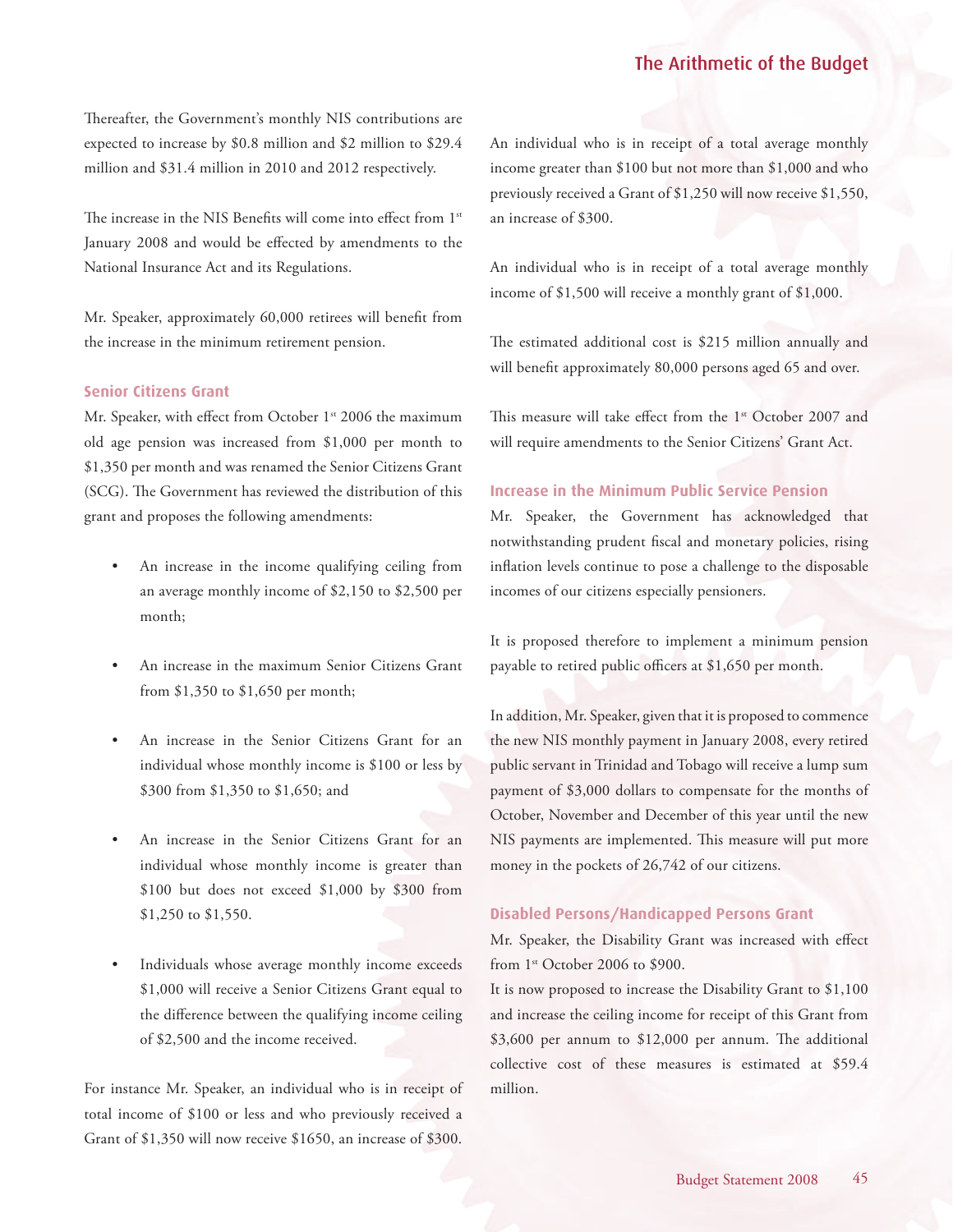Thereafter, the Government's monthly NIS contributions are expected to increase by $0.8 million and $2 million to $29.4 million and $31.4 million in 2010 and 2012 respectively.

The increase in the NIS Benefits will come into effect from 1st January 2008 and would be effected by amendments to the National Insurance Act and its Regulations.

Mr. Speaker, approximately 60,000 retirees will benefit from the increase in the minimum retirement pension.

### Senior Citizens Grant

Mr. Speaker, with effect from October 1st 2006 the maximum old age pension was increased from $1,000 per month to $1,350 per month and was renamed the Senior Citizens Grant (SCG). The Government has reviewed the distribution of this grant and proposes the following amendments:

- An increase in the income qualifying ceiling from an average monthly income of $2,150 to $2,500 per month;
- An increase in the maximum Senior Citizens Grant from $1,350 to $1,650 per month;
- An increase in the Senior Citizens Grant for an individual whose monthly income is $100 or less by $300 from $1,350 to $1,650; and
- An increase in the Senior Citizens Grant for an individual whose monthly income is greater than $100 but does not exceed $1,000 by $300 from $1,250 to $1,550.
- Individuals whose average monthly income exceeds $1,000 will receive a Senior Citizens Grant equal to the difference between the qualifying income ceiling of $2,500 and the income received.

For instance Mr. Speaker, an individual who is in receipt of total income of $100 or less and who previously received a Grant of $1,350 will now receive $1650, an increase of $300.

An individual who is in receipt of a total average monthly income greater than $100 but not more than $1,000 and who previously received a Grant of $1,250 will now receive $1,550, an increase of $300.

An individual who is in receipt of a total average monthly income of $1,500 will receive a monthly grant of $1,000.

The estimated additional cost is $215 million annually and will benefit approximately 80,000 persons aged 65 and over.

This measure will take effect from the 1st October 2007 and will require amendments to the Senior Citizens' Grant Act.

### Increase in the Minimum Public Service Pension

Mr. Speaker, the Government has acknowledged that notwithstanding prudent fiscal and monetary policies, rising inflation levels continue to pose a challenge to the disposable incomes of our citizens especially pensioners.

It is proposed therefore to implement a minimum pension payable to retired public officers at $1,650 per month.

In addition, Mr. Speaker, given that it is proposed to commence the new NIS monthly payment in January 2008, every retired public servant in Trinidad and Tobago will receive a lump sum payment of $3,000 dollars to compensate for the months of October, November and December of this year until the new NIS payments are implemented. This measure will put more money in the pockets of 26,742 of our citizens.

### Disabled Persons/Handicapped Persons Grant

Mr. Speaker, the Disability Grant was increased with effect from 1st October 2006 to $900.

It is now proposed to increase the Disability Grant to $1,100 and increase the ceiling income for receipt of this Grant from $3,600 per annum to $12,000 per annum. The additional collective cost of these measures is estimated at $59.4 million.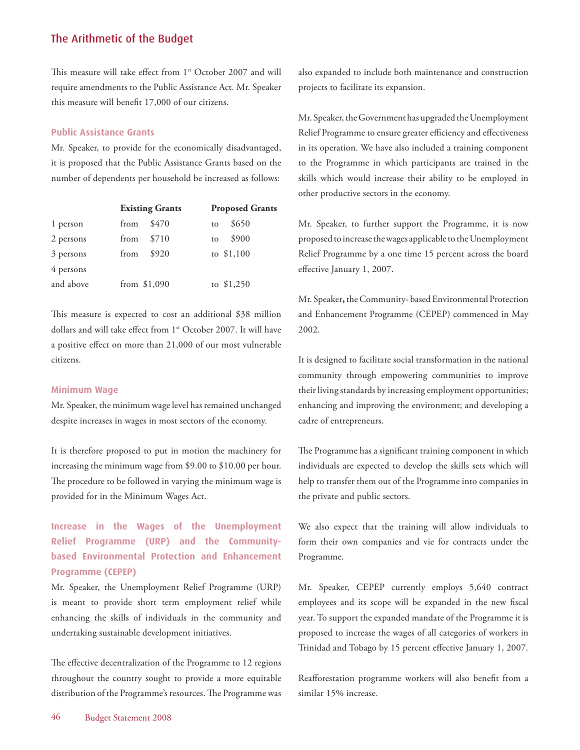This measure will take effect from 1st October 2007 and will require amendments to the Public Assistance Act. Mr. Speaker this measure will benefit 17,000 of our citizens.

### Public Assistance Grants

Mr. Speaker, to provide for the economically disadvantaged, it is proposed that the Public Assistance Grants based on the number of dependents per household be increased as follows:

| | Existing Grants | Proposed Grants |
|---|---|---|
| 1 person | from $470 | to $650 |
| 2 persons | from $710 | to $900 |
| 3 persons | from $920 | to $1,100 |
| 4 persons and above | from $1,090 | to $1,250 |

This measure is expected to cost an additional $38 million dollars and will take effect from 1st October 2007. It will have a positive effect on more than 21,000 of our most vulnerable citizens.

### Minimum Wage

Mr. Speaker, the minimum wage level has remained unchanged despite increases in wages in most sectors of the economy.

It is therefore proposed to put in motion the machinery for increasing the minimum wage from $9.00 to $10.00 per hour. The procedure to be followed in varying the minimum wage is provided for in the Minimum Wages Act.

### Increase in the Wages of the Unemployment Relief Programme (URP) and the Community-based Environmental Protection and Enhancement Programme (CEPEP)

Mr. Speaker, the Unemployment Relief Programme (URP) is meant to provide short term employment relief while enhancing the skills of individuals in the community and undertaking sustainable development initiatives.

The effective decentralization of the Programme to 12 regions throughout the country sought to provide a more equitable distribution of the Programme's resources. The Programme was also expanded to include both maintenance and construction projects to facilitate its expansion.

Mr. Speaker, the Government has upgraded the Unemployment Relief Programme to ensure greater efficiency and effectiveness in its operation. We have also included a training component to the Programme in which participants are trained in the skills which would increase their ability to be employed in other productive sectors in the economy.

Mr. Speaker, to further support the Programme, it is now proposed to increase the wages applicable to the Unemployment Relief Programme by a one time 15 percent across the board effective January 1, 2007.

Mr. Speaker**,** the Community- based Environmental Protection and Enhancement Programme (CEPEP) commenced in May 2002.

It is designed to facilitate social transformation in the national community through empowering communities to improve their living standards by increasing employment opportunities; enhancing and improving the environment; and developing a cadre of entrepreneurs.

The Programme has a significant training component in which individuals are expected to develop the skills sets which will help to transfer them out of the Programme into companies in the private and public sectors.

We also expect that the training will allow individuals to form their own companies and vie for contracts under the Programme.

Mr. Speaker, CEPEP currently employs 5,640 contract employees and its scope will be expanded in the new fiscal year. To support the expanded mandate of the Programme it is proposed to increase the wages of all categories of workers in Trinidad and Tobago by 15 percent effective January 1, 2007.

Reafforestation programme workers will also benefit from a similar 15% increase.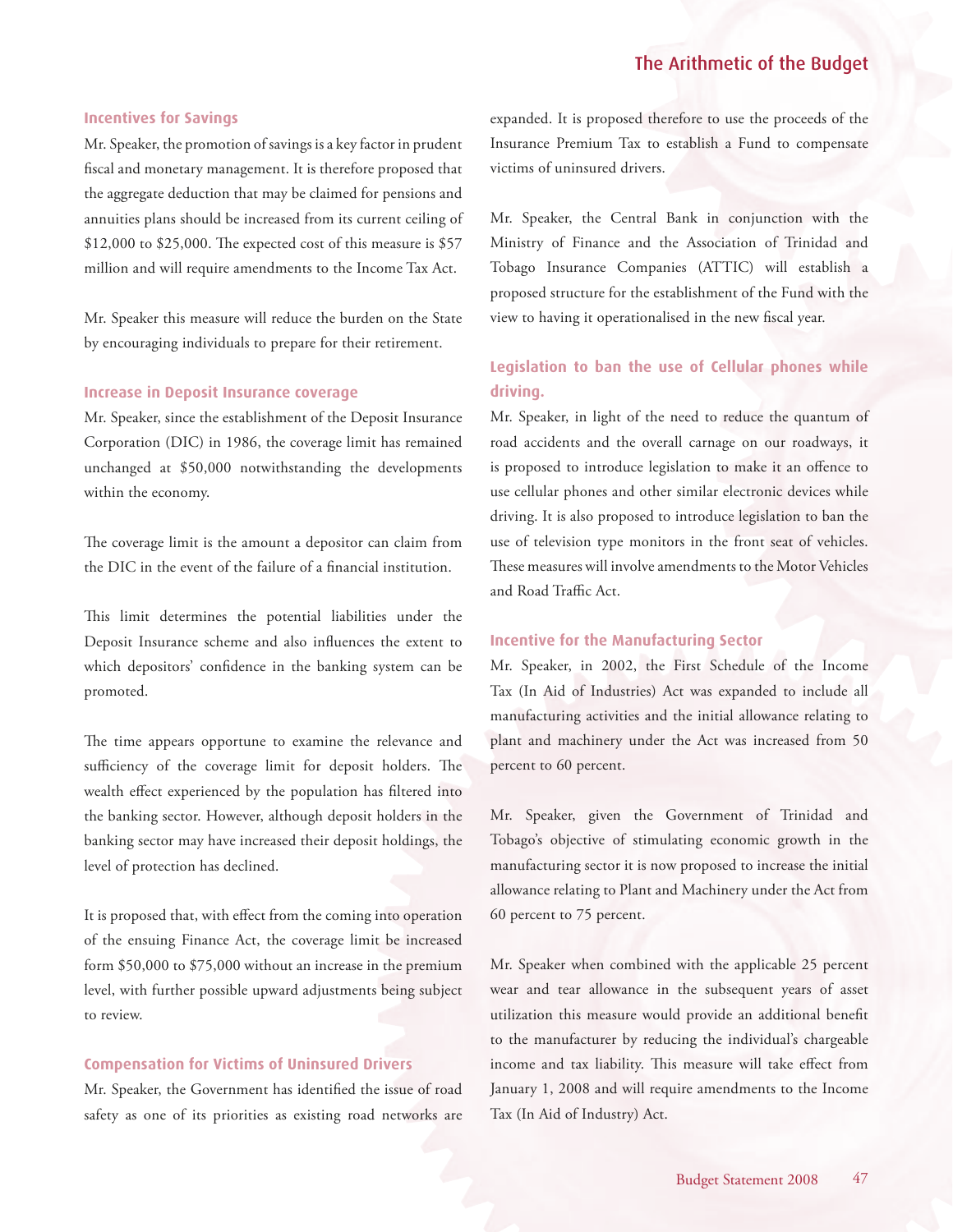### Incentives for Savings

Mr. Speaker, the promotion of savings is a key factor in prudent fiscal and monetary management. It is therefore proposed that the aggregate deduction that may be claimed for pensions and annuities plans should be increased from its current ceiling of $12,000 to $25,000. The expected cost of this measure is $57 million and will require amendments to the Income Tax Act.

Mr. Speaker this measure will reduce the burden on the State by encouraging individuals to prepare for their retirement.

### Increase in Deposit Insurance coverage

Mr. Speaker, since the establishment of the Deposit Insurance Corporation (DIC) in 1986, the coverage limit has remained unchanged at $50,000 notwithstanding the developments within the economy.

The coverage limit is the amount a depositor can claim from the DIC in the event of the failure of a financial institution.

This limit determines the potential liabilities under the Deposit Insurance scheme and also influences the extent to which depositors' confidence in the banking system can be promoted.

The time appears opportune to examine the relevance and sufficiency of the coverage limit for deposit holders. The wealth effect experienced by the population has filtered into the banking sector. However, although deposit holders in the banking sector may have increased their deposit holdings, the level of protection has declined.

It is proposed that, with effect from the coming into operation of the ensuing Finance Act, the coverage limit be increased form $50,000 to $75,000 without an increase in the premium level, with further possible upward adjustments being subject to review.

### Compensation for Victims of Uninsured Drivers

Mr. Speaker, the Government has identified the issue of road safety as one of its priorities as existing road networks are expanded. It is proposed therefore to use the proceeds of the Insurance Premium Tax to establish a Fund to compensate victims of uninsured drivers.

Mr. Speaker, the Central Bank in conjunction with the Ministry of Finance and the Association of Trinidad and Tobago Insurance Companies (ATTIC) will establish a proposed structure for the establishment of the Fund with the view to having it operationalised in the new fiscal year.

### Legislation to ban the use of Cellular phones while driving.

Mr. Speaker, in light of the need to reduce the quantum of road accidents and the overall carnage on our roadways, it is proposed to introduce legislation to make it an offence to use cellular phones and other similar electronic devices while driving. It is also proposed to introduce legislation to ban the use of television type monitors in the front seat of vehicles. These measures will involve amendments to the Motor Vehicles and Road Traffic Act.

### Incentive for the Manufacturing Sector

Mr. Speaker, in 2002, the First Schedule of the Income Tax (In Aid of Industries) Act was expanded to include all manufacturing activities and the initial allowance relating to plant and machinery under the Act was increased from 50 percent to 60 percent.

Mr. Speaker, given the Government of Trinidad and Tobago's objective of stimulating economic growth in the manufacturing sector it is now proposed to increase the initial allowance relating to Plant and Machinery under the Act from 60 percent to 75 percent.

Mr. Speaker when combined with the applicable 25 percent wear and tear allowance in the subsequent years of asset utilization this measure would provide an additional benefit to the manufacturer by reducing the individual's chargeable income and tax liability. This measure will take effect from January 1, 2008 and will require amendments to the Income Tax (In Aid of Industry) Act.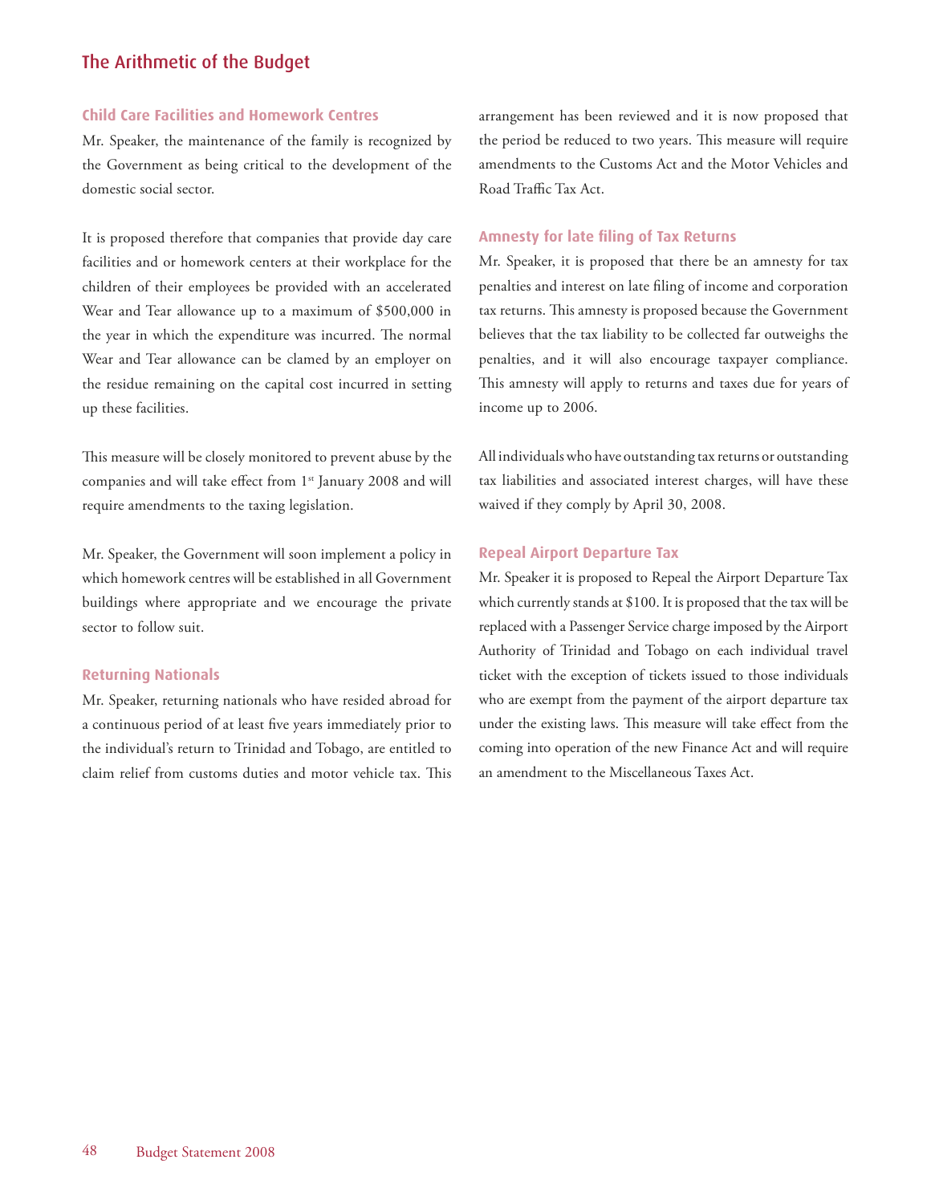### Child Care Facilities and Homework Centres

Mr. Speaker, the maintenance of the family is recognized by the Government as being critical to the development of the domestic social sector.

It is proposed therefore that companies that provide day care facilities and or homework centers at their workplace for the children of their employees be provided with an accelerated Wear and Tear allowance up to a maximum of $500,000 in the year in which the expenditure was incurred. The normal Wear and Tear allowance can be clamed by an employer on the residue remaining on the capital cost incurred in setting up these facilities.

This measure will be closely monitored to prevent abuse by the companies and will take effect from 1st January 2008 and will require amendments to the taxing legislation.

Mr. Speaker, the Government will soon implement a policy in which homework centres will be established in all Government buildings where appropriate and we encourage the private sector to follow suit.

### Returning Nationals

Mr. Speaker, returning nationals who have resided abroad for a continuous period of at least five years immediately prior to the individual's return to Trinidad and Tobago, are entitled to claim relief from customs duties and motor vehicle tax. This arrangement has been reviewed and it is now proposed that the period be reduced to two years. This measure will require amendments to the Customs Act and the Motor Vehicles and Road Traffic Tax Act.

### Amnesty for late filing of Tax Returns

Mr. Speaker, it is proposed that there be an amnesty for tax penalties and interest on late filing of income and corporation tax returns. This amnesty is proposed because the Government believes that the tax liability to be collected far outweighs the penalties, and it will also encourage taxpayer compliance. This amnesty will apply to returns and taxes due for years of income up to 2006.

All individuals who have outstanding tax returns or outstanding tax liabilities and associated interest charges, will have these waived if they comply by April 30, 2008.

### Repeal Airport Departure Tax

Mr. Speaker it is proposed to Repeal the Airport Departure Tax which currently stands at $100. It is proposed that the tax will be replaced with a Passenger Service charge imposed by the Airport Authority of Trinidad and Tobago on each individual travel ticket with the exception of tickets issued to those individuals who are exempt from the payment of the airport departure tax under the existing laws. This measure will take effect from the coming into operation of the new Finance Act and will require an amendment to the Miscellaneous Taxes Act.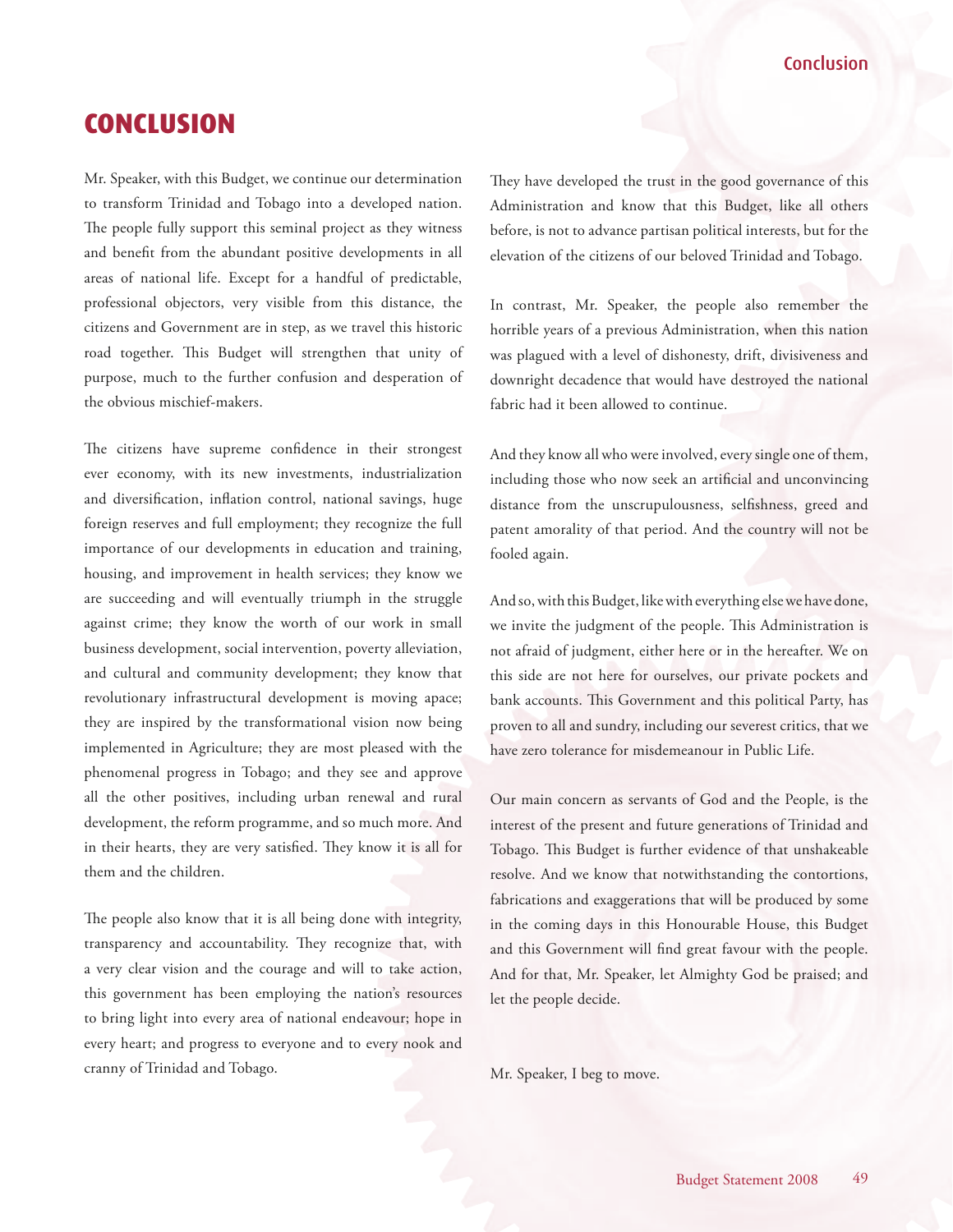# CONCLUSION

Mr. Speaker, with this Budget, we continue our determination to transform Trinidad and Tobago into a developed nation. The people fully support this seminal project as they witness and benefit from the abundant positive developments in all areas of national life. Except for a handful of predictable, professional objectors, very visible from this distance, the citizens and Government are in step, as we travel this historic road together. This Budget will strengthen that unity of purpose, much to the further confusion and desperation of the obvious mischief-makers.

The citizens have supreme confidence in their strongest ever economy, with its new investments, industrialization and diversification, inflation control, national savings, huge foreign reserves and full employment; they recognize the full importance of our developments in education and training, housing, and improvement in health services; they know we are succeeding and will eventually triumph in the struggle against crime; they know the worth of our work in small business development, social intervention, poverty alleviation, and cultural and community development; they know that revolutionary infrastructural development is moving apace; they are inspired by the transformational vision now being implemented in Agriculture; they are most pleased with the phenomenal progress in Tobago; and they see and approve all the other positives, including urban renewal and rural development, the reform programme, and so much more. And in their hearts, they are very satisfied. They know it is all for them and the children.

The people also know that it is all being done with integrity, transparency and accountability. They recognize that, with a very clear vision and the courage and will to take action, this government has been employing the nation's resources to bring light into every area of national endeavour; hope in every heart; and progress to everyone and to every nook and cranny of Trinidad and Tobago.

They have developed the trust in the good governance of this Administration and know that this Budget, like all others before, is not to advance partisan political interests, but for the elevation of the citizens of our beloved Trinidad and Tobago.

In contrast, Mr. Speaker, the people also remember the horrible years of a previous Administration, when this nation was plagued with a level of dishonesty, drift, divisiveness and downright decadence that would have destroyed the national fabric had it been allowed to continue.

And they know all who were involved, every single one of them, including those who now seek an artificial and unconvincing distance from the unscrupulousness, selfishness, greed and patent amorality of that period. And the country will not be fooled again.

And so, with this Budget, like with everything else we have done, we invite the judgment of the people. This Administration is not afraid of judgment, either here or in the hereafter. We on this side are not here for ourselves, our private pockets and bank accounts. This Government and this political Party, has proven to all and sundry, including our severest critics, that we have zero tolerance for misdemeanour in Public Life.

Our main concern as servants of God and the People, is the interest of the present and future generations of Trinidad and Tobago. This Budget is further evidence of that unshakeable resolve. And we know that notwithstanding the contortions, fabrications and exaggerations that will be produced by some in the coming days in this Honourable House, this Budget and this Government will find great favour with the people. And for that, Mr. Speaker, let Almighty God be praised; and let the people decide.

Mr. Speaker, I beg to move.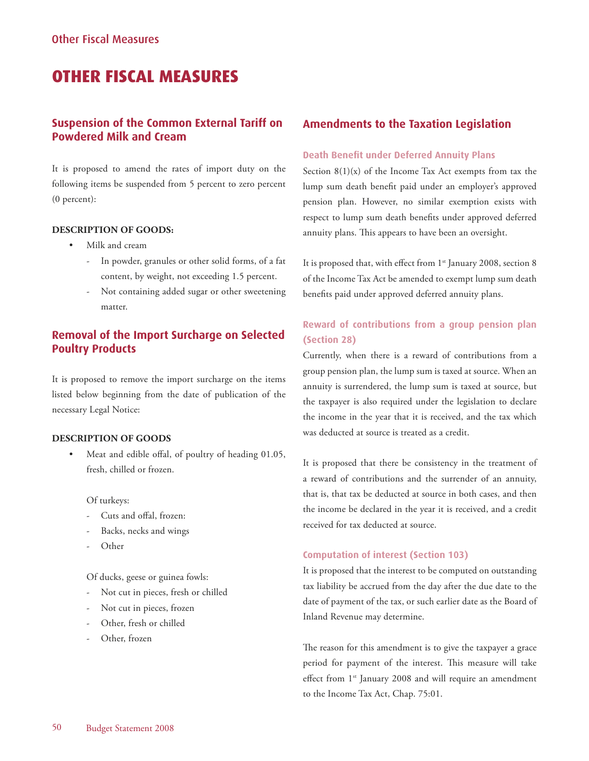# OTHER FISCAL MEASURES

## Suspension of the Common External Tariff on Powdered Milk and Cream

It is proposed to amend the rates of import duty on the following items be suspended from 5 percent to zero percent (0 percent):

**DESCRIPTION OF GOODS:**

- Milk and cream
  - In powder, granules or other solid forms, of a fat content, by weight, not exceeding 1.5 percent.
  - Not containing added sugar or other sweetening matter.

## Removal of the Import Surcharge on Selected Poultry Products

It is proposed to remove the import surcharge on the items listed below beginning from the date of publication of the necessary Legal Notice:

**DESCRIPTION OF GOODS**

- Meat and edible offal, of poultry of heading 01.05, fresh, chilled or frozen.

  Of turkeys:
  - Cuts and offal, frozen:
  - Backs, necks and wings
  - Other

  Of ducks, geese or guinea fowls:
  - Not cut in pieces, fresh or chilled
  - Not cut in pieces, frozen
  - Other, fresh or chilled
  - Other, frozen

## Amendments to the Taxation Legislation

### Death Benefit under Deferred Annuity Plans

Section 8(1)(x) of the Income Tax Act exempts from tax the lump sum death benefit paid under an employer's approved pension plan. However, no similar exemption exists with respect to lump sum death benefits under approved deferred annuity plans. This appears to have been an oversight.

It is proposed that, with effect from 1st January 2008, section 8 of the Income Tax Act be amended to exempt lump sum death benefits paid under approved deferred annuity plans.

### Reward of contributions from a group pension plan (Section 28)

Currently, when there is a reward of contributions from a group pension plan, the lump sum is taxed at source. When an annuity is surrendered, the lump sum is taxed at source, but the taxpayer is also required under the legislation to declare the income in the year that it is received, and the tax which was deducted at source is treated as a credit.

It is proposed that there be consistency in the treatment of a reward of contributions and the surrender of an annuity, that is, that tax be deducted at source in both cases, and then the income be declared in the year it is received, and a credit received for tax deducted at source.

### Computation of interest (Section 103)

It is proposed that the interest to be computed on outstanding tax liability be accrued from the day after the due date to the date of payment of the tax, or such earlier date as the Board of Inland Revenue may determine.

The reason for this amendment is to give the taxpayer a grace period for payment of the interest. This measure will take effect from 1st January 2008 and will require an amendment to the Income Tax Act, Chap. 75:01.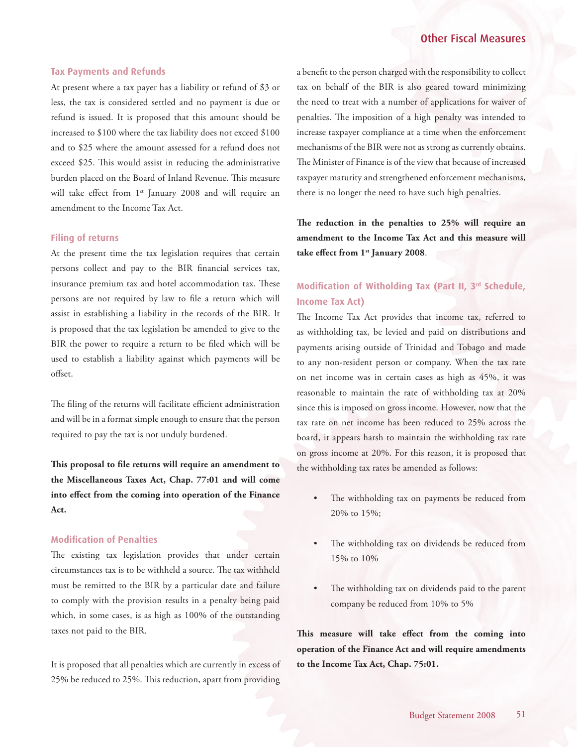### Tax Payments and Refunds

At present where a tax payer has a liability or refund of $3 or less, the tax is considered settled and no payment is due or refund is issued. It is proposed that this amount should be increased to $100 where the tax liability does not exceed $100 and to $25 where the amount assessed for a refund does not exceed $25. This would assist in reducing the administrative burden placed on the Board of Inland Revenue. This measure will take effect from 1st January 2008 and will require an amendment to the Income Tax Act.

### Filing of returns

At the present time the tax legislation requires that certain persons collect and pay to the BIR financial services tax, insurance premium tax and hotel accommodation tax. These persons are not required by law to file a return which will assist in establishing a liability in the records of the BIR. It is proposed that the tax legislation be amended to give to the BIR the power to require a return to be filed which will be used to establish a liability against which payments will be offset.

The filing of the returns will facilitate efficient administration and will be in a format simple enough to ensure that the person required to pay the tax is not unduly burdened.

**This proposal to file returns will require an amendment to the Miscellaneous Taxes Act, Chap. 77:01 and will come into effect from the coming into operation of the Finance Act.**

### Modification of Penalties

The existing tax legislation provides that under certain circumstances tax is to be withheld a source. The tax withheld must be remitted to the BIR by a particular date and failure to comply with the provision results in a penalty being paid which, in some cases, is as high as 100% of the outstanding taxes not paid to the BIR.

It is proposed that all penalties which are currently in excess of 25% be reduced to 25%. This reduction, apart from providing a benefit to the person charged with the responsibility to collect tax on behalf of the BIR is also geared toward minimizing the need to treat with a number of applications for waiver of penalties. The imposition of a high penalty was intended to increase taxpayer compliance at a time when the enforcement mechanisms of the BIR were not as strong as currently obtains. The Minister of Finance is of the view that because of increased taxpayer maturity and strengthened enforcement mechanisms, there is no longer the need to have such high penalties.

**The reduction in the penalties to 25% will require an amendment to the Income Tax Act and this measure will take effect from 1st January 2008**.

### Modification of Witholding Tax (Part II, 3rd Schedule, Income Tax Act)

The Income Tax Act provides that income tax, referred to as withholding tax, be levied and paid on distributions and payments arising outside of Trinidad and Tobago and made to any non-resident person or company. When the tax rate on net income was in certain cases as high as 45%, it was reasonable to maintain the rate of withholding tax at 20% since this is imposed on gross income. However, now that the tax rate on net income has been reduced to 25% across the board, it appears harsh to maintain the withholding tax rate on gross income at 20%. For this reason, it is proposed that the withholding tax rates be amended as follows:

- The withholding tax on payments be reduced from 20% to 15%;
- The withholding tax on dividends be reduced from 15% to 10%
- The withholding tax on dividends paid to the parent company be reduced from 10% to 5%

**This measure will take effect from the coming into operation of the Finance Act and will require amendments to the Income Tax Act, Chap. 75:01.**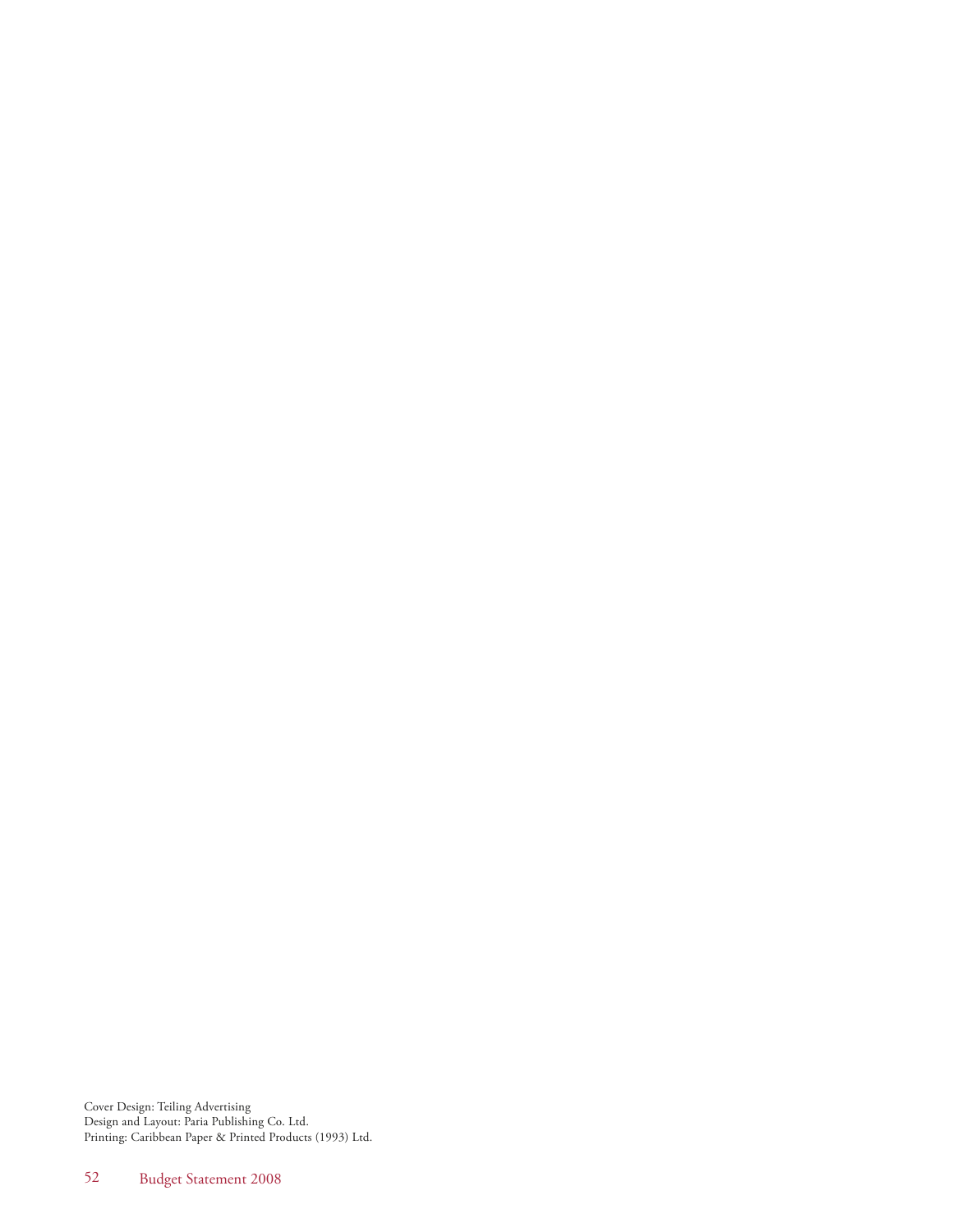Cover Design: Teiling Advertising
Design and Layout: Paria Publishing Co. Ltd.
Printing: Caribbean Paper & Printed Products (1993) Ltd.